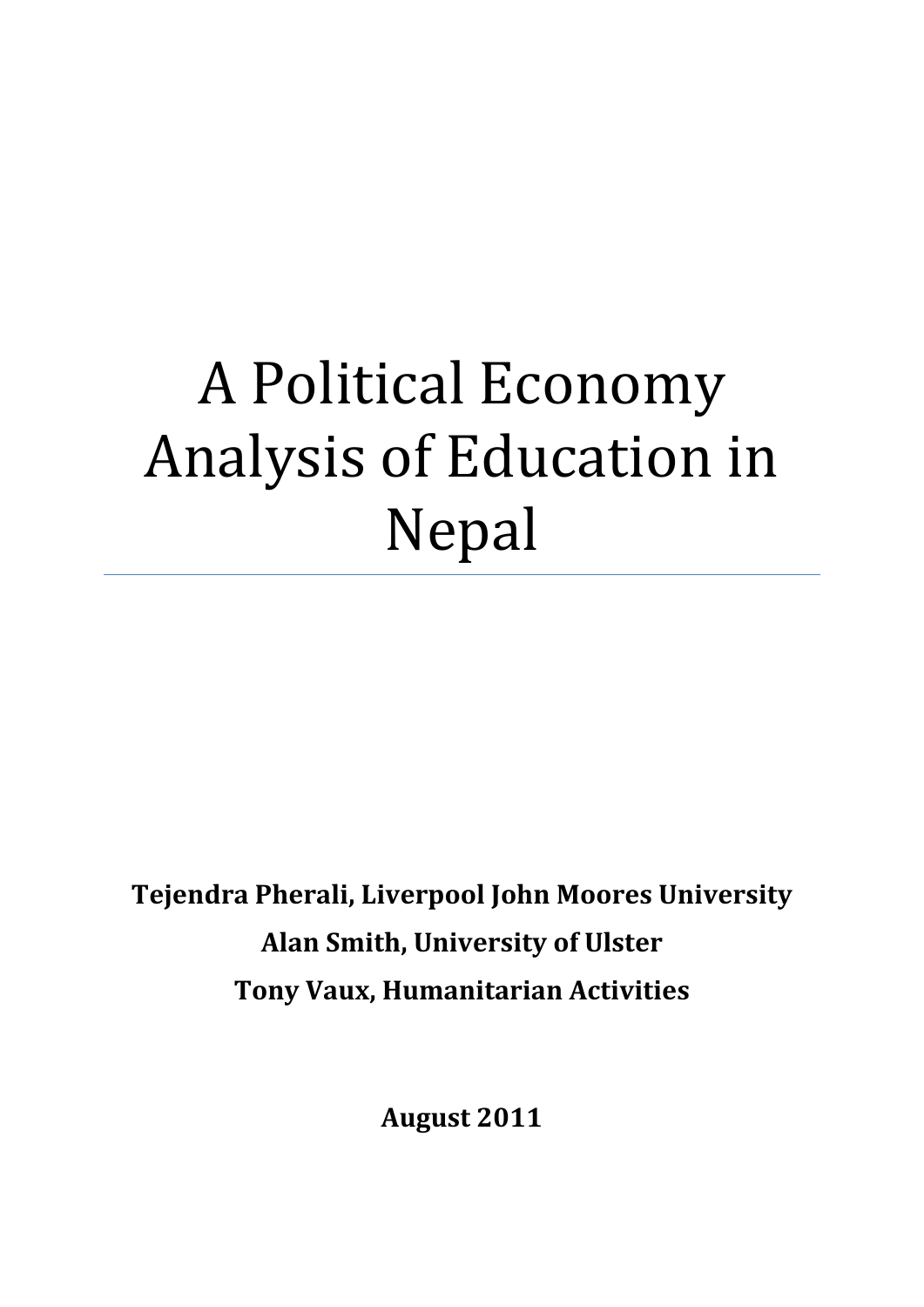# A Political Economy Analysis of Education in Nepal

---

**Tejendra Pherali, Liverpool John Moores University**

**Alan Smith, University of Ulster**

**Tony Vaux, Humanitarian Activities**

**August 2011**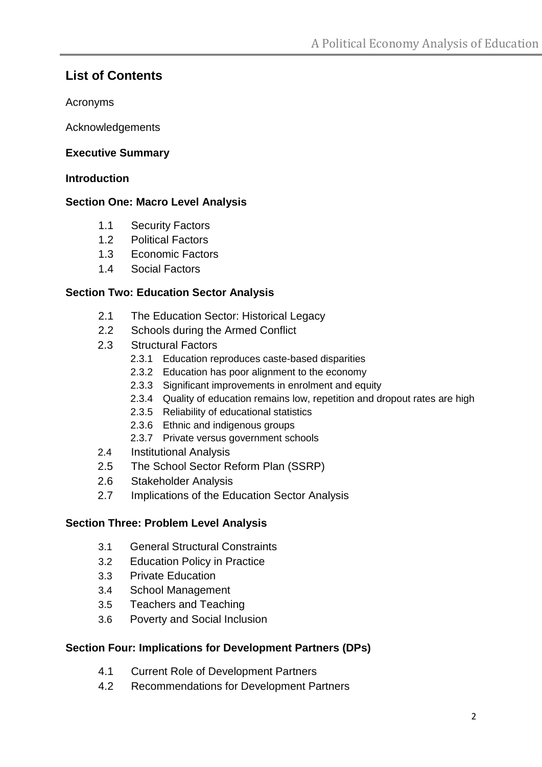## List of Contents

Acronyms

Acknowledgements

**Executive Summary**

**Introduction**

**Section One: Macro Level Analysis**

- 1.1 Security Factors
- 1.2 Political Factors
- 1.3 Economic Factors
- 1.4 Social Factors

**Section Two: Education Sector Analysis**

- 2.1 The Education Sector: Historical Legacy
- 2.2 Schools during the Armed Conflict
- 2.3 Structural Factors
  - 2.3.1 Education reproduces caste-based disparities
  - 2.3.2 Education has poor alignment to the economy
  - 2.3.3 Significant improvements in enrolment and equity
  - 2.3.4 Quality of education remains low, repetition and dropout rates are high
  - 2.3.5 Reliability of educational statistics
  - 2.3.6 Ethnic and indigenous groups
  - 2.3.7 Private versus government schools
- 2.4 Institutional Analysis
- 2.5 The School Sector Reform Plan (SSRP)
- 2.6 Stakeholder Analysis
- 2.7 Implications of the Education Sector Analysis

**Section Three: Problem Level Analysis**

- 3.1 General Structural Constraints
- 3.2 Education Policy in Practice
- 3.3 Private Education
- 3.4 School Management
- 3.5 Teachers and Teaching
- 3.6 Poverty and Social Inclusion

**Section Four: Implications for Development Partners (DPs)**

- 4.1 Current Role of Development Partners
- 4.2 Recommendations for Development Partners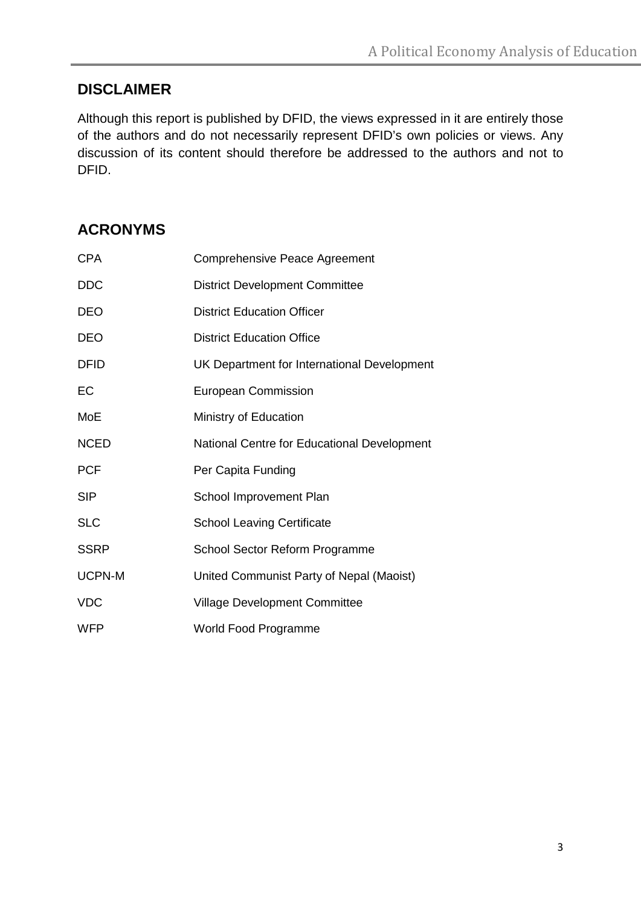## DISCLAIMER

Although this report is published by DFID, the views expressed in it are entirely those of the authors and do not necessarily represent DFID's own policies or views. Any discussion of its content should therefore be addressed to the authors and not to DFID.

## ACRONYMS

| | |
|---|---|
| CPA | Comprehensive Peace Agreement |
| DDC | District Development Committee |
| DEO | District Education Officer |
| DEO | District Education Office |
| DFID | UK Department for International Development |
| EC | European Commission |
| MoE | Ministry of Education |
| NCED | National Centre for Educational Development |
| PCF | Per Capita Funding |
| SIP | School Improvement Plan |
| SLC | School Leaving Certificate |
| SSRP | School Sector Reform Programme |
| UCPN-M | United Communist Party of Nepal (Maoist) |
| VDC | Village Development Committee |
| WFP | World Food Programme |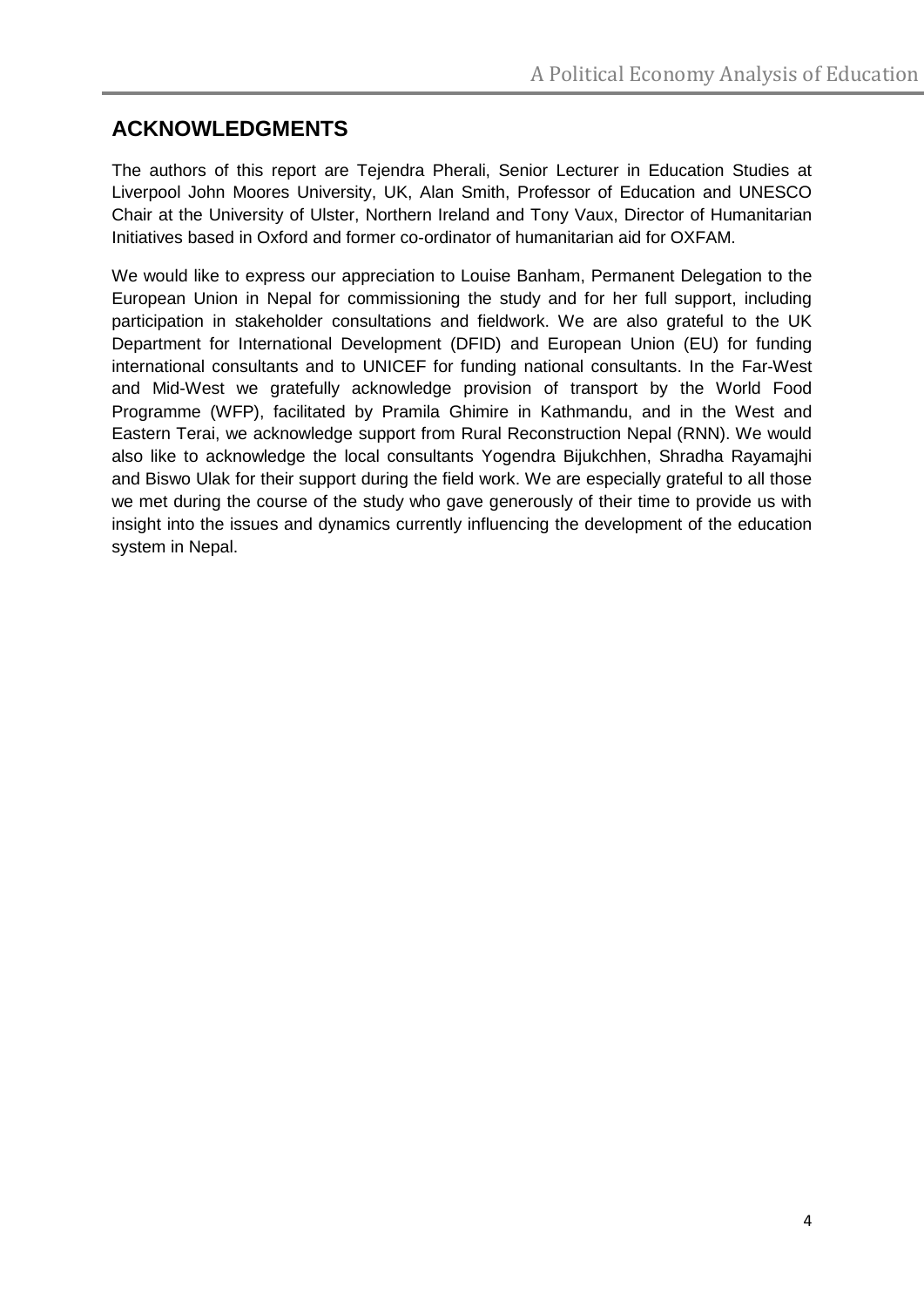## ACKNOWLEDGMENTS

The authors of this report are Tejendra Pherali, Senior Lecturer in Education Studies at Liverpool John Moores University, UK, Alan Smith, Professor of Education and UNESCO Chair at the University of Ulster, Northern Ireland and Tony Vaux, Director of Humanitarian Initiatives based in Oxford and former co-ordinator of humanitarian aid for OXFAM.

We would like to express our appreciation to Louise Banham, Permanent Delegation to the European Union in Nepal for commissioning the study and for her full support, including participation in stakeholder consultations and fieldwork. We are also grateful to the UK Department for International Development (DFID) and European Union (EU) for funding international consultants and to UNICEF for funding national consultants. In the Far-West and Mid-West we gratefully acknowledge provision of transport by the World Food Programme (WFP), facilitated by Pramila Ghimire in Kathmandu, and in the West and Eastern Terai, we acknowledge support from Rural Reconstruction Nepal (RNN). We would also like to acknowledge the local consultants Yogendra Bijukchhen, Shradha Rayamajhi and Biswo Ulak for their support during the field work. We are especially grateful to all those we met during the course of the study who gave generously of their time to provide us with insight into the issues and dynamics currently influencing the development of the education system in Nepal.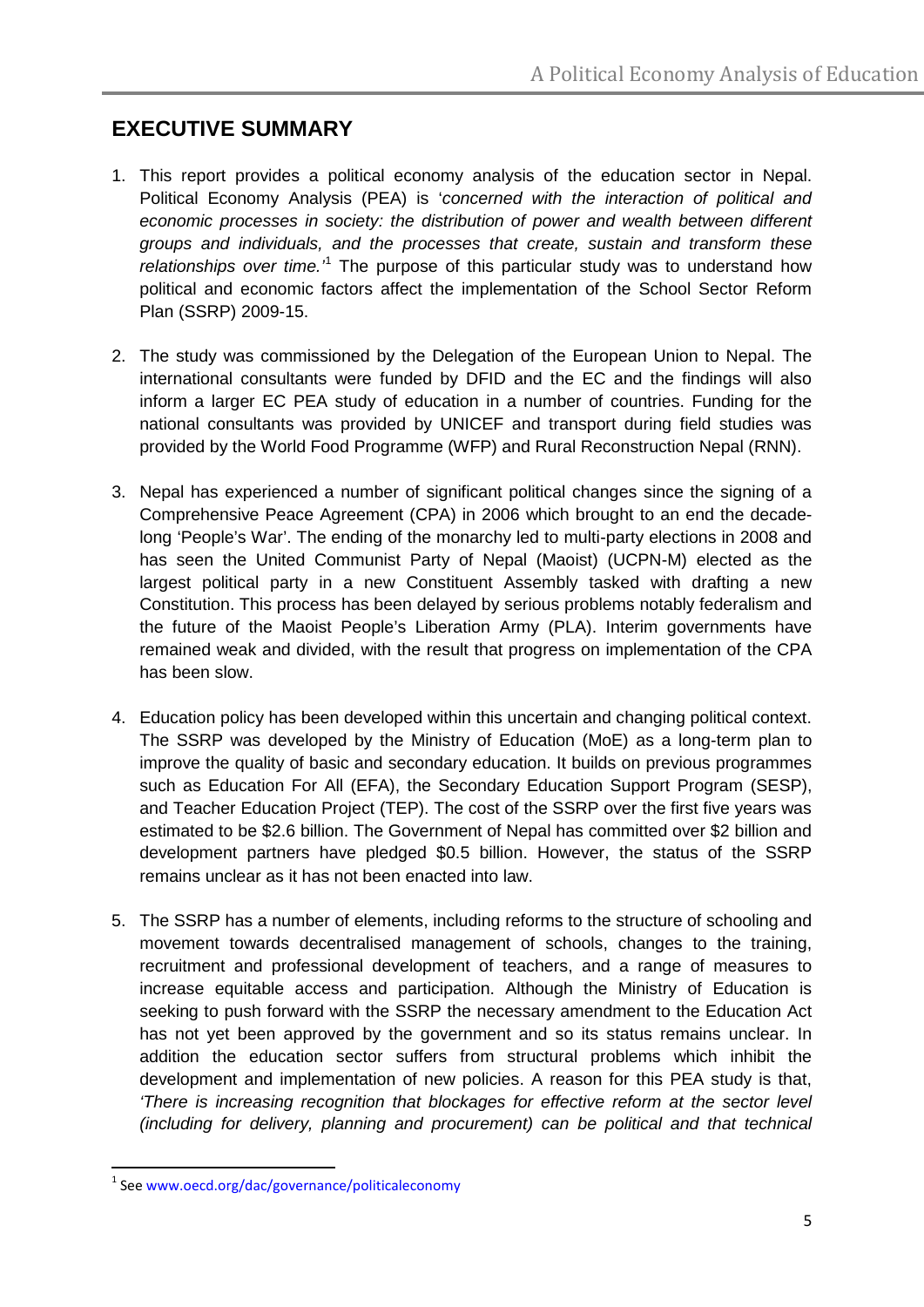## EXECUTIVE SUMMARY

1. This report provides a political economy analysis of the education sector in Nepal. Political Economy Analysis (PEA) is '*concerned with the interaction of political and economic processes in society: the distribution of power and wealth between different groups and individuals, and the processes that create, sustain and transform these relationships over time.*'[1] The purpose of this particular study was to understand how political and economic factors affect the implementation of the School Sector Reform Plan (SSRP) 2009-15.

2. The study was commissioned by the Delegation of the European Union to Nepal. The international consultants were funded by DFID and the EC and the findings will also inform a larger EC PEA study of education in a number of countries. Funding for the national consultants was provided by UNICEF and transport during field studies was provided by the World Food Programme (WFP) and Rural Reconstruction Nepal (RNN).

3. Nepal has experienced a number of significant political changes since the signing of a Comprehensive Peace Agreement (CPA) in 2006 which brought to an end the decade-long 'People's War'. The ending of the monarchy led to multi-party elections in 2008 and has seen the United Communist Party of Nepal (Maoist) (UCPN-M) elected as the largest political party in a new Constituent Assembly tasked with drafting a new Constitution. This process has been delayed by serious problems notably federalism and the future of the Maoist People's Liberation Army (PLA). Interim governments have remained weak and divided, with the result that progress on implementation of the CPA has been slow.

4. Education policy has been developed within this uncertain and changing political context. The SSRP was developed by the Ministry of Education (MoE) as a long-term plan to improve the quality of basic and secondary education. It builds on previous programmes such as Education For All (EFA), the Secondary Education Support Program (SESP), and Teacher Education Project (TEP). The cost of the SSRP over the first five years was estimated to be $2.6 billion. The Government of Nepal has committed over $2 billion and development partners have pledged $0.5 billion. However, the status of the SSRP remains unclear as it has not been enacted into law.

5. The SSRP has a number of elements, including reforms to the structure of schooling and movement towards decentralised management of schools, changes to the training, recruitment and professional development of teachers, and a range of measures to increase equitable access and participation. Although the Ministry of Education is seeking to push forward with the SSRP the necessary amendment to the Education Act has not yet been approved by the government and so its status remains unclear. In addition the education sector suffers from structural problems which inhibit the development and implementation of new policies. A reason for this PEA study is that, *'There is increasing recognition that blockages for effective reform at the sector level (including for delivery, planning and procurement) can be political and that technical*

---

[1] See www.oecd.org/dac/governance/politicaleconomy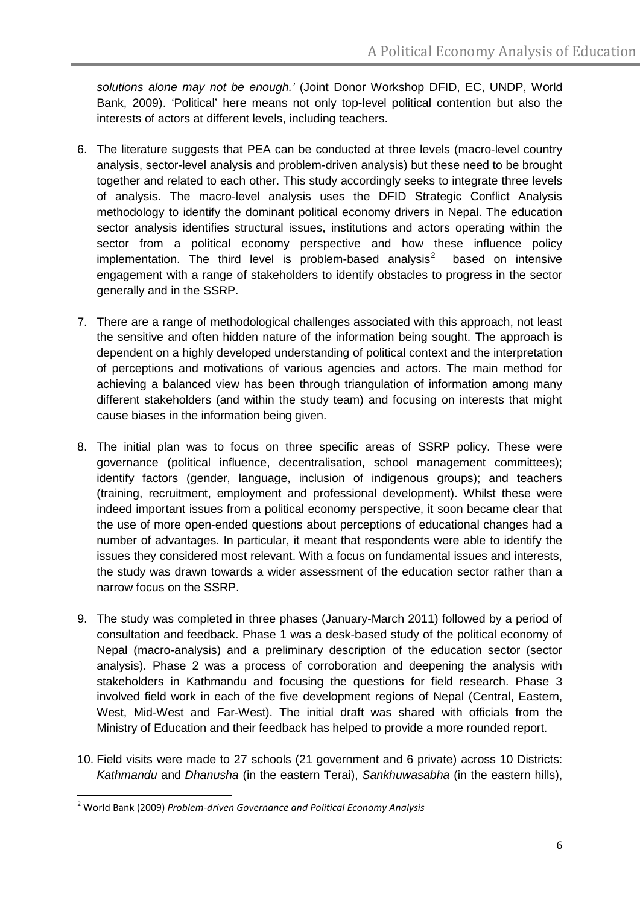*solutions alone may not be enough.'* (Joint Donor Workshop DFID, EC, UNDP, World Bank, 2009). 'Political' here means not only top-level political contention but also the interests of actors at different levels, including teachers.

6. The literature suggests that PEA can be conducted at three levels (macro-level country analysis, sector-level analysis and problem-driven analysis) but these need to be brought together and related to each other. This study accordingly seeks to integrate three levels of analysis. The macro-level analysis uses the DFID Strategic Conflict Analysis methodology to identify the dominant political economy drivers in Nepal. The education sector analysis identifies structural issues, institutions and actors operating within the sector from a political economy perspective and how these influence policy implementation. The third level is problem-based analysis[2] based on intensive engagement with a range of stakeholders to identify obstacles to progress in the sector generally and in the SSRP.

7. There are a range of methodological challenges associated with this approach, not least the sensitive and often hidden nature of the information being sought. The approach is dependent on a highly developed understanding of political context and the interpretation of perceptions and motivations of various agencies and actors. The main method for achieving a balanced view has been through triangulation of information among many different stakeholders (and within the study team) and focusing on interests that might cause biases in the information being given.

8. The initial plan was to focus on three specific areas of SSRP policy. These were governance (political influence, decentralisation, school management committees); identify factors (gender, language, inclusion of indigenous groups); and teachers (training, recruitment, employment and professional development). Whilst these were indeed important issues from a political economy perspective, it soon became clear that the use of more open-ended questions about perceptions of educational changes had a number of advantages. In particular, it meant that respondents were able to identify the issues they considered most relevant. With a focus on fundamental issues and interests, the study was drawn towards a wider assessment of the education sector rather than a narrow focus on the SSRP.

9. The study was completed in three phases (January-March 2011) followed by a period of consultation and feedback. Phase 1 was a desk-based study of the political economy of Nepal (macro-analysis) and a preliminary description of the education sector (sector analysis). Phase 2 was a process of corroboration and deepening the analysis with stakeholders in Kathmandu and focusing the questions for field research. Phase 3 involved field work in each of the five development regions of Nepal (Central, Eastern, West, Mid-West and Far-West). The initial draft was shared with officials from the Ministry of Education and their feedback has helped to provide a more rounded report.

10. Field visits were made to 27 schools (21 government and 6 private) across 10 Districts: *Kathmandu* and *Dhanusha* (in the eastern Terai), *Sankhuwasabha* (in the eastern hills),

---

[2] World Bank (2009) *Problem-driven Governance and Political Economy Analysis*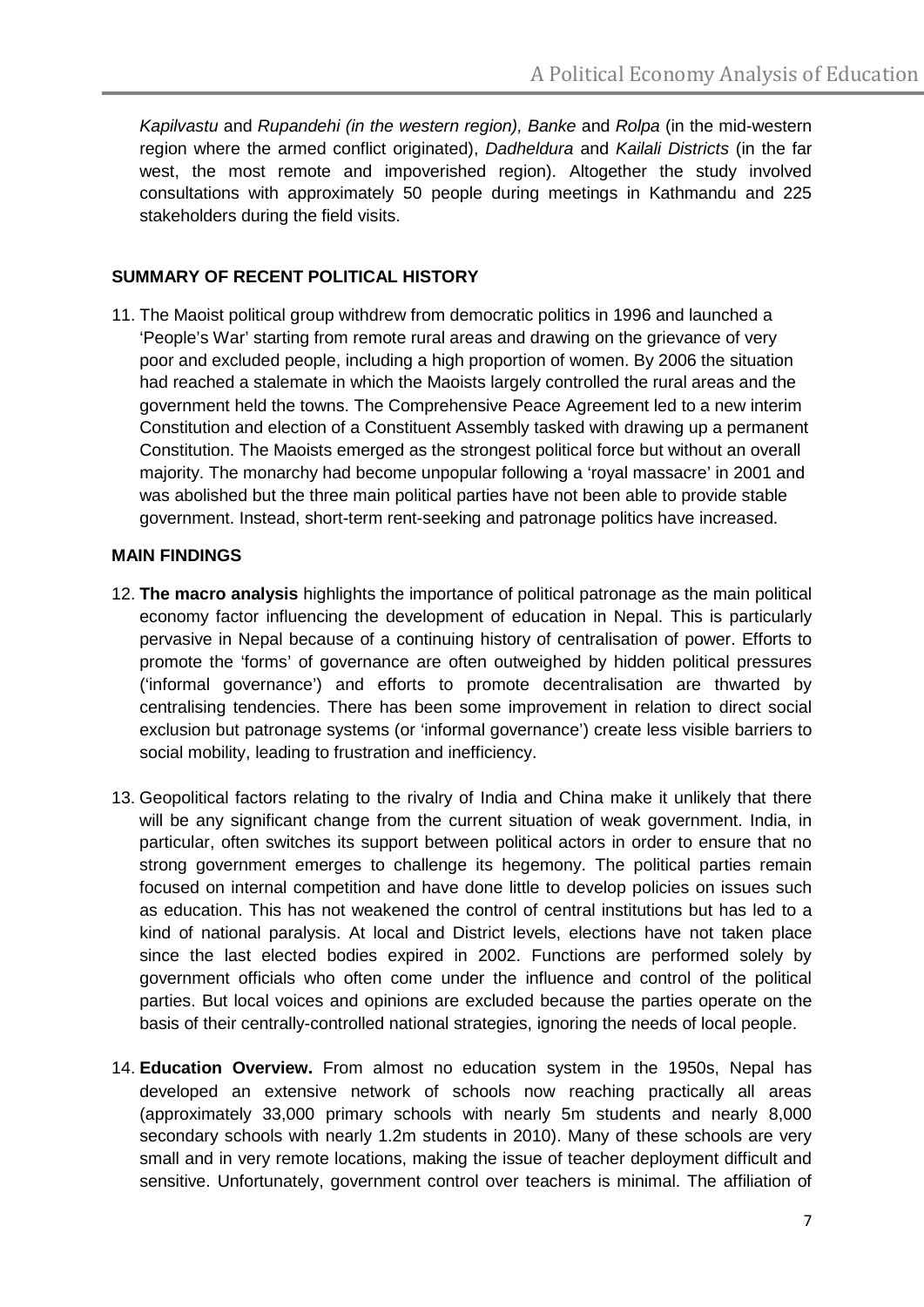*Kapilvastu* and *Rupandehi (in the western region), Banke* and *Rolpa* (in the mid-western region where the armed conflict originated), *Dadheldura* and *Kailali Districts* (in the far west, the most remote and impoverished region). Altogether the study involved consultations with approximately 50 people during meetings in Kathmandu and 225 stakeholders during the field visits.

## SUMMARY OF RECENT POLITICAL HISTORY

11. The Maoist political group withdrew from democratic politics in 1996 and launched a 'People's War' starting from remote rural areas and drawing on the grievance of very poor and excluded people, including a high proportion of women. By 2006 the situation had reached a stalemate in which the Maoists largely controlled the rural areas and the government held the towns. The Comprehensive Peace Agreement led to a new interim Constitution and election of a Constituent Assembly tasked with drawing up a permanent Constitution. The Maoists emerged as the strongest political force but without an overall majority. The monarchy had become unpopular following a 'royal massacre' in 2001 and was abolished but the three main political parties have not been able to provide stable government. Instead, short-term rent-seeking and patronage politics have increased.

## MAIN FINDINGS

12. **The macro analysis** highlights the importance of political patronage as the main political economy factor influencing the development of education in Nepal. This is particularly pervasive in Nepal because of a continuing history of centralisation of power. Efforts to promote the 'forms' of governance are often outweighed by hidden political pressures ('informal governance') and efforts to promote decentralisation are thwarted by centralising tendencies. There has been some improvement in relation to direct social exclusion but patronage systems (or 'informal governance') create less visible barriers to social mobility, leading to frustration and inefficiency.

13. Geopolitical factors relating to the rivalry of India and China make it unlikely that there will be any significant change from the current situation of weak government. India, in particular, often switches its support between political actors in order to ensure that no strong government emerges to challenge its hegemony. The political parties remain focused on internal competition and have done little to develop policies on issues such as education. This has not weakened the control of central institutions but has led to a kind of national paralysis. At local and District levels, elections have not taken place since the last elected bodies expired in 2002. Functions are performed solely by government officials who often come under the influence and control of the political parties. But local voices and opinions are excluded because the parties operate on the basis of their centrally-controlled national strategies, ignoring the needs of local people.

14. **Education Overview.** From almost no education system in the 1950s, Nepal has developed an extensive network of schools now reaching practically all areas (approximately 33,000 primary schools with nearly 5m students and nearly 8,000 secondary schools with nearly 1.2m students in 2010). Many of these schools are very small and in very remote locations, making the issue of teacher deployment difficult and sensitive. Unfortunately, government control over teachers is minimal. The affiliation of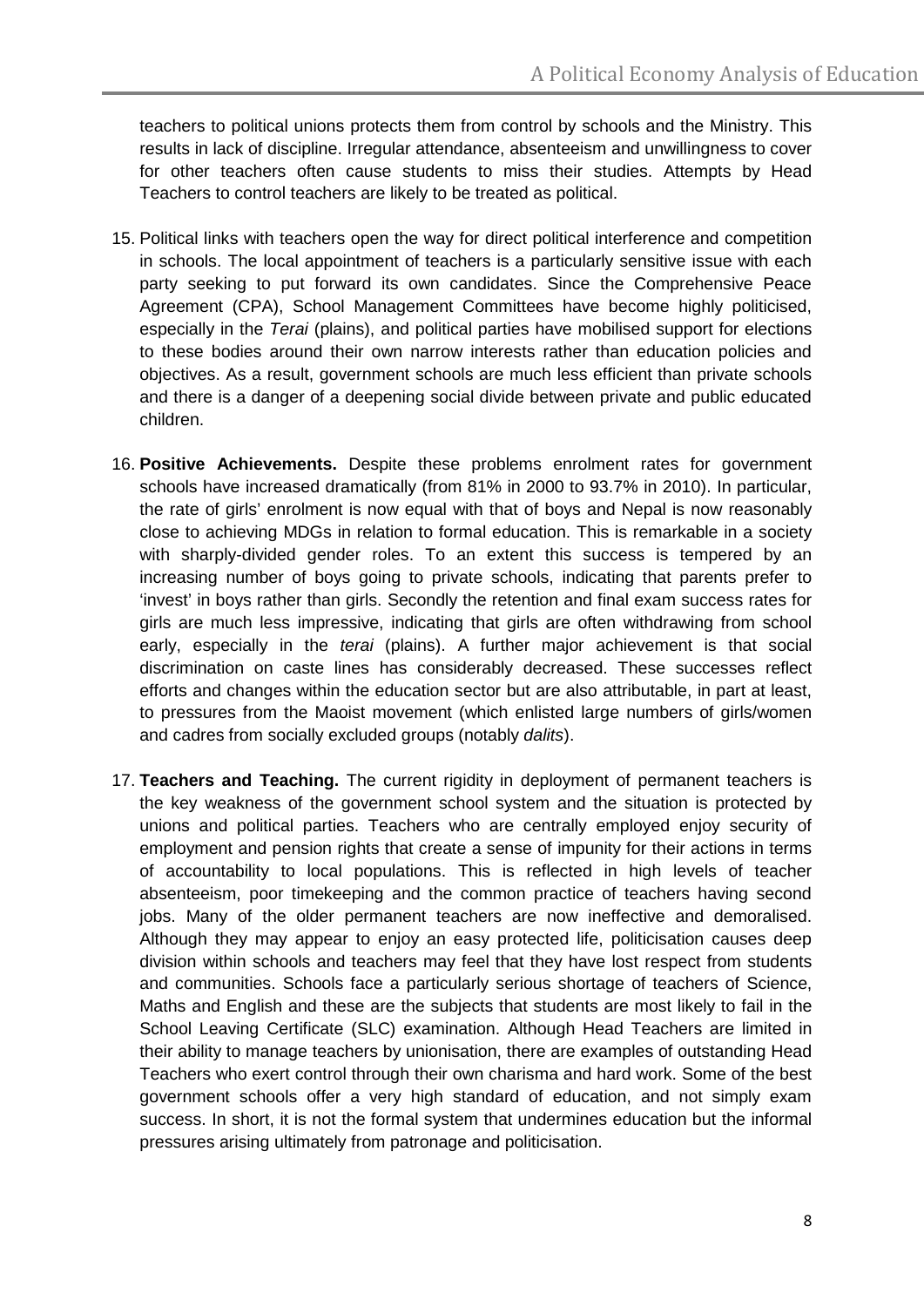teachers to political unions protects them from control by schools and the Ministry. This results in lack of discipline. Irregular attendance, absenteeism and unwillingness to cover for other teachers often cause students to miss their studies. Attempts by Head Teachers to control teachers are likely to be treated as political.

15. Political links with teachers open the way for direct political interference and competition in schools. The local appointment of teachers is a particularly sensitive issue with each party seeking to put forward its own candidates. Since the Comprehensive Peace Agreement (CPA), School Management Committees have become highly politicised, especially in the *Terai* (plains), and political parties have mobilised support for elections to these bodies around their own narrow interests rather than education policies and objectives. As a result, government schools are much less efficient than private schools and there is a danger of a deepening social divide between private and public educated children.

16. **Positive Achievements.** Despite these problems enrolment rates for government schools have increased dramatically (from 81% in 2000 to 93.7% in 2010). In particular, the rate of girls' enrolment is now equal with that of boys and Nepal is now reasonably close to achieving MDGs in relation to formal education. This is remarkable in a society with sharply-divided gender roles. To an extent this success is tempered by an increasing number of boys going to private schools, indicating that parents prefer to 'invest' in boys rather than girls. Secondly the retention and final exam success rates for girls are much less impressive, indicating that girls are often withdrawing from school early, especially in the *terai* (plains). A further major achievement is that social discrimination on caste lines has considerably decreased. These successes reflect efforts and changes within the education sector but are also attributable, in part at least, to pressures from the Maoist movement (which enlisted large numbers of girls/women and cadres from socially excluded groups (notably *dalits*).

17. **Teachers and Teaching.** The current rigidity in deployment of permanent teachers is the key weakness of the government school system and the situation is protected by unions and political parties. Teachers who are centrally employed enjoy security of employment and pension rights that create a sense of impunity for their actions in terms of accountability to local populations. This is reflected in high levels of teacher absenteeism, poor timekeeping and the common practice of teachers having second jobs. Many of the older permanent teachers are now ineffective and demoralised. Although they may appear to enjoy an easy protected life, politicisation causes deep division within schools and teachers may feel that they have lost respect from students and communities. Schools face a particularly serious shortage of teachers of Science, Maths and English and these are the subjects that students are most likely to fail in the School Leaving Certificate (SLC) examination. Although Head Teachers are limited in their ability to manage teachers by unionisation, there are examples of outstanding Head Teachers who exert control through their own charisma and hard work. Some of the best government schools offer a very high standard of education, and not simply exam success. In short, it is not the formal system that undermines education but the informal pressures arising ultimately from patronage and politicisation.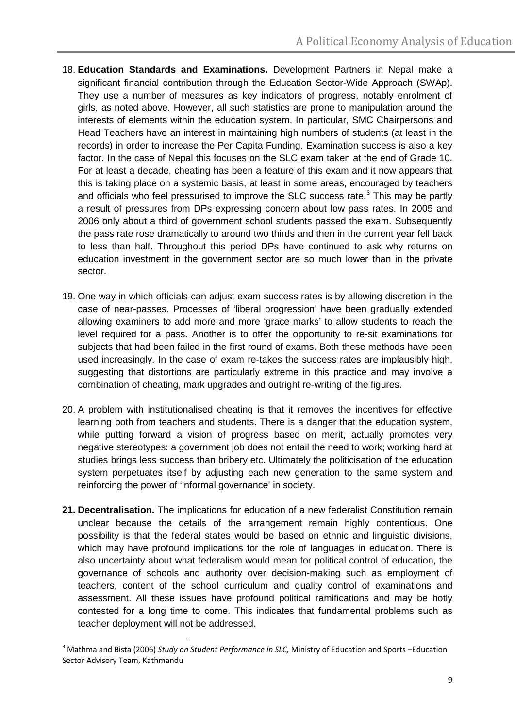18. **Education Standards and Examinations.** Development Partners in Nepal make a significant financial contribution through the Education Sector-Wide Approach (SWAp). They use a number of measures as key indicators of progress, notably enrolment of girls, as noted above. However, all such statistics are prone to manipulation around the interests of elements within the education system. In particular, SMC Chairpersons and Head Teachers have an interest in maintaining high numbers of students (at least in the records) in order to increase the Per Capita Funding. Examination success is also a key factor. In the case of Nepal this focuses on the SLC exam taken at the end of Grade 10. For at least a decade, cheating has been a feature of this exam and it now appears that this is taking place on a systemic basis, at least in some areas, encouraged by teachers and officials who feel pressurised to improve the SLC success rate.[3] This may be partly a result of pressures from DPs expressing concern about low pass rates. In 2005 and 2006 only about a third of government school students passed the exam. Subsequently the pass rate rose dramatically to around two thirds and then in the current year fell back to less than half. Throughout this period DPs have continued to ask why returns on education investment in the government sector are so much lower than in the private sector.

19. One way in which officials can adjust exam success rates is by allowing discretion in the case of near-passes. Processes of 'liberal progression' have been gradually extended allowing examiners to add more and more 'grace marks' to allow students to reach the level required for a pass. Another is to offer the opportunity to re-sit examinations for subjects that had been failed in the first round of exams. Both these methods have been used increasingly. In the case of exam re-takes the success rates are implausibly high, suggesting that distortions are particularly extreme in this practice and may involve a combination of cheating, mark upgrades and outright re-writing of the figures.

20. A problem with institutionalised cheating is that it removes the incentives for effective learning both from teachers and students. There is a danger that the education system, while putting forward a vision of progress based on merit, actually promotes very negative stereotypes: a government job does not entail the need to work; working hard at studies brings less success than bribery etc. Ultimately the politicisation of the education system perpetuates itself by adjusting each new generation to the same system and reinforcing the power of 'informal governance' in society.

21. **Decentralisation.** The implications for education of a new federalist Constitution remain unclear because the details of the arrangement remain highly contentious. One possibility is that the federal states would be based on ethnic and linguistic divisions, which may have profound implications for the role of languages in education. There is also uncertainty about what federalism would mean for political control of education, the governance of schools and authority over decision-making such as employment of teachers, content of the school curriculum and quality control of examinations and assessment. All these issues have profound political ramifications and may be hotly contested for a long time to come. This indicates that fundamental problems such as teacher deployment will not be addressed.

---

[3] Mathma and Bista (2006) *Study on Student Performance in SLC,* Ministry of Education and Sports –Education Sector Advisory Team, Kathmandu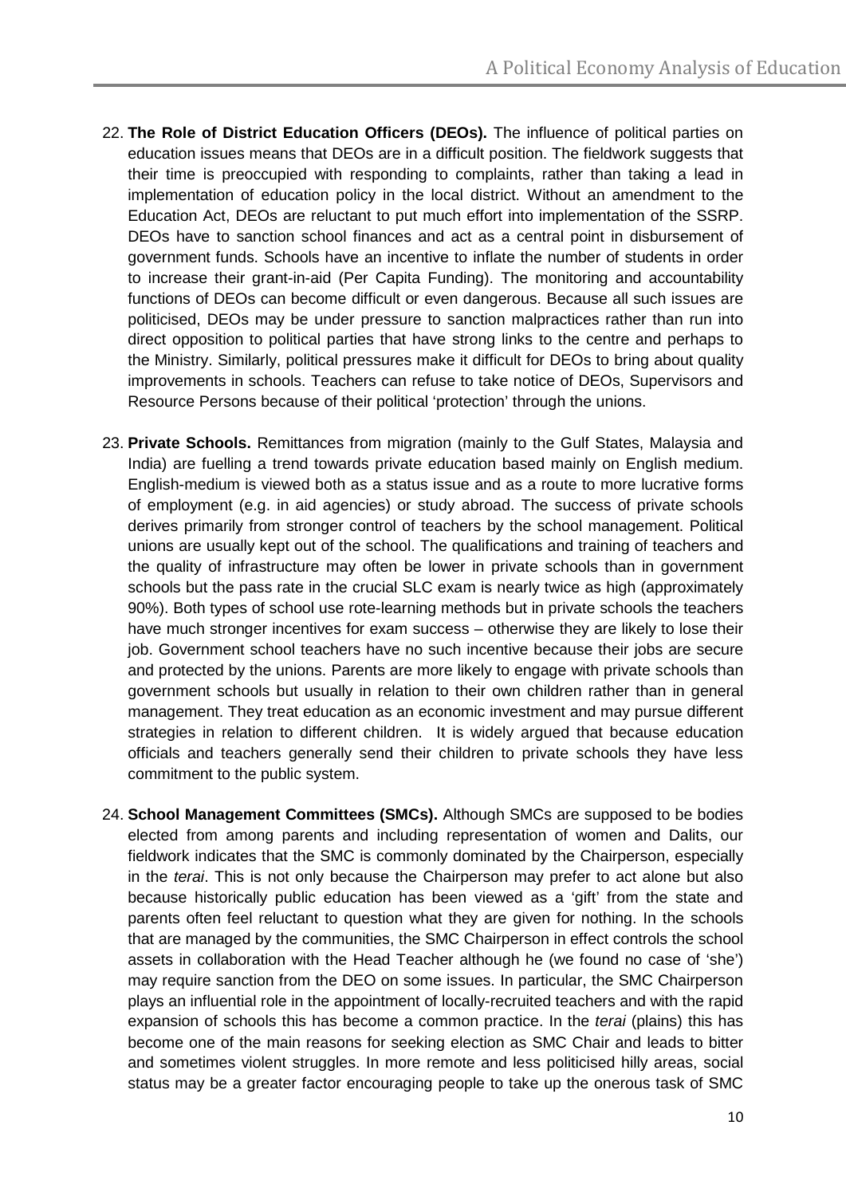22. **The Role of District Education Officers (DEOs).** The influence of political parties on education issues means that DEOs are in a difficult position. The fieldwork suggests that their time is preoccupied with responding to complaints, rather than taking a lead in implementation of education policy in the local district. Without an amendment to the Education Act, DEOs are reluctant to put much effort into implementation of the SSRP. DEOs have to sanction school finances and act as a central point in disbursement of government funds. Schools have an incentive to inflate the number of students in order to increase their grant-in-aid (Per Capita Funding). The monitoring and accountability functions of DEOs can become difficult or even dangerous. Because all such issues are politicised, DEOs may be under pressure to sanction malpractices rather than run into direct opposition to political parties that have strong links to the centre and perhaps to the Ministry. Similarly, political pressures make it difficult for DEOs to bring about quality improvements in schools. Teachers can refuse to take notice of DEOs, Supervisors and Resource Persons because of their political 'protection' through the unions.

23. **Private Schools.** Remittances from migration (mainly to the Gulf States, Malaysia and India) are fuelling a trend towards private education based mainly on English medium. English-medium is viewed both as a status issue and as a route to more lucrative forms of employment (e.g. in aid agencies) or study abroad. The success of private schools derives primarily from stronger control of teachers by the school management. Political unions are usually kept out of the school. The qualifications and training of teachers and the quality of infrastructure may often be lower in private schools than in government schools but the pass rate in the crucial SLC exam is nearly twice as high (approximately 90%). Both types of school use rote-learning methods but in private schools the teachers have much stronger incentives for exam success – otherwise they are likely to lose their job. Government school teachers have no such incentive because their jobs are secure and protected by the unions. Parents are more likely to engage with private schools than government schools but usually in relation to their own children rather than in general management. They treat education as an economic investment and may pursue different strategies in relation to different children. It is widely argued that because education officials and teachers generally send their children to private schools they have less commitment to the public system.

24. **School Management Committees (SMCs).** Although SMCs are supposed to be bodies elected from among parents and including representation of women and Dalits, our fieldwork indicates that the SMC is commonly dominated by the Chairperson, especially in the *terai*. This is not only because the Chairperson may prefer to act alone but also because historically public education has been viewed as a 'gift' from the state and parents often feel reluctant to question what they are given for nothing. In the schools that are managed by the communities, the SMC Chairperson in effect controls the school assets in collaboration with the Head Teacher although he (we found no case of 'she') may require sanction from the DEO on some issues. In particular, the SMC Chairperson plays an influential role in the appointment of locally-recruited teachers and with the rapid expansion of schools this has become a common practice. In the *terai* (plains) this has become one of the main reasons for seeking election as SMC Chair and leads to bitter and sometimes violent struggles. In more remote and less politicised hilly areas, social status may be a greater factor encouraging people to take up the onerous task of SMC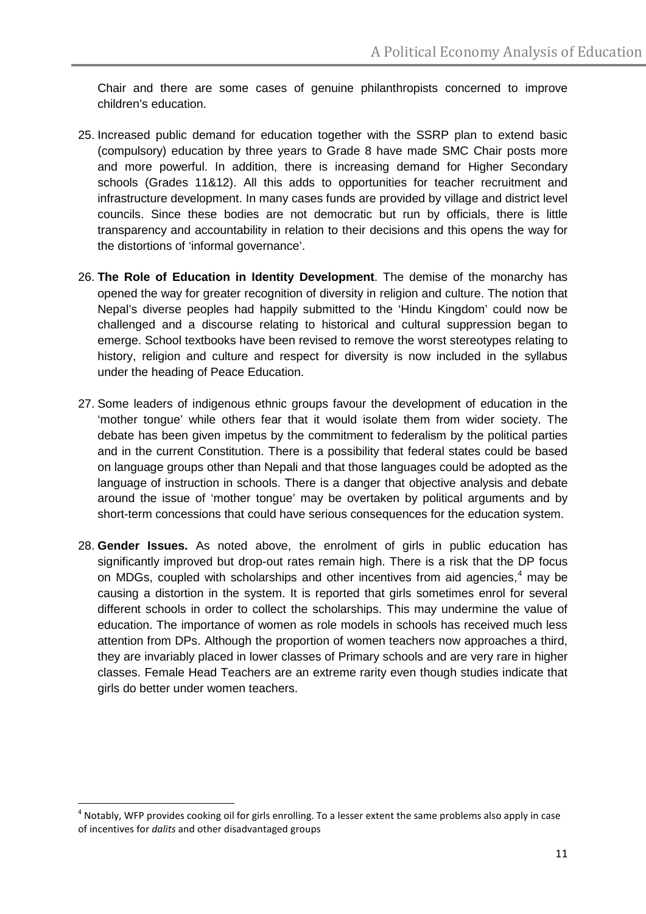Chair and there are some cases of genuine philanthropists concerned to improve children's education.

25. Increased public demand for education together with the SSRP plan to extend basic (compulsory) education by three years to Grade 8 have made SMC Chair posts more and more powerful. In addition, there is increasing demand for Higher Secondary schools (Grades 11&12). All this adds to opportunities for teacher recruitment and infrastructure development. In many cases funds are provided by village and district level councils. Since these bodies are not democratic but run by officials, there is little transparency and accountability in relation to their decisions and this opens the way for the distortions of 'informal governance'.

26. **The Role of Education in Identity Development**. The demise of the monarchy has opened the way for greater recognition of diversity in religion and culture. The notion that Nepal's diverse peoples had happily submitted to the 'Hindu Kingdom' could now be challenged and a discourse relating to historical and cultural suppression began to emerge. School textbooks have been revised to remove the worst stereotypes relating to history, religion and culture and respect for diversity is now included in the syllabus under the heading of Peace Education.

27. Some leaders of indigenous ethnic groups favour the development of education in the 'mother tongue' while others fear that it would isolate them from wider society. The debate has been given impetus by the commitment to federalism by the political parties and in the current Constitution. There is a possibility that federal states could be based on language groups other than Nepali and that those languages could be adopted as the language of instruction in schools. There is a danger that objective analysis and debate around the issue of 'mother tongue' may be overtaken by political arguments and by short-term concessions that could have serious consequences for the education system.

28. **Gender Issues.** As noted above, the enrolment of girls in public education has significantly improved but drop-out rates remain high. There is a risk that the DP focus on MDGs, coupled with scholarships and other incentives from aid agencies,[4] may be causing a distortion in the system. It is reported that girls sometimes enrol for several different schools in order to collect the scholarships. This may undermine the value of education. The importance of women as role models in schools has received much less attention from DPs. Although the proportion of women teachers now approaches a third, they are invariably placed in lower classes of Primary schools and are very rare in higher classes. Female Head Teachers are an extreme rarity even though studies indicate that girls do better under women teachers.

---

[4] Notably, WFP provides cooking oil for girls enrolling. To a lesser extent the same problems also apply in case of incentives for *dalits* and other disadvantaged groups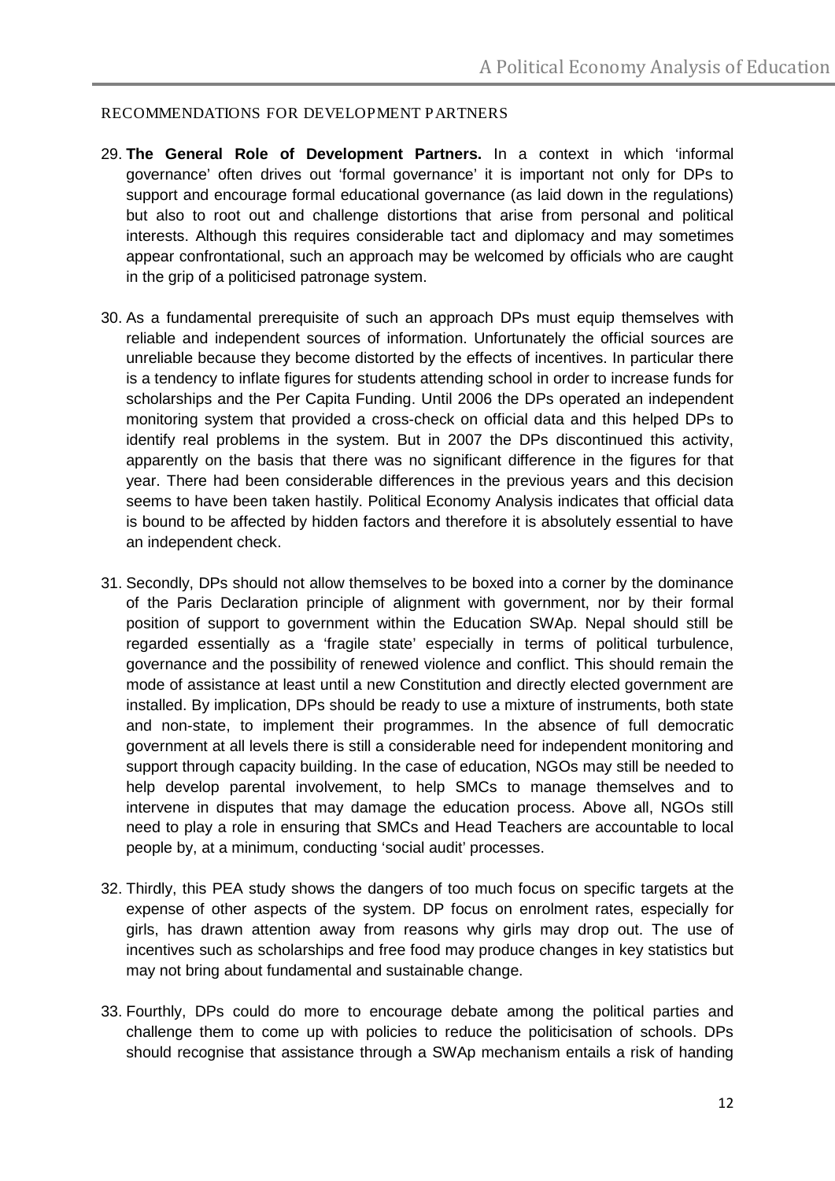## RECOMMENDATIONS FOR DEVELOPMENT PARTNERS

29. **The General Role of Development Partners.** In a context in which 'informal governance' often drives out 'formal governance' it is important not only for DPs to support and encourage formal educational governance (as laid down in the regulations) but also to root out and challenge distortions that arise from personal and political interests. Although this requires considerable tact and diplomacy and may sometimes appear confrontational, such an approach may be welcomed by officials who are caught in the grip of a politicised patronage system.

30. As a fundamental prerequisite of such an approach DPs must equip themselves with reliable and independent sources of information. Unfortunately the official sources are unreliable because they become distorted by the effects of incentives. In particular there is a tendency to inflate figures for students attending school in order to increase funds for scholarships and the Per Capita Funding. Until 2006 the DPs operated an independent monitoring system that provided a cross-check on official data and this helped DPs to identify real problems in the system. But in 2007 the DPs discontinued this activity, apparently on the basis that there was no significant difference in the figures for that year. There had been considerable differences in the previous years and this decision seems to have been taken hastily. Political Economy Analysis indicates that official data is bound to be affected by hidden factors and therefore it is absolutely essential to have an independent check.

31. Secondly, DPs should not allow themselves to be boxed into a corner by the dominance of the Paris Declaration principle of alignment with government, nor by their formal position of support to government within the Education SWAp. Nepal should still be regarded essentially as a 'fragile state' especially in terms of political turbulence, governance and the possibility of renewed violence and conflict. This should remain the mode of assistance at least until a new Constitution and directly elected government are installed. By implication, DPs should be ready to use a mixture of instruments, both state and non-state, to implement their programmes. In the absence of full democratic government at all levels there is still a considerable need for independent monitoring and support through capacity building. In the case of education, NGOs may still be needed to help develop parental involvement, to help SMCs to manage themselves and to intervene in disputes that may damage the education process. Above all, NGOs still need to play a role in ensuring that SMCs and Head Teachers are accountable to local people by, at a minimum, conducting 'social audit' processes.

32. Thirdly, this PEA study shows the dangers of too much focus on specific targets at the expense of other aspects of the system. DP focus on enrolment rates, especially for girls, has drawn attention away from reasons why girls may drop out. The use of incentives such as scholarships and free food may produce changes in key statistics but may not bring about fundamental and sustainable change.

33. Fourthly, DPs could do more to encourage debate among the political parties and challenge them to come up with policies to reduce the politicisation of schools. DPs should recognise that assistance through a SWAp mechanism entails a risk of handing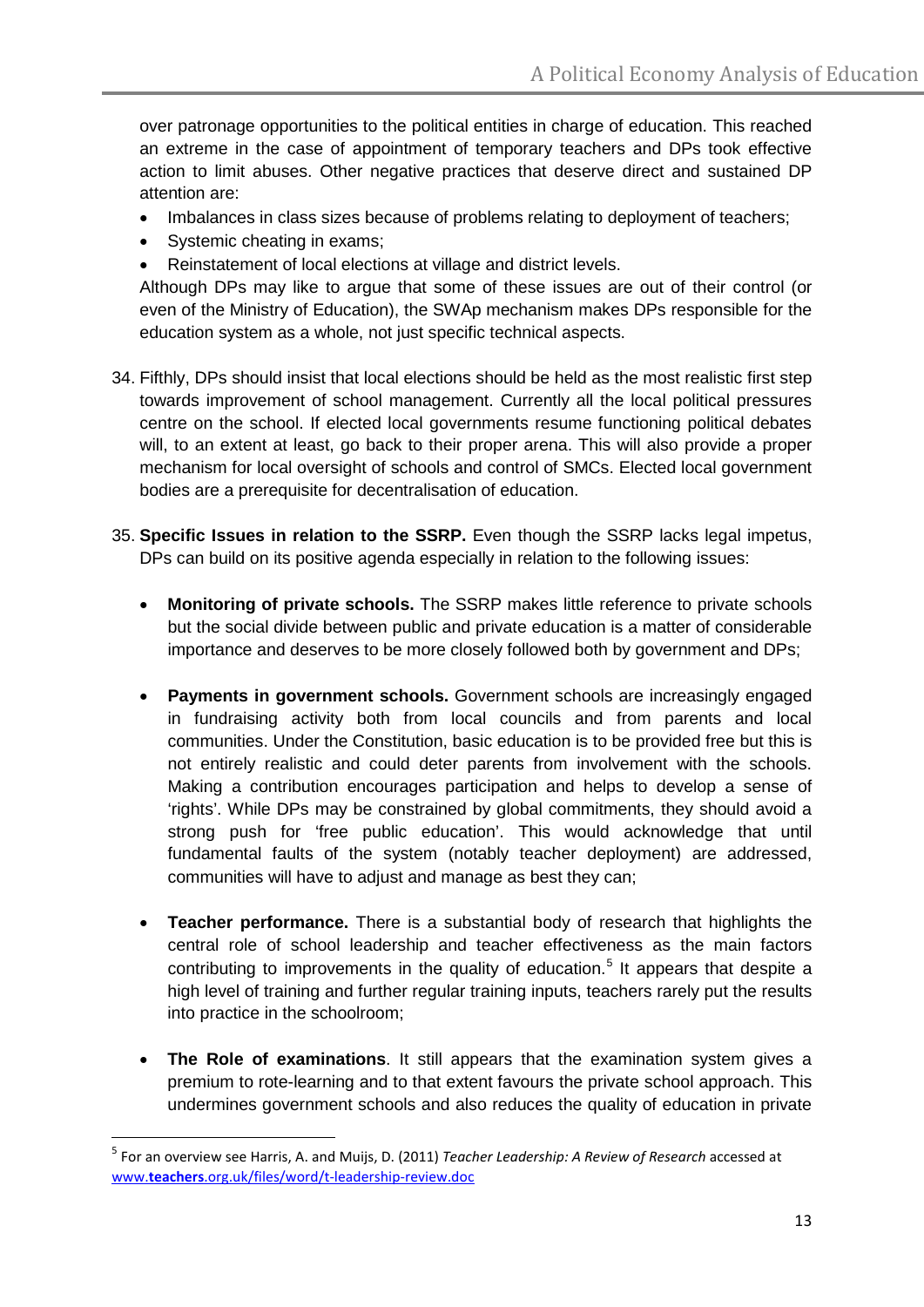over patronage opportunities to the political entities in charge of education. This reached an extreme in the case of appointment of temporary teachers and DPs took effective action to limit abuses. Other negative practices that deserve direct and sustained DP attention are:

- Imbalances in class sizes because of problems relating to deployment of teachers;
- Systemic cheating in exams;
- Reinstatement of local elections at village and district levels.

Although DPs may like to argue that some of these issues are out of their control (or even of the Ministry of Education), the SWAp mechanism makes DPs responsible for the education system as a whole, not just specific technical aspects.

34. Fifthly, DPs should insist that local elections should be held as the most realistic first step towards improvement of school management. Currently all the local political pressures centre on the school. If elected local governments resume functioning political debates will, to an extent at least, go back to their proper arena. This will also provide a proper mechanism for local oversight of schools and control of SMCs. Elected local government bodies are a prerequisite for decentralisation of education.

35. **Specific Issues in relation to the SSRP.** Even though the SSRP lacks legal impetus, DPs can build on its positive agenda especially in relation to the following issues:

    - **Monitoring of private schools.** The SSRP makes little reference to private schools but the social divide between public and private education is a matter of considerable importance and deserves to be more closely followed both by government and DPs;

    - **Payments in government schools.** Government schools are increasingly engaged in fundraising activity both from local councils and from parents and local communities. Under the Constitution, basic education is to be provided free but this is not entirely realistic and could deter parents from involvement with the schools. Making a contribution encourages participation and helps to develop a sense of 'rights'. While DPs may be constrained by global commitments, they should avoid a strong push for 'free public education'. This would acknowledge that until fundamental faults of the system (notably teacher deployment) are addressed, communities will have to adjust and manage as best they can;

    - **Teacher performance.** There is a substantial body of research that highlights the central role of school leadership and teacher effectiveness as the main factors contributing to improvements in the quality of education.[5] It appears that despite a high level of training and further regular training inputs, teachers rarely put the results into practice in the schoolroom;

    - **The Role of examinations**. It still appears that the examination system gives a premium to rote-learning and to that extent favours the private school approach. This undermines government schools and also reduces the quality of education in private

[5] For an overview see Harris, A. and Muijs, D. (2011) *Teacher Leadership: A Review of Research* accessed at www.teachers.org.uk/files/word/t-leadership-review.doc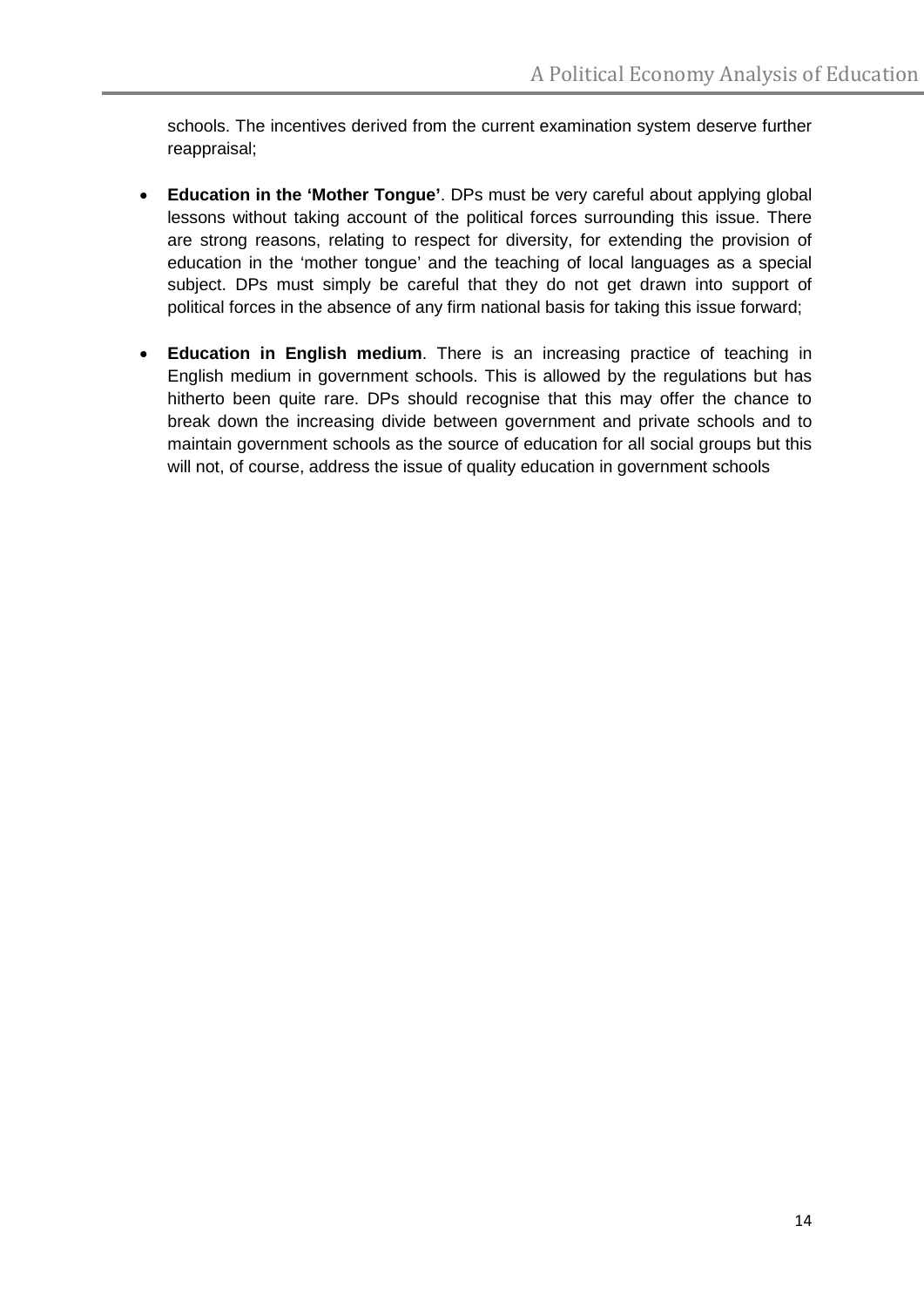schools. The incentives derived from the current examination system deserve further reappraisal;

- **Education in the 'Mother Tongue'**. DPs must be very careful about applying global lessons without taking account of the political forces surrounding this issue. There are strong reasons, relating to respect for diversity, for extending the provision of education in the 'mother tongue' and the teaching of local languages as a special subject. DPs must simply be careful that they do not get drawn into support of political forces in the absence of any firm national basis for taking this issue forward;

- **Education in English medium**. There is an increasing practice of teaching in English medium in government schools. This is allowed by the regulations but has hitherto been quite rare. DPs should recognise that this may offer the chance to break down the increasing divide between government and private schools and to maintain government schools as the source of education for all social groups but this will not, of course, address the issue of quality education in government schools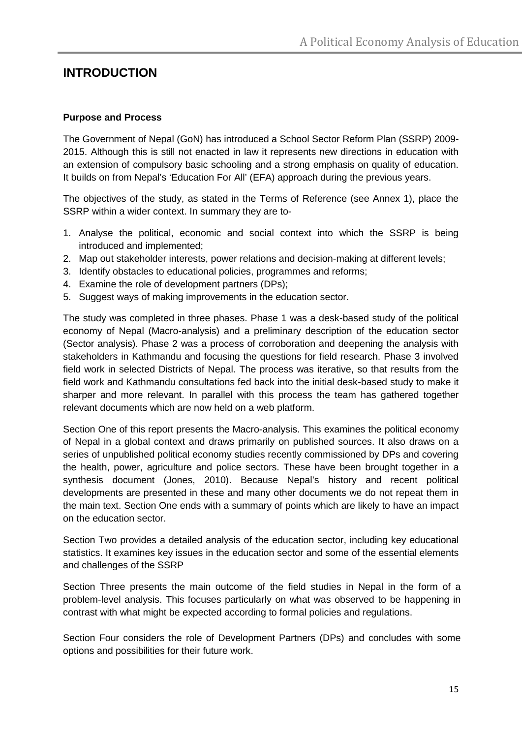# INTRODUCTION

**Purpose and Process**

The Government of Nepal (GoN) has introduced a School Sector Reform Plan (SSRP) 2009-2015. Although this is still not enacted in law it represents new directions in education with an extension of compulsory basic schooling and a strong emphasis on quality of education. It builds on from Nepal's 'Education For All' (EFA) approach during the previous years.

The objectives of the study, as stated in the Terms of Reference (see Annex 1), place the SSRP within a wider context. In summary they are to-

1. Analyse the political, economic and social context into which the SSRP is being introduced and implemented;
2. Map out stakeholder interests, power relations and decision-making at different levels;
3. Identify obstacles to educational policies, programmes and reforms;
4. Examine the role of development partners (DPs);
5. Suggest ways of making improvements in the education sector.

The study was completed in three phases. Phase 1 was a desk-based study of the political economy of Nepal (Macro-analysis) and a preliminary description of the education sector (Sector analysis). Phase 2 was a process of corroboration and deepening the analysis with stakeholders in Kathmandu and focusing the questions for field research. Phase 3 involved field work in selected Districts of Nepal. The process was iterative, so that results from the field work and Kathmandu consultations fed back into the initial desk-based study to make it sharper and more relevant. In parallel with this process the team has gathered together relevant documents which are now held on a web platform.

Section One of this report presents the Macro-analysis. This examines the political economy of Nepal in a global context and draws primarily on published sources. It also draws on a series of unpublished political economy studies recently commissioned by DPs and covering the health, power, agriculture and police sectors. These have been brought together in a synthesis document (Jones, 2010). Because Nepal's history and recent political developments are presented in these and many other documents we do not repeat them in the main text. Section One ends with a summary of points which are likely to have an impact on the education sector.

Section Two provides a detailed analysis of the education sector, including key educational statistics. It examines key issues in the education sector and some of the essential elements and challenges of the SSRP

Section Three presents the main outcome of the field studies in Nepal in the form of a problem-level analysis. This focuses particularly on what was observed to be happening in contrast with what might be expected according to formal policies and regulations.

Section Four considers the role of Development Partners (DPs) and concludes with some options and possibilities for their future work.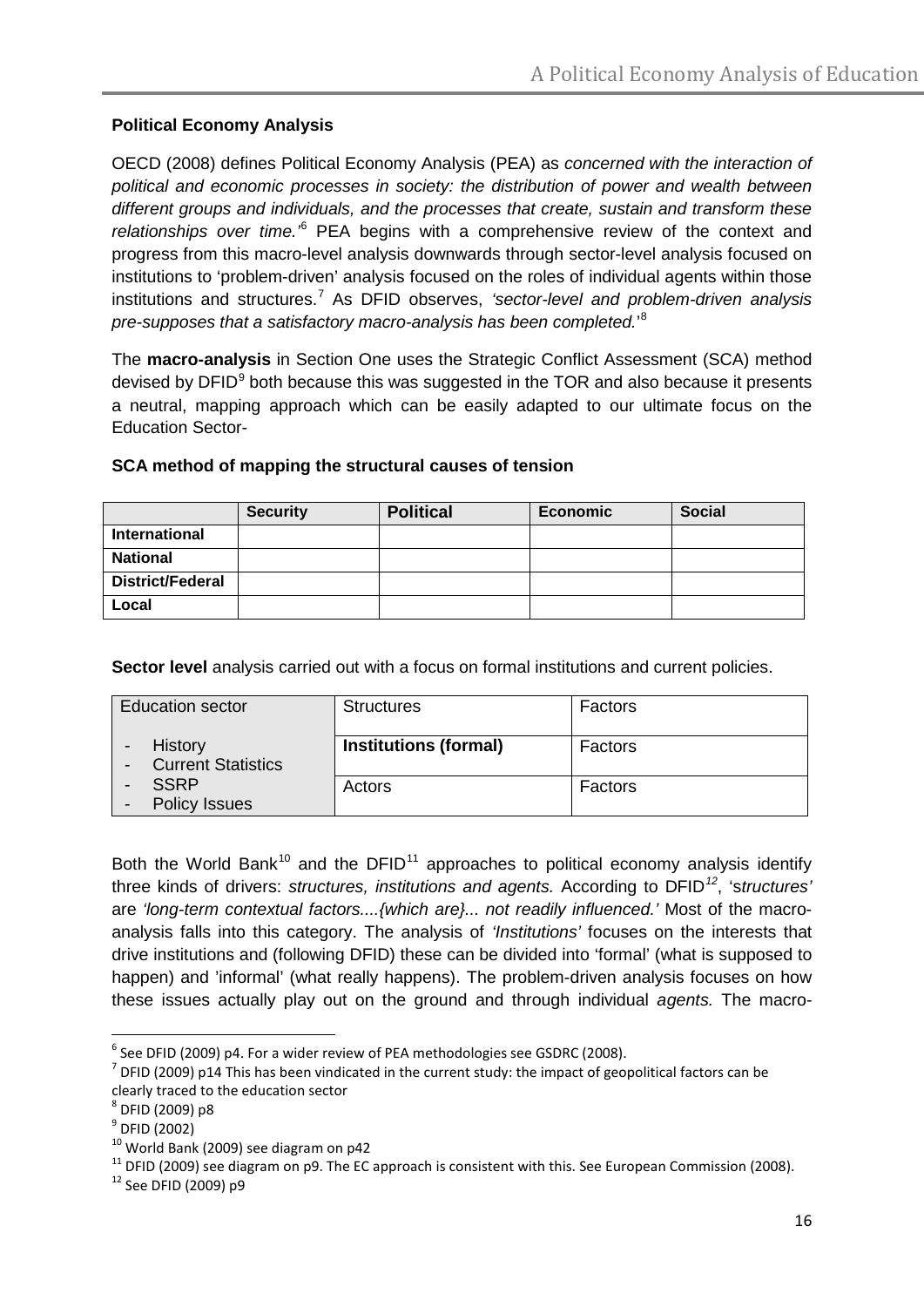**Political Economy Analysis**

OECD (2008) defines Political Economy Analysis (PEA) as *concerned with the interaction of political and economic processes in society: the distribution of power and wealth between different groups and individuals, and the processes that create, sustain and transform these relationships over time.'*[6] PEA begins with a comprehensive review of the context and progress from this macro-level analysis downwards through sector-level analysis focused on institutions to 'problem-driven' analysis focused on the roles of individual agents within those institutions and structures.[7] As DFID observes, *'sector-level and problem-driven analysis pre-supposes that a satisfactory macro-analysis has been completed.'*[8]

The **macro-analysis** in Section One uses the Strategic Conflict Assessment (SCA) method devised by DFID[9] both because this was suggested in the TOR and also because it presents a neutral, mapping approach which can be easily adapted to our ultimate focus on the Education Sector-

**SCA method of mapping the structural causes of tension**

| | **Security** | **Political** | **Economic** | **Social** |
|---|---|---|---|---|
| **International** | | | | |
| **National** | | | | |
| **District/Federal** | | | | |
| **Local** | | | | |

**Sector level** analysis carried out with a focus on formal institutions and current policies.

| Education sector | Structures | Factors |
|---|---|---|
| - History<br>- Current Statistics<br>- SSRP<br>- Policy Issues | **Institutions (formal)** | Factors |
| | Actors | Factors |

Both the World Bank[10] and the DFID[11] approaches to political economy analysis identify three kinds of drivers: *structures, institutions and agents.* According to DFID[12], '*structures'* are *'long-term contextual factors....{which are}... not readily influenced.'* Most of the macro-analysis falls into this category. The analysis of *'Institutions'* focuses on the interests that drive institutions and (following DFID) these can be divided into 'formal' (what is supposed to happen) and 'informal' (what really happens). The problem-driven analysis focuses on how these issues actually play out on the ground and through individual *agents.* The macro-

---

[6] See DFID (2009) p4. For a wider review of PEA methodologies see GSDRC (2008).

[7] DFID (2009) p14 This has been vindicated in the current study: the impact of geopolitical factors can be clearly traced to the education sector

[8] DFID (2009) p8

[9] DFID (2002)

[10] World Bank (2009) see diagram on p42

[11] DFID (2009) see diagram on p9. The EC approach is consistent with this. See European Commission (2008).

[12] See DFID (2009) p9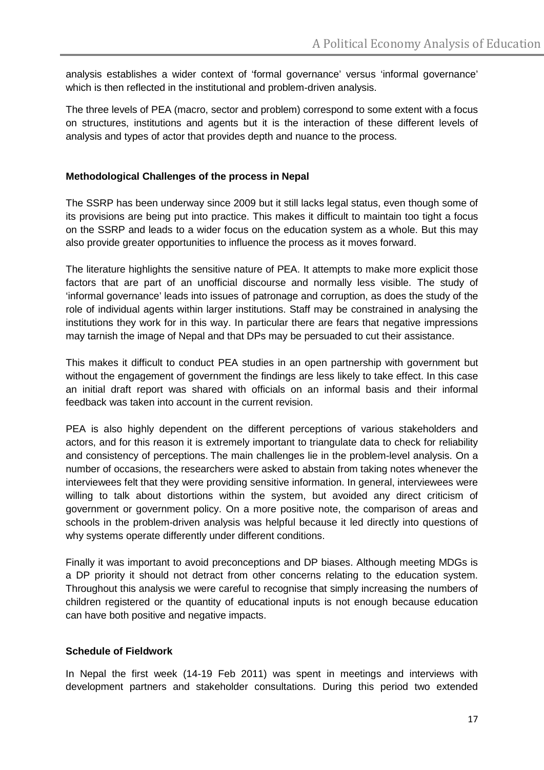analysis establishes a wider context of 'formal governance' versus 'informal governance' which is then reflected in the institutional and problem-driven analysis.

The three levels of PEA (macro, sector and problem) correspond to some extent with a focus on structures, institutions and agents but it is the interaction of these different levels of analysis and types of actor that provides depth and nuance to the process.

**Methodological Challenges of the process in Nepal**

The SSRP has been underway since 2009 but it still lacks legal status, even though some of its provisions are being put into practice. This makes it difficult to maintain too tight a focus on the SSRP and leads to a wider focus on the education system as a whole. But this may also provide greater opportunities to influence the process as it moves forward.

The literature highlights the sensitive nature of PEA. It attempts to make more explicit those factors that are part of an unofficial discourse and normally less visible. The study of 'informal governance' leads into issues of patronage and corruption, as does the study of the role of individual agents within larger institutions. Staff may be constrained in analysing the institutions they work for in this way. In particular there are fears that negative impressions may tarnish the image of Nepal and that DPs may be persuaded to cut their assistance.

This makes it difficult to conduct PEA studies in an open partnership with government but without the engagement of government the findings are less likely to take effect. In this case an initial draft report was shared with officials on an informal basis and their informal feedback was taken into account in the current revision.

PEA is also highly dependent on the different perceptions of various stakeholders and actors, and for this reason it is extremely important to triangulate data to check for reliability and consistency of perceptions. The main challenges lie in the problem-level analysis. On a number of occasions, the researchers were asked to abstain from taking notes whenever the interviewees felt that they were providing sensitive information. In general, interviewees were willing to talk about distortions within the system, but avoided any direct criticism of government or government policy. On a more positive note, the comparison of areas and schools in the problem-driven analysis was helpful because it led directly into questions of why systems operate differently under different conditions.

Finally it was important to avoid preconceptions and DP biases. Although meeting MDGs is a DP priority it should not detract from other concerns relating to the education system. Throughout this analysis we were careful to recognise that simply increasing the numbers of children registered or the quantity of educational inputs is not enough because education can have both positive and negative impacts.

**Schedule of Fieldwork**

In Nepal the first week (14-19 Feb 2011) was spent in meetings and interviews with development partners and stakeholder consultations. During this period two extended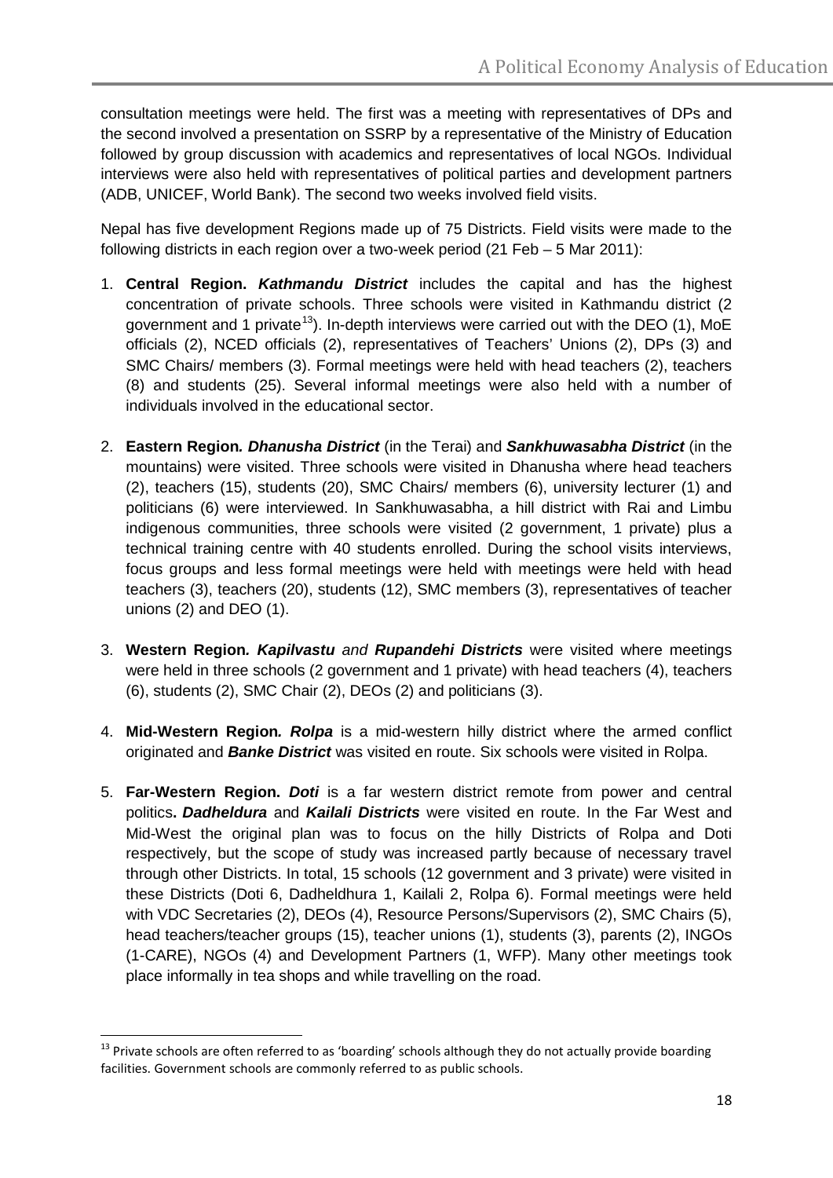consultation meetings were held. The first was a meeting with representatives of DPs and the second involved a presentation on SSRP by a representative of the Ministry of Education followed by group discussion with academics and representatives of local NGOs. Individual interviews were also held with representatives of political parties and development partners (ADB, UNICEF, World Bank). The second two weeks involved field visits.

Nepal has five development Regions made up of 75 Districts. Field visits were made to the following districts in each region over a two-week period (21 Feb – 5 Mar 2011):

1. **Central Region.** ***Kathmandu District*** includes the capital and has the highest concentration of private schools. Three schools were visited in Kathmandu district (2 government and 1 private[13]). In-depth interviews were carried out with the DEO (1), MoE officials (2), NCED officials (2), representatives of Teachers' Unions (2), DPs (3) and SMC Chairs/ members (3). Formal meetings were held with head teachers (2), teachers (8) and students (25). Several informal meetings were also held with a number of individuals involved in the educational sector.

2. **Eastern Region*.*** ***Dhanusha District*** (in the Terai) and ***Sankhuwasabha District*** (in the mountains) were visited. Three schools were visited in Dhanusha where head teachers (2), teachers (15), students (20), SMC Chairs/ members (6), university lecturer (1) and politicians (6) were interviewed. In Sankhuwasabha, a hill district with Rai and Limbu indigenous communities, three schools were visited (2 government, 1 private) plus a technical training centre with 40 students enrolled. During the school visits interviews, focus groups and less formal meetings were held with meetings were held with head teachers (3), teachers (20), students (12), SMC members (3), representatives of teacher unions (2) and DEO (1).

3. **Western Region*.*** ***Kapilvastu*** *and* ***Rupandehi Districts*** were visited where meetings were held in three schools (2 government and 1 private) with head teachers (4), teachers (6), students (2), SMC Chair (2), DEOs (2) and politicians (3).

4. **Mid-Western Region*.*** ***Rolpa*** is a mid-western hilly district where the armed conflict originated and ***Banke District*** was visited en route. Six schools were visited in Rolpa.

5. **Far-Western Region.** ***Doti*** is a far western district remote from power and central politics**.** ***Dadheldura*** and ***Kailali Districts*** were visited en route. In the Far West and Mid-West the original plan was to focus on the hilly Districts of Rolpa and Doti respectively, but the scope of study was increased partly because of necessary travel through other Districts. In total, 15 schools (12 government and 3 private) were visited in these Districts (Doti 6, Dadheldhura 1, Kailali 2, Rolpa 6). Formal meetings were held with VDC Secretaries (2), DEOs (4), Resource Persons/Supervisors (2), SMC Chairs (5), head teachers/teacher groups (15), teacher unions (1), students (3), parents (2), INGOs (1-CARE), NGOs (4) and Development Partners (1, WFP). Many other meetings took place informally in tea shops and while travelling on the road.

[13] Private schools are often referred to as 'boarding' schools although they do not actually provide boarding facilities. Government schools are commonly referred to as public schools.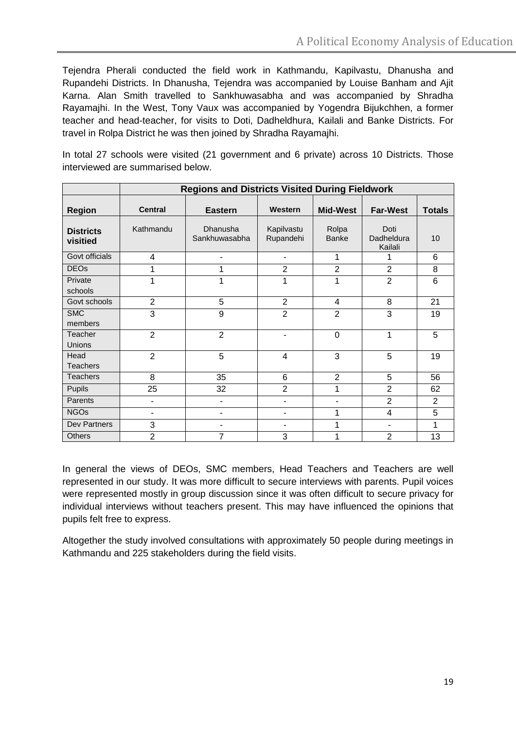Tejendra Pherali conducted the field work in Kathmandu, Kapilvastu, Dhanusha and Rupandehi Districts. In Dhanusha, Tejendra was accompanied by Louise Banham and Ajit Karna. Alan Smith travelled to Sankhuwasabha and was accompanied by Shradha Rayamajhi. In the West, Tony Vaux was accompanied by Yogendra Bijukchhen, a former teacher and head-teacher, for visits to Doti, Dadheldhura, Kailali and Banke Districts. For travel in Rolpa District he was then joined by Shradha Rayamajhi.

In total 27 schools were visited (21 government and 6 private) across 10 Districts. Those interviewed are summarised below.

| | **Regions and Districts Visited During Fieldwork** | | | | | |
|---|---|---|---|---|---|---|
| **Region** | **Central** | **Eastern** | **Western** | **Mid-West** | **Far-West** | **Totals** |
| **Districts visitied** | Kathmandu | Dhanusha Sankhuwasabha | Kapilvastu Rupandehi | Rolpa Banke | Doti Dadheldura Kailali | 10 |
| Govt officials | 4 | - | - | 1 | 1 | 6 |
| DEOs | 1 | 1 | 2 | 2 | 2 | 8 |
| Private schools | 1 | 1 | 1 | 1 | 2 | 6 |
| Govt schools | 2 | 5 | 2 | 4 | 8 | 21 |
| SMC members | 3 | 9 | 2 | 2 | 3 | 19 |
| Teacher Unions | 2 | 2 | - | 0 | 1 | 5 |
| Head Teachers | 2 | 5 | 4 | 3 | 5 | 19 |
| Teachers | 8 | 35 | 6 | 2 | 5 | 56 |
| Pupils | 25 | 32 | 2 | 1 | 2 | 62 |
| Parents | - | - | - | - | 2 | 2 |
| NGOs | - | - | - | 1 | 4 | 5 |
| Dev Partners | 3 | - | - | 1 | - | 1 |
| Others | 2 | 7 | 3 | 1 | 2 | 13 |

In general the views of DEOs, SMC members, Head Teachers and Teachers are well represented in our study. It was more difficult to secure interviews with parents. Pupil voices were represented mostly in group discussion since it was often difficult to secure privacy for individual interviews without teachers present. This may have influenced the opinions that pupils felt free to express.

Altogether the study involved consultations with approximately 50 people during meetings in Kathmandu and 225 stakeholders during the field visits.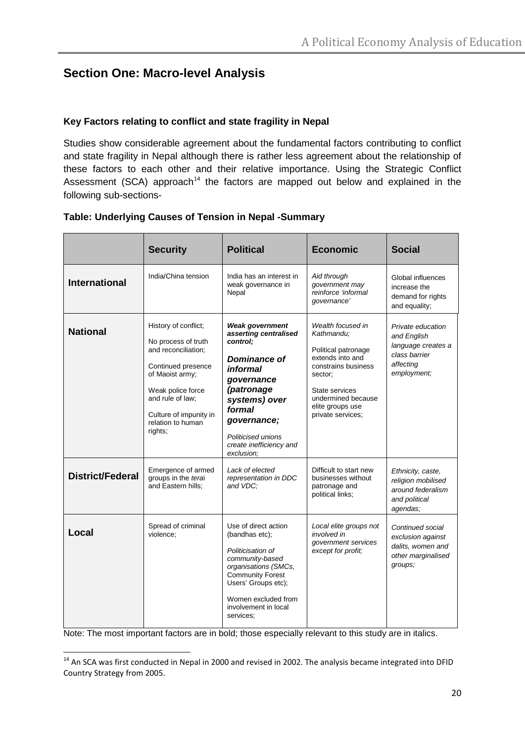## Section One: Macro-level Analysis

### Key Factors relating to conflict and state fragility in Nepal

Studies show considerable agreement about the fundamental factors contributing to conflict and state fragility in Nepal although there is rather less agreement about the relationship of these factors to each other and their relative importance. Using the Strategic Conflict Assessment (SCA) approach[14] the factors are mapped out below and explained in the following sub-sections-

**Table: Underlying Causes of Tension in Nepal -Summary**

| | Security | Political | Economic | Social |
|---|---|---|---|---|
| **International** | India/China tension | India has an interest in weak governance in Nepal | *Aid through government may reinforce 'informal governance'* | Global influences increase the demand for rights and equality; |
| **National** | History of conflict;<br><br>No process of truth and reconciliation;<br><br>Continued presence of Maoist army;<br><br>Weak police force and rule of law;<br><br>Culture of impunity in relation to human rights; | ***Weak government asserting centralised control;***<br><br>***Dominance of informal governance (patronage systems) over formal governance;***<br><br>*Politicised unions create inefficiency and exclusion;* | *Wealth focused in Kathmandu;*<br><br>Political patronage extends into and constrains business sector;<br><br>State services undermined because elite groups use private services; | *Private education and English language creates a class barrier affecting employment;* |
| **District/Federal** | Emergence of armed groups in the *terai* and Eastern hills; | *Lack of elected representation in DDC and VDC;* | Difficult to start new businesses without patronage and political links; | *Ethnicity, caste, religion mobilised around federalism and political agendas;* |
| **Local** | Spread of criminal violence; | Use of direct action (bandhas etc);<br><br>*Politicisation of community-based organisations (SMCs*, Community Forest Users' Groups etc);<br><br>Women excluded from involvement in local services; | *Local elite groups not involved in government services except for profit;* | *Continued social exclusion against dalits, women and other marginalised groups;* |

Note: The most important factors are in bold; those especially relevant to this study are in italics.

[14] An SCA was first conducted in Nepal in 2000 and revised in 2002. The analysis became integrated into DFID Country Strategy from 2005.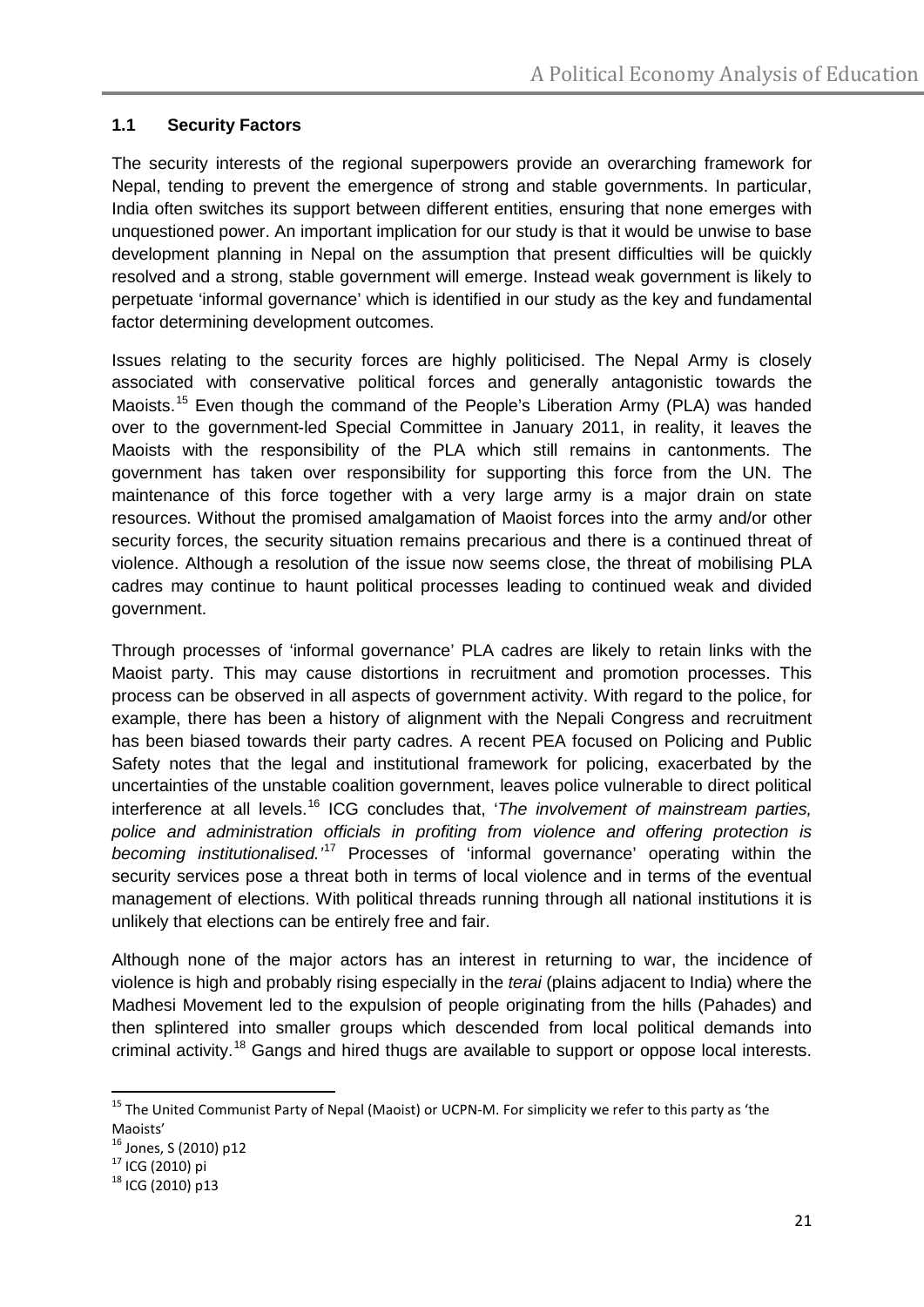### 1.1 Security Factors

The security interests of the regional superpowers provide an overarching framework for Nepal, tending to prevent the emergence of strong and stable governments. In particular, India often switches its support between different entities, ensuring that none emerges with unquestioned power. An important implication for our study is that it would be unwise to base development planning in Nepal on the assumption that present difficulties will be quickly resolved and a strong, stable government will emerge. Instead weak government is likely to perpetuate 'informal governance' which is identified in our study as the key and fundamental factor determining development outcomes.

Issues relating to the security forces are highly politicised. The Nepal Army is closely associated with conservative political forces and generally antagonistic towards the Maoists.[15] Even though the command of the People's Liberation Army (PLA) was handed over to the government-led Special Committee in January 2011, in reality, it leaves the Maoists with the responsibility of the PLA which still remains in cantonments. The government has taken over responsibility for supporting this force from the UN. The maintenance of this force together with a very large army is a major drain on state resources. Without the promised amalgamation of Maoist forces into the army and/or other security forces, the security situation remains precarious and there is a continued threat of violence. Although a resolution of the issue now seems close, the threat of mobilising PLA cadres may continue to haunt political processes leading to continued weak and divided government.

Through processes of 'informal governance' PLA cadres are likely to retain links with the Maoist party. This may cause distortions in recruitment and promotion processes. This process can be observed in all aspects of government activity. With regard to the police, for example, there has been a history of alignment with the Nepali Congress and recruitment has been biased towards their party cadres. A recent PEA focused on Policing and Public Safety notes that the legal and institutional framework for policing, exacerbated by the uncertainties of the unstable coalition government, leaves police vulnerable to direct political interference at all levels.[16] ICG concludes that, '*The involvement of mainstream parties, police and administration officials in profiting from violence and offering protection is becoming institutionalised.*'[17] Processes of 'informal governance' operating within the security services pose a threat both in terms of local violence and in terms of the eventual management of elections. With political threads running through all national institutions it is unlikely that elections can be entirely free and fair.

Although none of the major actors has an interest in returning to war, the incidence of violence is high and probably rising especially in the *terai* (plains adjacent to India) where the Madhesi Movement led to the expulsion of people originating from the hills (Pahades) and then splintered into smaller groups which descended from local political demands into criminal activity.[18] Gangs and hired thugs are available to support or oppose local interests.

---

[15] The United Communist Party of Nepal (Maoist) or UCPN-M. For simplicity we refer to this party as 'the Maoists'

[16] Jones, S (2010) p12

[17] ICG (2010) pi

[18] ICG (2010) p13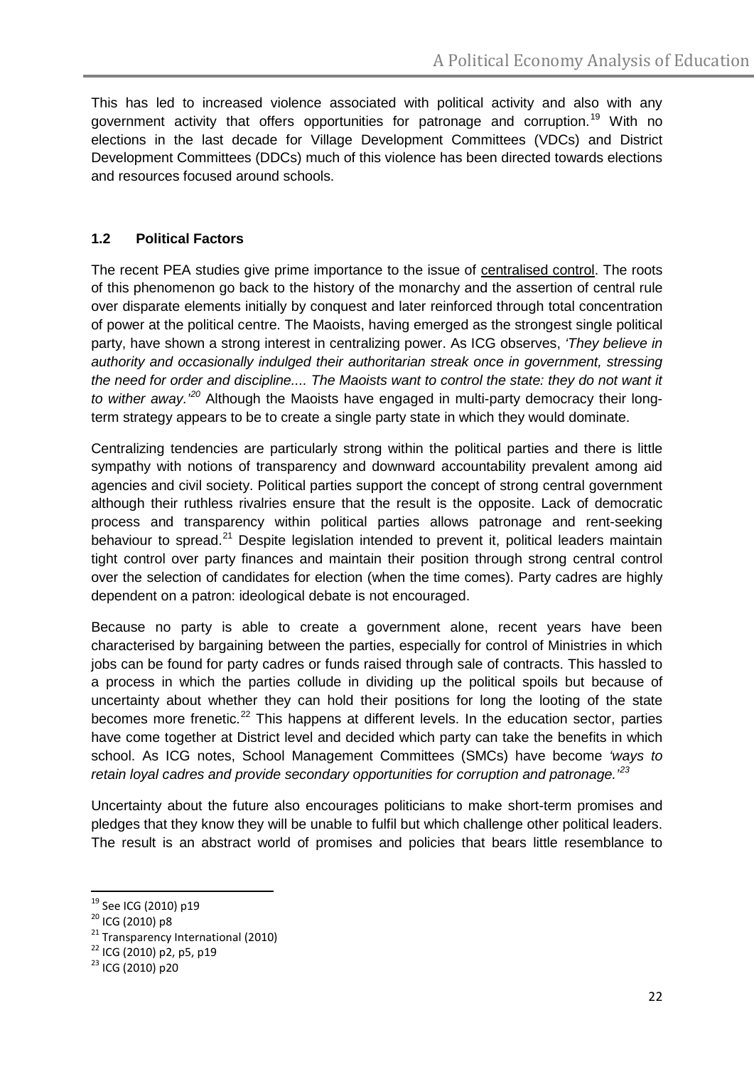This has led to increased violence associated with political activity and also with any government activity that offers opportunities for patronage and corruption.[19] With no elections in the last decade for Village Development Committees (VDCs) and District Development Committees (DDCs) much of this violence has been directed towards elections and resources focused around schools.

### 1.2 Political Factors

The recent PEA studies give prime importance to the issue of centralised control. The roots of this phenomenon go back to the history of the monarchy and the assertion of central rule over disparate elements initially by conquest and later reinforced through total concentration of power at the political centre. The Maoists, having emerged as the strongest single political party, have shown a strong interest in centralizing power. As ICG observes, *'They believe in authority and occasionally indulged their authoritarian streak once in government, stressing the need for order and discipline.... The Maoists want to control the state: they do not want it to wither away.'*[20] Although the Maoists have engaged in multi-party democracy their long-term strategy appears to be to create a single party state in which they would dominate.

Centralizing tendencies are particularly strong within the political parties and there is little sympathy with notions of transparency and downward accountability prevalent among aid agencies and civil society. Political parties support the concept of strong central government although their ruthless rivalries ensure that the result is the opposite. Lack of democratic process and transparency within political parties allows patronage and rent-seeking behaviour to spread.[21] Despite legislation intended to prevent it, political leaders maintain tight control over party finances and maintain their position through strong central control over the selection of candidates for election (when the time comes). Party cadres are highly dependent on a patron: ideological debate is not encouraged.

Because no party is able to create a government alone, recent years have been characterised by bargaining between the parties, especially for control of Ministries in which jobs can be found for party cadres or funds raised through sale of contracts. This hassled to a process in which the parties collude in dividing up the political spoils but because of uncertainty about whether they can hold their positions for long the looting of the state becomes more frenetic.[22] This happens at different levels. In the education sector, parties have come together at District level and decided which party can take the benefits in which school. As ICG notes, School Management Committees (SMCs) have become *'ways to retain loyal cadres and provide secondary opportunities for corruption and patronage.'*[23]

Uncertainty about the future also encourages politicians to make short-term promises and pledges that they know they will be unable to fulfil but which challenge other political leaders. The result is an abstract world of promises and policies that bears little resemblance to

---

[19] See ICG (2010) p19

[20] ICG (2010) p8

[21] Transparency International (2010)

[22] ICG (2010) p2, p5, p19

[23] ICG (2010) p20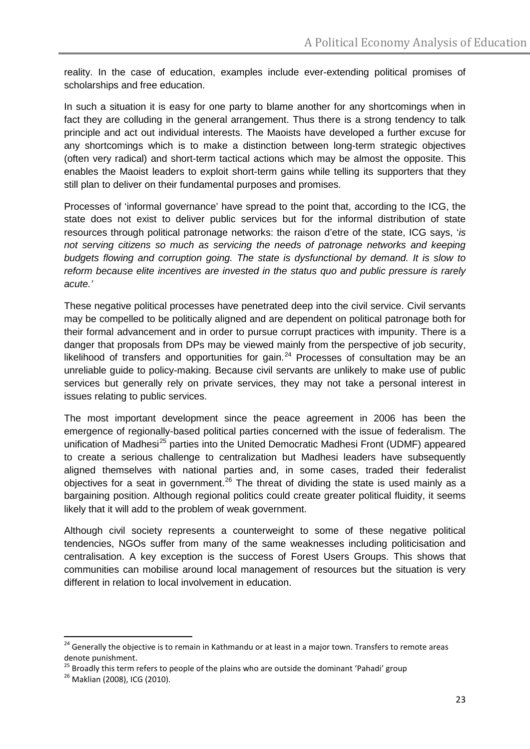reality. In the case of education, examples include ever-extending political promises of scholarships and free education.

In such a situation it is easy for one party to blame another for any shortcomings when in fact they are colluding in the general arrangement. Thus there is a strong tendency to talk principle and act out individual interests. The Maoists have developed a further excuse for any shortcomings which is to make a distinction between long-term strategic objectives (often very radical) and short-term tactical actions which may be almost the opposite. This enables the Maoist leaders to exploit short-term gains while telling its supporters that they still plan to deliver on their fundamental purposes and promises.

Processes of 'informal governance' have spread to the point that, according to the ICG, the state does not exist to deliver public services but for the informal distribution of state resources through political patronage networks: the raison d'etre of the state, ICG says, '*is not serving citizens so much as servicing the needs of patronage networks and keeping budgets flowing and corruption going. The state is dysfunctional by demand. It is slow to reform because elite incentives are invested in the status quo and public pressure is rarely acute.'*

These negative political processes have penetrated deep into the civil service. Civil servants may be compelled to be politically aligned and are dependent on political patronage both for their formal advancement and in order to pursue corrupt practices with impunity. There is a danger that proposals from DPs may be viewed mainly from the perspective of job security, likelihood of transfers and opportunities for gain.[24] Processes of consultation may be an unreliable guide to policy-making. Because civil servants are unlikely to make use of public services but generally rely on private services, they may not take a personal interest in issues relating to public services.

The most important development since the peace agreement in 2006 has been the emergence of regionally-based political parties concerned with the issue of federalism. The unification of Madhesi[25] parties into the United Democratic Madhesi Front (UDMF) appeared to create a serious challenge to centralization but Madhesi leaders have subsequently aligned themselves with national parties and, in some cases, traded their federalist objectives for a seat in government.[26] The threat of dividing the state is used mainly as a bargaining position. Although regional politics could create greater political fluidity, it seems likely that it will add to the problem of weak government.

Although civil society represents a counterweight to some of these negative political tendencies, NGOs suffer from many of the same weaknesses including politicisation and centralisation. A key exception is the success of Forest Users Groups. This shows that communities can mobilise around local management of resources but the situation is very different in relation to local involvement in education.

---

[24] Generally the objective is to remain in Kathmandu or at least in a major town. Transfers to remote areas denote punishment.

[25] Broadly this term refers to people of the plains who are outside the dominant 'Pahadi' group

[26] Maklian (2008), ICG (2010).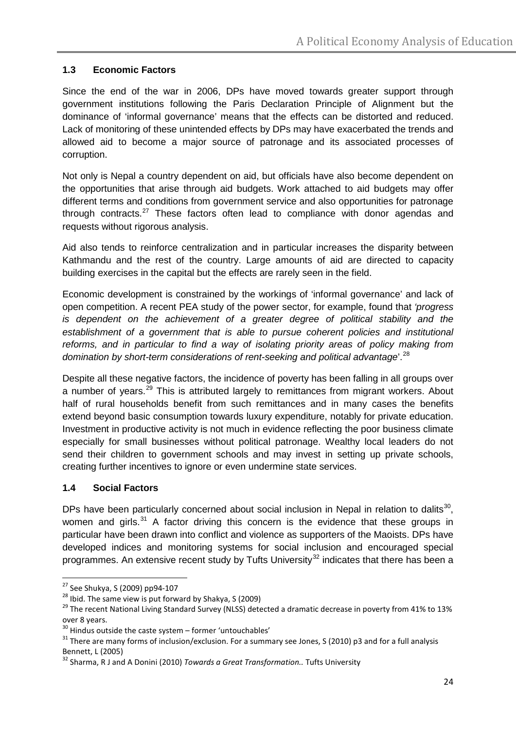### 1.3 Economic Factors

Since the end of the war in 2006, DPs have moved towards greater support through government institutions following the Paris Declaration Principle of Alignment but the dominance of 'informal governance' means that the effects can be distorted and reduced. Lack of monitoring of these unintended effects by DPs may have exacerbated the trends and allowed aid to become a major source of patronage and its associated processes of corruption.

Not only is Nepal a country dependent on aid, but officials have also become dependent on the opportunities that arise through aid budgets. Work attached to aid budgets may offer different terms and conditions from government service and also opportunities for patronage through contracts.[27] These factors often lead to compliance with donor agendas and requests without rigorous analysis.

Aid also tends to reinforce centralization and in particular increases the disparity between Kathmandu and the rest of the country. Large amounts of aid are directed to capacity building exercises in the capital but the effects are rarely seen in the field.

Economic development is constrained by the workings of 'informal governance' and lack of open competition. A recent PEA study of the power sector, for example, found that *'progress is dependent on the achievement of a greater degree of political stability and the establishment of a government that is able to pursue coherent policies and institutional reforms, and in particular to find a way of isolating priority areas of policy making from domination by short-term considerations of rent-seeking and political advantage*'.[28]

Despite all these negative factors, the incidence of poverty has been falling in all groups over a number of years.[29] This is attributed largely to remittances from migrant workers. About half of rural households benefit from such remittances and in many cases the benefits extend beyond basic consumption towards luxury expenditure, notably for private education. Investment in productive activity is not much in evidence reflecting the poor business climate especially for small businesses without political patronage. Wealthy local leaders do not send their children to government schools and may invest in setting up private schools, creating further incentives to ignore or even undermine state services.

### 1.4 Social Factors

DPs have been particularly concerned about social inclusion in Nepal in relation to dalits[30], women and girls.[31] A factor driving this concern is the evidence that these groups in particular have been drawn into conflict and violence as supporters of the Maoists. DPs have developed indices and monitoring systems for social inclusion and encouraged special programmes. An extensive recent study by Tufts University[32] indicates that there has been a

---

[27] See Shukya, S (2009) pp94-107

[28] Ibid. The same view is put forward by Shakya, S (2009)

[29] The recent National Living Standard Survey (NLSS) detected a dramatic decrease in poverty from 41% to 13% over 8 years.

[30] Hindus outside the caste system – former 'untouchables'

[31] There are many forms of inclusion/exclusion. For a summary see Jones, S (2010) p3 and for a full analysis Bennett, L (2005)

[32] Sharma, R J and A Donini (2010) *Towards a Great Transformation.*. Tufts University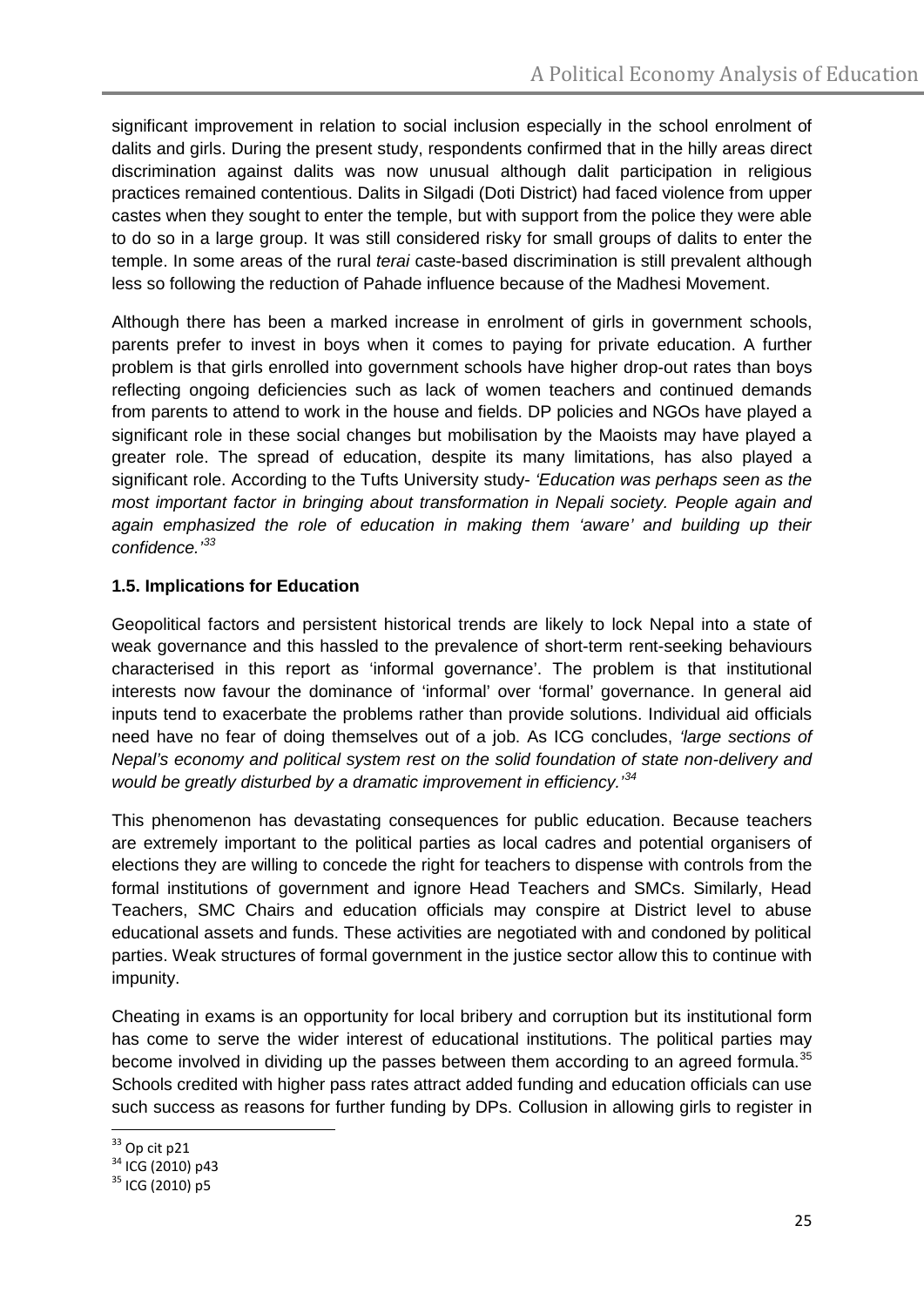significant improvement in relation to social inclusion especially in the school enrolment of dalits and girls. During the present study, respondents confirmed that in the hilly areas direct discrimination against dalits was now unusual although dalit participation in religious practices remained contentious. Dalits in Silgadi (Doti District) had faced violence from upper castes when they sought to enter the temple, but with support from the police they were able to do so in a large group. It was still considered risky for small groups of dalits to enter the temple. In some areas of the rural *terai* caste-based discrimination is still prevalent although less so following the reduction of Pahade influence because of the Madhesi Movement.

Although there has been a marked increase in enrolment of girls in government schools, parents prefer to invest in boys when it comes to paying for private education. A further problem is that girls enrolled into government schools have higher drop-out rates than boys reflecting ongoing deficiencies such as lack of women teachers and continued demands from parents to attend to work in the house and fields. DP policies and NGOs have played a significant role in these social changes but mobilisation by the Maoists may have played a greater role. The spread of education, despite its many limitations, has also played a significant role. According to the Tufts University study- *'Education was perhaps seen as the most important factor in bringing about transformation in Nepali society. People again and again emphasized the role of education in making them 'aware' and building up their confidence.'*[33]

### 1.5. Implications for Education

Geopolitical factors and persistent historical trends are likely to lock Nepal into a state of weak governance and this hassled to the prevalence of short-term rent-seeking behaviours characterised in this report as 'informal governance'. The problem is that institutional interests now favour the dominance of 'informal' over 'formal' governance. In general aid inputs tend to exacerbate the problems rather than provide solutions. Individual aid officials need have no fear of doing themselves out of a job. As ICG concludes, *'large sections of Nepal's economy and political system rest on the solid foundation of state non-delivery and would be greatly disturbed by a dramatic improvement in efficiency.'*[34]

This phenomenon has devastating consequences for public education. Because teachers are extremely important to the political parties as local cadres and potential organisers of elections they are willing to concede the right for teachers to dispense with controls from the formal institutions of government and ignore Head Teachers and SMCs. Similarly, Head Teachers, SMC Chairs and education officials may conspire at District level to abuse educational assets and funds. These activities are negotiated with and condoned by political parties. Weak structures of formal government in the justice sector allow this to continue with impunity.

Cheating in exams is an opportunity for local bribery and corruption but its institutional form has come to serve the wider interest of educational institutions. The political parties may become involved in dividing up the passes between them according to an agreed formula.[35] Schools credited with higher pass rates attract added funding and education officials can use such success as reasons for further funding by DPs. Collusion in allowing girls to register in

---

[33] Op cit p21

[34] ICG (2010) p43

[35] ICG (2010) p5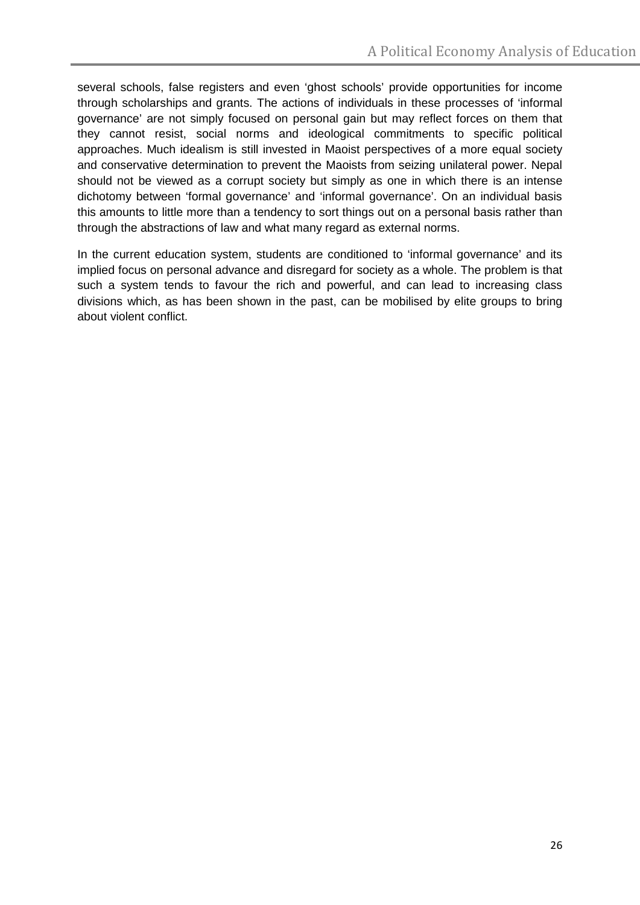several schools, false registers and even 'ghost schools' provide opportunities for income through scholarships and grants. The actions of individuals in these processes of 'informal governance' are not simply focused on personal gain but may reflect forces on them that they cannot resist, social norms and ideological commitments to specific political approaches. Much idealism is still invested in Maoist perspectives of a more equal society and conservative determination to prevent the Maoists from seizing unilateral power. Nepal should not be viewed as a corrupt society but simply as one in which there is an intense dichotomy between 'formal governance' and 'informal governance'. On an individual basis this amounts to little more than a tendency to sort things out on a personal basis rather than through the abstractions of law and what many regard as external norms.

In the current education system, students are conditioned to 'informal governance' and its implied focus on personal advance and disregard for society as a whole. The problem is that such a system tends to favour the rich and powerful, and can lead to increasing class divisions which, as has been shown in the past, can be mobilised by elite groups to bring about violent conflict.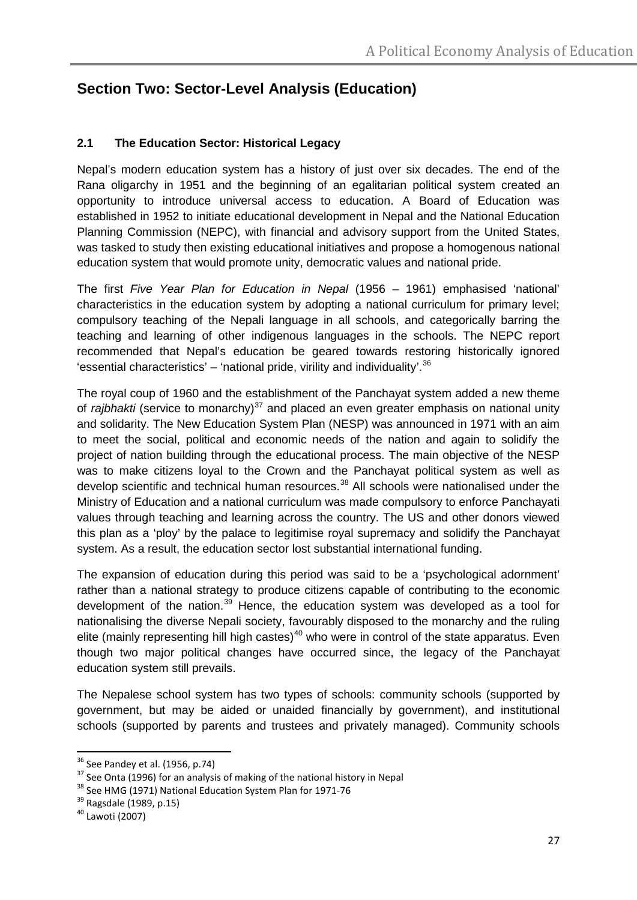## Section Two: Sector-Level Analysis (Education)

### 2.1 The Education Sector: Historical Legacy

Nepal's modern education system has a history of just over six decades. The end of the Rana oligarchy in 1951 and the beginning of an egalitarian political system created an opportunity to introduce universal access to education. A Board of Education was established in 1952 to initiate educational development in Nepal and the National Education Planning Commission (NEPC), with financial and advisory support from the United States, was tasked to study then existing educational initiatives and propose a homogenous national education system that would promote unity, democratic values and national pride.

The first *Five Year Plan for Education in Nepal* (1956 – 1961) emphasised 'national' characteristics in the education system by adopting a national curriculum for primary level; compulsory teaching of the Nepali language in all schools, and categorically barring the teaching and learning of other indigenous languages in the schools. The NEPC report recommended that Nepal's education be geared towards restoring historically ignored 'essential characteristics' – 'national pride, virility and individuality'.[36]

The royal coup of 1960 and the establishment of the Panchayat system added a new theme of *rajbhakti* (service to monarchy)[37] and placed an even greater emphasis on national unity and solidarity. The New Education System Plan (NESP) was announced in 1971 with an aim to meet the social, political and economic needs of the nation and again to solidify the project of nation building through the educational process. The main objective of the NESP was to make citizens loyal to the Crown and the Panchayat political system as well as develop scientific and technical human resources.[38] All schools were nationalised under the Ministry of Education and a national curriculum was made compulsory to enforce Panchayati values through teaching and learning across the country. The US and other donors viewed this plan as a 'ploy' by the palace to legitimise royal supremacy and solidify the Panchayat system. As a result, the education sector lost substantial international funding.

The expansion of education during this period was said to be a 'psychological adornment' rather than a national strategy to produce citizens capable of contributing to the economic development of the nation.[39] Hence, the education system was developed as a tool for nationalising the diverse Nepali society, favourably disposed to the monarchy and the ruling elite (mainly representing hill high castes)[40] who were in control of the state apparatus. Even though two major political changes have occurred since, the legacy of the Panchayat education system still prevails.

The Nepalese school system has two types of schools: community schools (supported by government, but may be aided or unaided financially by government), and institutional schools (supported by parents and trustees and privately managed). Community schools

---

[36] See Pandey et al. (1956, p.74)

[37] See Onta (1996) for an analysis of making of the national history in Nepal

[38] See HMG (1971) National Education System Plan for 1971-76

[39] Ragsdale (1989, p.15)

[40] Lawoti (2007)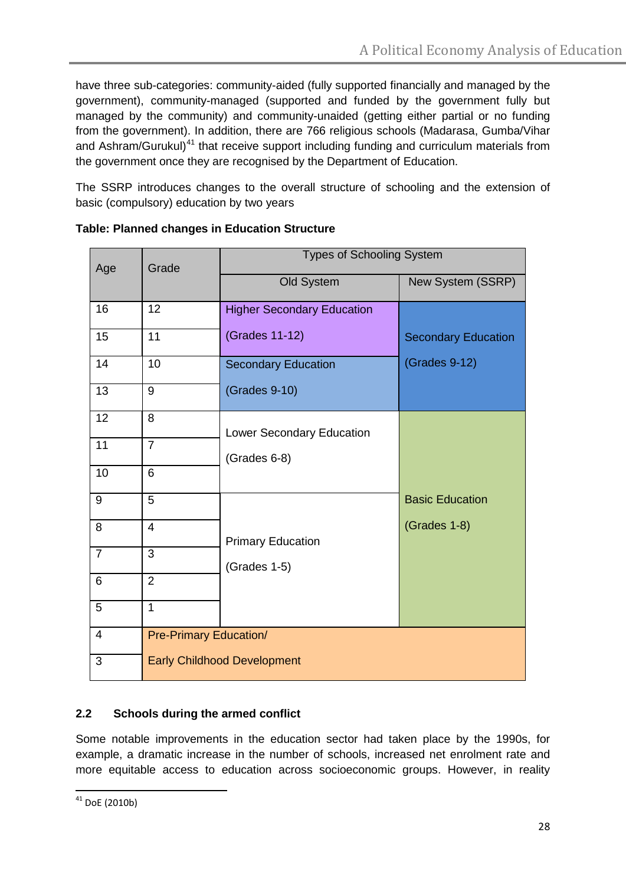have three sub-categories: community-aided (fully supported financially and managed by the government), community-managed (supported and funded by the government fully but managed by the community) and community-unaided (getting either partial or no funding from the government). In addition, there are 766 religious schools (Madarasa, Gumba/Vihar and Ashram/Gurukul)[41] that receive support including funding and curriculum materials from the government once they are recognised by the Department of Education.

The SSRP introduces changes to the overall structure of schooling and the extension of basic (compulsory) education by two years

**Table: Planned changes in Education Structure**

| Age | Grade | Types of Schooling System | |
|---|---|---|---|
| | | Old System | New System (SSRP) |
| 16 | 12 | Higher Secondary Education (Grades 11-12) | Secondary Education (Grades 9-12) |
| 15 | 11 | | |
| 14 | 10 | Secondary Education (Grades 9-10) | |
| 13 | 9 | | |
| 12 | 8 | Lower Secondary Education (Grades 6-8) | Basic Education (Grades 1-8) |
| 11 | 7 | | |
| 10 | 6 | | |
| 9 | 5 | Primary Education (Grades 1-5) | |
| 8 | 4 | | |
| 7 | 3 | | |
| 6 | 2 | | |
| 5 | 1 | | |
| 4 | Pre-Primary Education/ Early Childhood Development | | |
| 3 | | | |

## 2.2 Schools during the armed conflict

Some notable improvements in the education sector had taken place by the 1990s, for example, a dramatic increase in the number of schools, increased net enrolment rate and more equitable access to education across socioeconomic groups. However, in reality

[41] DoE (2010b)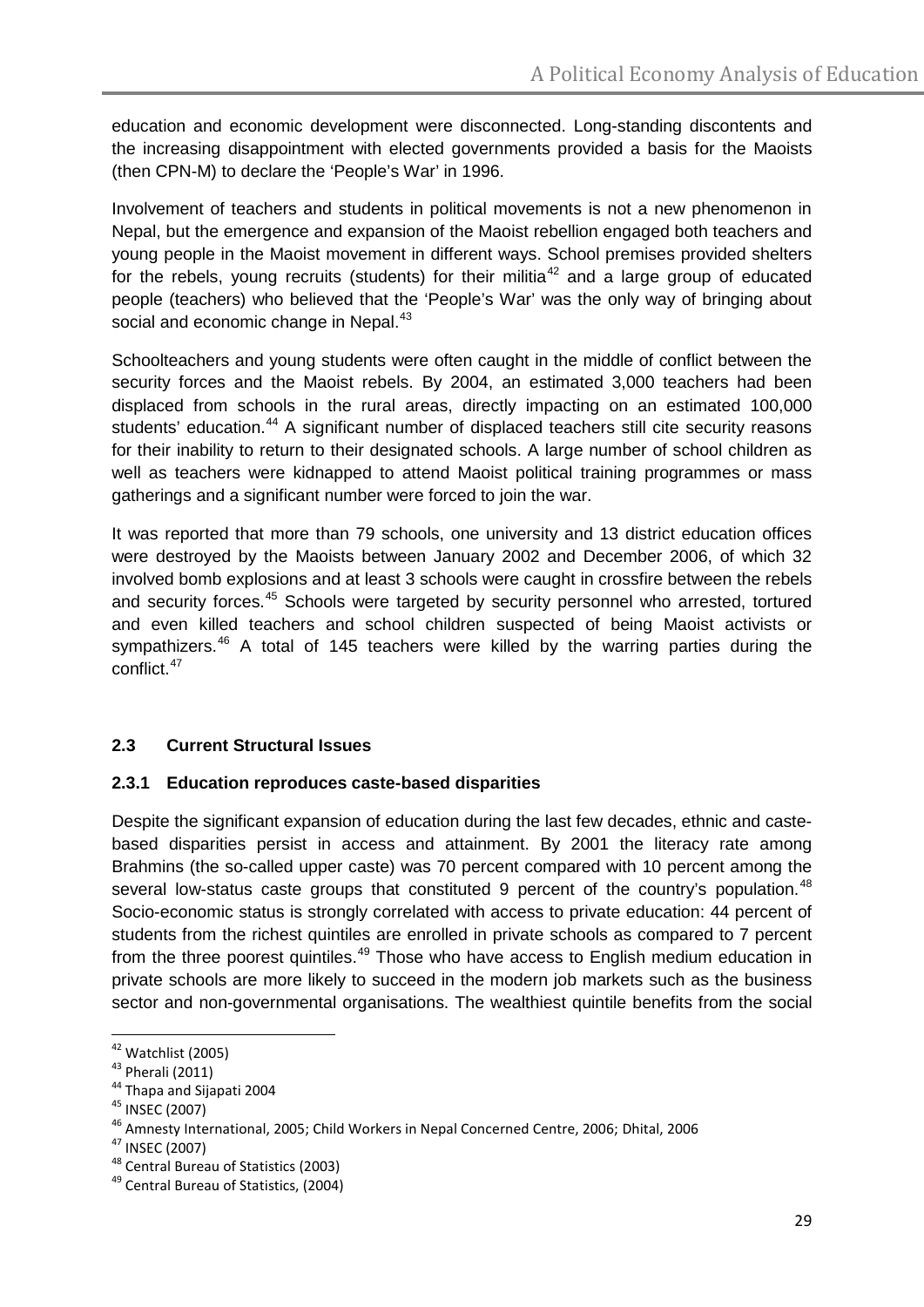education and economic development were disconnected. Long-standing discontents and the increasing disappointment with elected governments provided a basis for the Maoists (then CPN-M) to declare the 'People's War' in 1996.

Involvement of teachers and students in political movements is not a new phenomenon in Nepal, but the emergence and expansion of the Maoist rebellion engaged both teachers and young people in the Maoist movement in different ways. School premises provided shelters for the rebels, young recruits (students) for their militia[42] and a large group of educated people (teachers) who believed that the 'People's War' was the only way of bringing about social and economic change in Nepal.[43]

Schoolteachers and young students were often caught in the middle of conflict between the security forces and the Maoist rebels. By 2004, an estimated 3,000 teachers had been displaced from schools in the rural areas, directly impacting on an estimated 100,000 students' education.[44] A significant number of displaced teachers still cite security reasons for their inability to return to their designated schools. A large number of school children as well as teachers were kidnapped to attend Maoist political training programmes or mass gatherings and a significant number were forced to join the war.

It was reported that more than 79 schools, one university and 13 district education offices were destroyed by the Maoists between January 2002 and December 2006, of which 32 involved bomb explosions and at least 3 schools were caught in crossfire between the rebels and security forces.[45] Schools were targeted by security personnel who arrested, tortured and even killed teachers and school children suspected of being Maoist activists or sympathizers.[46] A total of 145 teachers were killed by the warring parties during the conflict.[47]

## 2.3 Current Structural Issues

### 2.3.1 Education reproduces caste-based disparities

Despite the significant expansion of education during the last few decades, ethnic and caste-based disparities persist in access and attainment. By 2001 the literacy rate among Brahmins (the so-called upper caste) was 70 percent compared with 10 percent among the several low-status caste groups that constituted 9 percent of the country's population.[48] Socio-economic status is strongly correlated with access to private education: 44 percent of students from the richest quintiles are enrolled in private schools as compared to 7 percent from the three poorest quintiles.[49] Those who have access to English medium education in private schools are more likely to succeed in the modern job markets such as the business sector and non-governmental organisations. The wealthiest quintile benefits from the social

---

[42] Watchlist (2005)
[43] Pherali (2011)
[44] Thapa and Sijapati 2004
[45] INSEC (2007)
[46] Amnesty International, 2005; Child Workers in Nepal Concerned Centre, 2006; Dhital, 2006
[47] INSEC (2007)
[48] Central Bureau of Statistics (2003)
[49] Central Bureau of Statistics, (2004)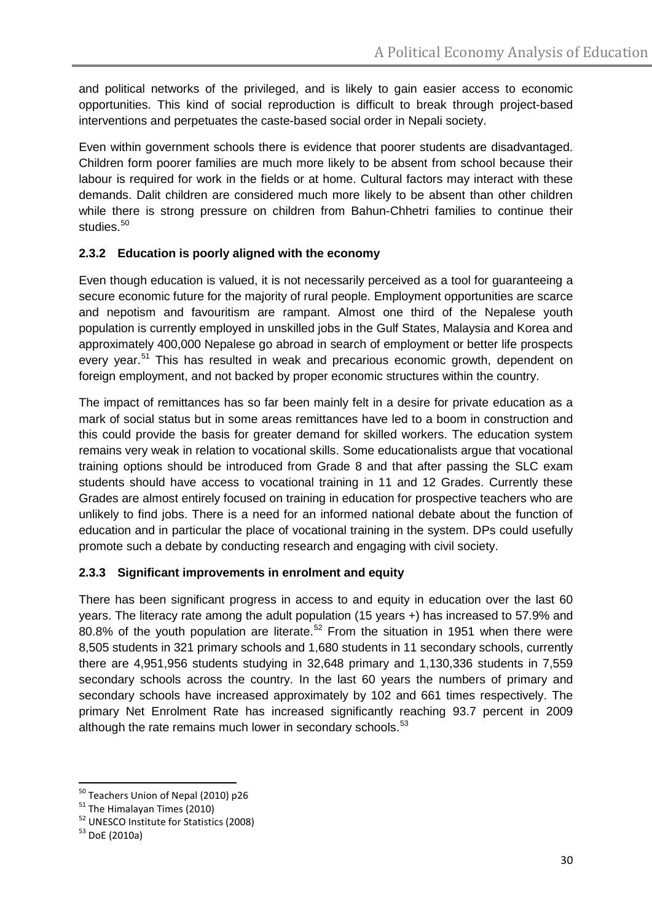and political networks of the privileged, and is likely to gain easier access to economic opportunities. This kind of social reproduction is difficult to break through project-based interventions and perpetuates the caste-based social order in Nepali society.

Even within government schools there is evidence that poorer students are disadvantaged. Children form poorer families are much more likely to be absent from school because their labour is required for work in the fields or at home. Cultural factors may interact with these demands. Dalit children are considered much more likely to be absent than other children while there is strong pressure on children from Bahun-Chhetri families to continue their studies.[50]

### 2.3.2 Education is poorly aligned with the economy

Even though education is valued, it is not necessarily perceived as a tool for guaranteeing a secure economic future for the majority of rural people. Employment opportunities are scarce and nepotism and favouritism are rampant. Almost one third of the Nepalese youth population is currently employed in unskilled jobs in the Gulf States, Malaysia and Korea and approximately 400,000 Nepalese go abroad in search of employment or better life prospects every year.[51] This has resulted in weak and precarious economic growth, dependent on foreign employment, and not backed by proper economic structures within the country.

The impact of remittances has so far been mainly felt in a desire for private education as a mark of social status but in some areas remittances have led to a boom in construction and this could provide the basis for greater demand for skilled workers. The education system remains very weak in relation to vocational skills. Some educationalists argue that vocational training options should be introduced from Grade 8 and that after passing the SLC exam students should have access to vocational training in 11 and 12 Grades. Currently these Grades are almost entirely focused on training in education for prospective teachers who are unlikely to find jobs. There is a need for an informed national debate about the function of education and in particular the place of vocational training in the system. DPs could usefully promote such a debate by conducting research and engaging with civil society.

### 2.3.3 Significant improvements in enrolment and equity

There has been significant progress in access to and equity in education over the last 60 years. The literacy rate among the adult population (15 years +) has increased to 57.9% and 80.8% of the youth population are literate.[52] From the situation in 1951 when there were 8,505 students in 321 primary schools and 1,680 students in 11 secondary schools, currently there are 4,951,956 students studying in 32,648 primary and 1,130,336 students in 7,559 secondary schools across the country. In the last 60 years the numbers of primary and secondary schools have increased approximately by 102 and 661 times respectively. The primary Net Enrolment Rate has increased significantly reaching 93.7 percent in 2009 although the rate remains much lower in secondary schools.[53]

---

[50] Teachers Union of Nepal (2010) p26

[51] The Himalayan Times (2010)

[52] UNESCO Institute for Statistics (2008)

[53] DoE (2010a)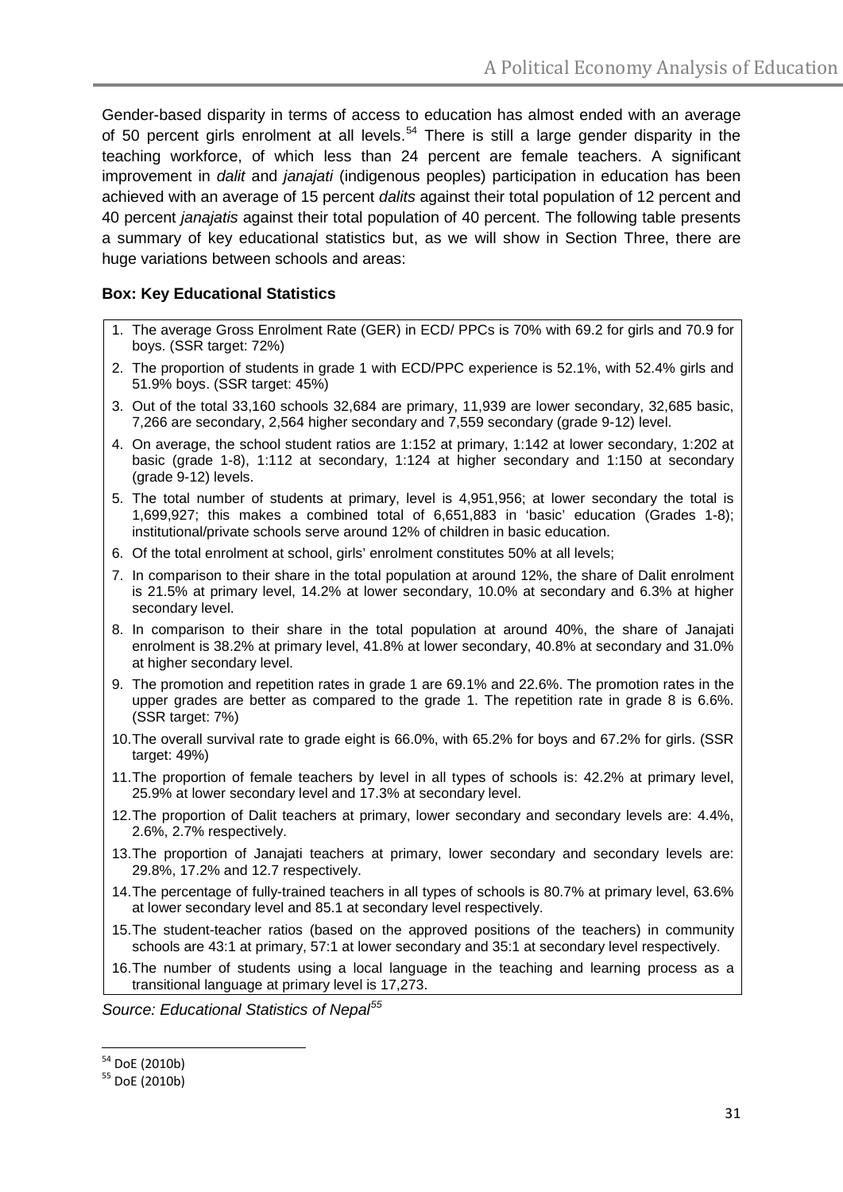Gender-based disparity in terms of access to education has almost ended with an average of 50 percent girls enrolment at all levels.[54] There is still a large gender disparity in the teaching workforce, of which less than 24 percent are female teachers. A significant improvement in *dalit* and *janajati* (indigenous peoples) participation in education has been achieved with an average of 15 percent *dalits* against their total population of 12 percent and 40 percent *janajatis* against their total population of 40 percent. The following table presents a summary of key educational statistics but, as we will show in Section Three, there are huge variations between schools and areas:

**Box: Key Educational Statistics**

1. The average Gross Enrolment Rate (GER) in ECD/ PPCs is 70% with 69.2 for girls and 70.9 for boys. (SSR target: 72%)
2. The proportion of students in grade 1 with ECD/PPC experience is 52.1%, with 52.4% girls and 51.9% boys. (SSR target: 45%)
3. Out of the total 33,160 schools 32,684 are primary, 11,939 are lower secondary, 32,685 basic, 7,266 are secondary, 2,564 higher secondary and 7,559 secondary (grade 9-12) level.
4. On average, the school student ratios are 1:152 at primary, 1:142 at lower secondary, 1:202 at basic (grade 1-8), 1:112 at secondary, 1:124 at higher secondary and 1:150 at secondary (grade 9-12) levels.
5. The total number of students at primary, level is 4,951,956; at lower secondary the total is 1,699,927; this makes a combined total of 6,651,883 in 'basic' education (Grades 1-8); institutional/private schools serve around 12% of children in basic education.
6. Of the total enrolment at school, girls' enrolment constitutes 50% at all levels;
7. In comparison to their share in the total population at around 12%, the share of Dalit enrolment is 21.5% at primary level, 14.2% at lower secondary, 10.0% at secondary and 6.3% at higher secondary level.
8. In comparison to their share in the total population at around 40%, the share of Janajati enrolment is 38.2% at primary level, 41.8% at lower secondary, 40.8% at secondary and 31.0% at higher secondary level.
9. The promotion and repetition rates in grade 1 are 69.1% and 22.6%. The promotion rates in the upper grades are better as compared to the grade 1. The repetition rate in grade 8 is 6.6%. (SSR target: 7%)
10. The overall survival rate to grade eight is 66.0%, with 65.2% for boys and 67.2% for girls. (SSR target: 49%)
11. The proportion of female teachers by level in all types of schools is: 42.2% at primary level, 25.9% at lower secondary level and 17.3% at secondary level.
12. The proportion of Dalit teachers at primary, lower secondary and secondary levels are: 4.4%, 2.6%, 2.7% respectively.
13. The proportion of Janajati teachers at primary, lower secondary and secondary levels are: 29.8%, 17.2% and 12.7 respectively.
14. The percentage of fully-trained teachers in all types of schools is 80.7% at primary level, 63.6% at lower secondary level and 85.1 at secondary level respectively.
15. The student-teacher ratios (based on the approved positions of the teachers) in community schools are 43:1 at primary, 57:1 at lower secondary and 35:1 at secondary level respectively.
16. The number of students using a local language in the teaching and learning process as a transitional language at primary level is 17,273.

*Source: Educational Statistics of Nepal*[55]

[54] DoE (2010b)

[55] DoE (2010b)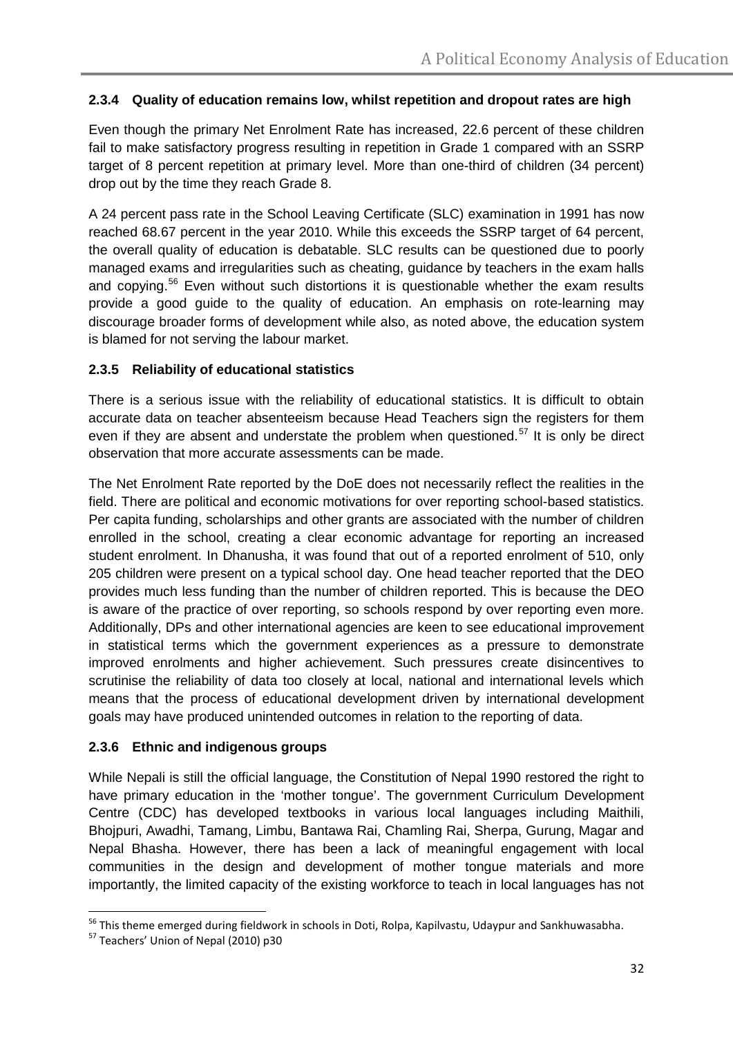### 2.3.4 Quality of education remains low, whilst repetition and dropout rates are high

Even though the primary Net Enrolment Rate has increased, 22.6 percent of these children fail to make satisfactory progress resulting in repetition in Grade 1 compared with an SSRP target of 8 percent repetition at primary level. More than one-third of children (34 percent) drop out by the time they reach Grade 8.

A 24 percent pass rate in the School Leaving Certificate (SLC) examination in 1991 has now reached 68.67 percent in the year 2010. While this exceeds the SSRP target of 64 percent, the overall quality of education is debatable. SLC results can be questioned due to poorly managed exams and irregularities such as cheating, guidance by teachers in the exam halls and copying.[56] Even without such distortions it is questionable whether the exam results provide a good guide to the quality of education. An emphasis on rote-learning may discourage broader forms of development while also, as noted above, the education system is blamed for not serving the labour market.

### 2.3.5 Reliability of educational statistics

There is a serious issue with the reliability of educational statistics. It is difficult to obtain accurate data on teacher absenteeism because Head Teachers sign the registers for them even if they are absent and understate the problem when questioned.[57] It is only be direct observation that more accurate assessments can be made.

The Net Enrolment Rate reported by the DoE does not necessarily reflect the realities in the field. There are political and economic motivations for over reporting school-based statistics. Per capita funding, scholarships and other grants are associated with the number of children enrolled in the school, creating a clear economic advantage for reporting an increased student enrolment. In Dhanusha, it was found that out of a reported enrolment of 510, only 205 children were present on a typical school day. One head teacher reported that the DEO provides much less funding than the number of children reported. This is because the DEO is aware of the practice of over reporting, so schools respond by over reporting even more. Additionally, DPs and other international agencies are keen to see educational improvement in statistical terms which the government experiences as a pressure to demonstrate improved enrolments and higher achievement. Such pressures create disincentives to scrutinise the reliability of data too closely at local, national and international levels which means that the process of educational development driven by international development goals may have produced unintended outcomes in relation to the reporting of data.

### 2.3.6 Ethnic and indigenous groups

While Nepali is still the official language, the Constitution of Nepal 1990 restored the right to have primary education in the 'mother tongue'. The government Curriculum Development Centre (CDC) has developed textbooks in various local languages including Maithili, Bhojpuri, Awadhi, Tamang, Limbu, Bantawa Rai, Chamling Rai, Sherpa, Gurung, Magar and Nepal Bhasha. However, there has been a lack of meaningful engagement with local communities in the design and development of mother tongue materials and more importantly, the limited capacity of the existing workforce to teach in local languages has not

---

[56] This theme emerged during fieldwork in schools in Doti, Rolpa, Kapilvastu, Udaypur and Sankhuwasabha.

[57] Teachers' Union of Nepal (2010) p30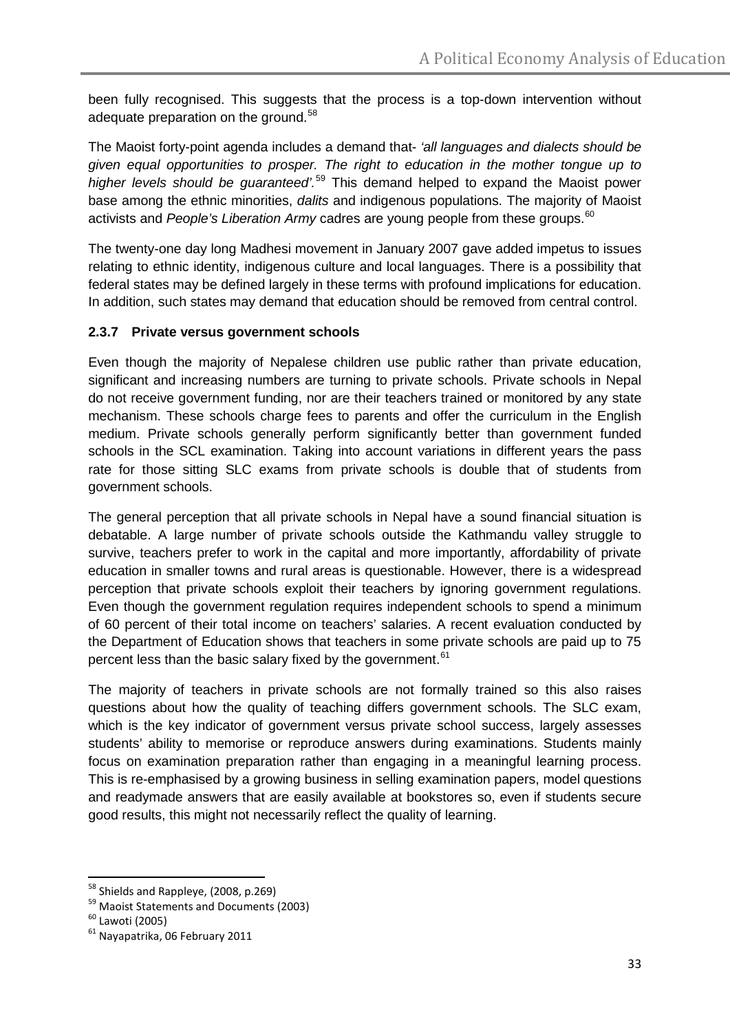been fully recognised. This suggests that the process is a top-down intervention without adequate preparation on the ground.[58]

The Maoist forty-point agenda includes a demand that- *'all languages and dialects should be given equal opportunities to prosper. The right to education in the mother tongue up to higher levels should be guaranteed'.*[59] This demand helped to expand the Maoist power base among the ethnic minorities, *dalits* and indigenous populations. The majority of Maoist activists and *People's Liberation Army* cadres are young people from these groups.[60]

The twenty-one day long Madhesi movement in January 2007 gave added impetus to issues relating to ethnic identity, indigenous culture and local languages. There is a possibility that federal states may be defined largely in these terms with profound implications for education. In addition, such states may demand that education should be removed from central control.

### 2.3.7 Private versus government schools

Even though the majority of Nepalese children use public rather than private education, significant and increasing numbers are turning to private schools. Private schools in Nepal do not receive government funding, nor are their teachers trained or monitored by any state mechanism. These schools charge fees to parents and offer the curriculum in the English medium. Private schools generally perform significantly better than government funded schools in the SCL examination. Taking into account variations in different years the pass rate for those sitting SLC exams from private schools is double that of students from government schools.

The general perception that all private schools in Nepal have a sound financial situation is debatable. A large number of private schools outside the Kathmandu valley struggle to survive, teachers prefer to work in the capital and more importantly, affordability of private education in smaller towns and rural areas is questionable. However, there is a widespread perception that private schools exploit their teachers by ignoring government regulations. Even though the government regulation requires independent schools to spend a minimum of 60 percent of their total income on teachers' salaries. A recent evaluation conducted by the Department of Education shows that teachers in some private schools are paid up to 75 percent less than the basic salary fixed by the government.[61]

The majority of teachers in private schools are not formally trained so this also raises questions about how the quality of teaching differs government schools. The SLC exam, which is the key indicator of government versus private school success, largely assesses students' ability to memorise or reproduce answers during examinations. Students mainly focus on examination preparation rather than engaging in a meaningful learning process. This is re-emphasised by a growing business in selling examination papers, model questions and readymade answers that are easily available at bookstores so, even if students secure good results, this might not necessarily reflect the quality of learning.

---

[58] Shields and Rappleye, (2008, p.269)

[59] Maoist Statements and Documents (2003)

[60] Lawoti (2005)

[61] Nayapatrika, 06 February 2011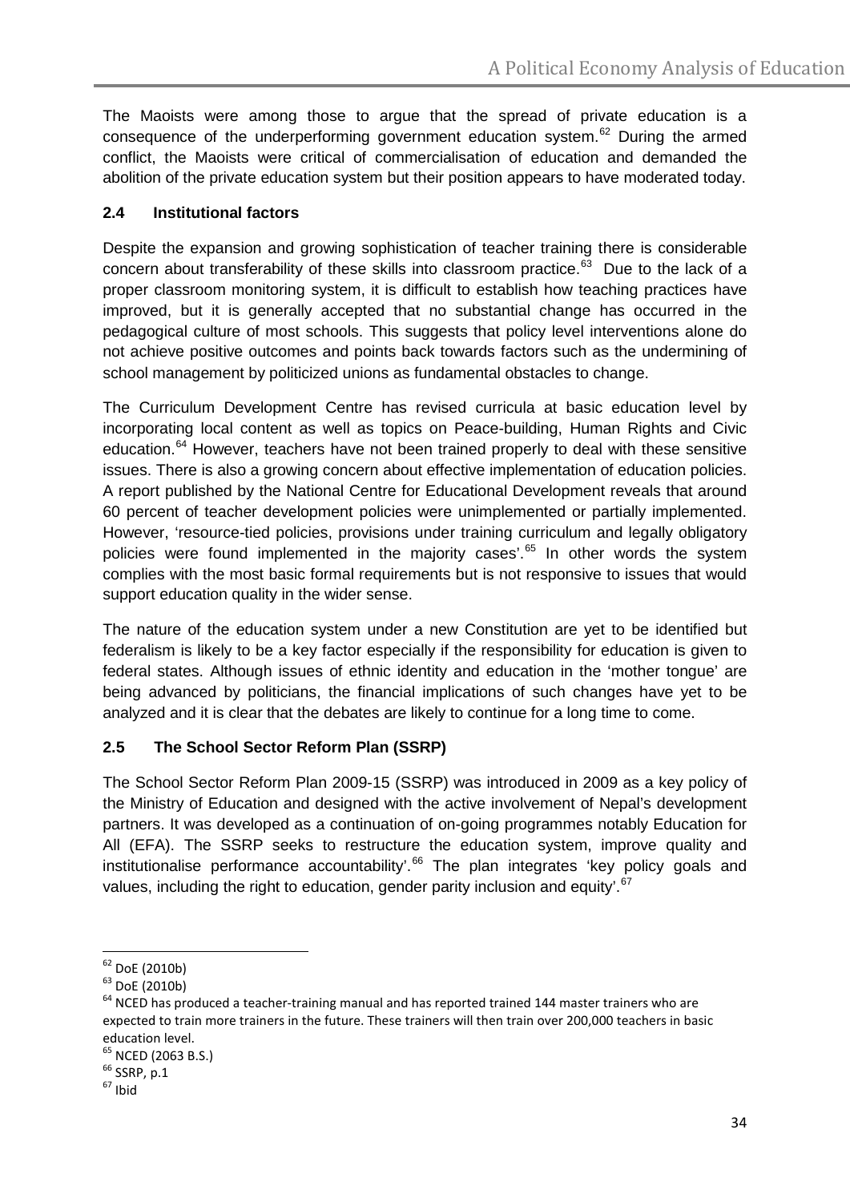The Maoists were among those to argue that the spread of private education is a consequence of the underperforming government education system.[62] During the armed conflict, the Maoists were critical of commercialisation of education and demanded the abolition of the private education system but their position appears to have moderated today.

## 2.4 Institutional factors

Despite the expansion and growing sophistication of teacher training there is considerable concern about transferability of these skills into classroom practice.[63] Due to the lack of a proper classroom monitoring system, it is difficult to establish how teaching practices have improved, but it is generally accepted that no substantial change has occurred in the pedagogical culture of most schools. This suggests that policy level interventions alone do not achieve positive outcomes and points back towards factors such as the undermining of school management by politicized unions as fundamental obstacles to change.

The Curriculum Development Centre has revised curricula at basic education level by incorporating local content as well as topics on Peace-building, Human Rights and Civic education.[64] However, teachers have not been trained properly to deal with these sensitive issues. There is also a growing concern about effective implementation of education policies. A report published by the National Centre for Educational Development reveals that around 60 percent of teacher development policies were unimplemented or partially implemented. However, 'resource-tied policies, provisions under training curriculum and legally obligatory policies were found implemented in the majority cases'.[65] In other words the system complies with the most basic formal requirements but is not responsive to issues that would support education quality in the wider sense.

The nature of the education system under a new Constitution are yet to be identified but federalism is likely to be a key factor especially if the responsibility for education is given to federal states. Although issues of ethnic identity and education in the 'mother tongue' are being advanced by politicians, the financial implications of such changes have yet to be analyzed and it is clear that the debates are likely to continue for a long time to come.

## 2.5 The School Sector Reform Plan (SSRP)

The School Sector Reform Plan 2009-15 (SSRP) was introduced in 2009 as a key policy of the Ministry of Education and designed with the active involvement of Nepal's development partners. It was developed as a continuation of on-going programmes notably Education for All (EFA). The SSRP seeks to restructure the education system, improve quality and institutionalise performance accountability'.[66] The plan integrates 'key policy goals and values, including the right to education, gender parity inclusion and equity'.[67]

---

[62] DoE (2010b)

[63] DoE (2010b)

[64] NCED has produced a teacher-training manual and has reported trained 144 master trainers who are expected to train more trainers in the future. These trainers will then train over 200,000 teachers in basic education level.

[65] NCED (2063 B.S.)

[66] SSRP, p.1

[67] Ibid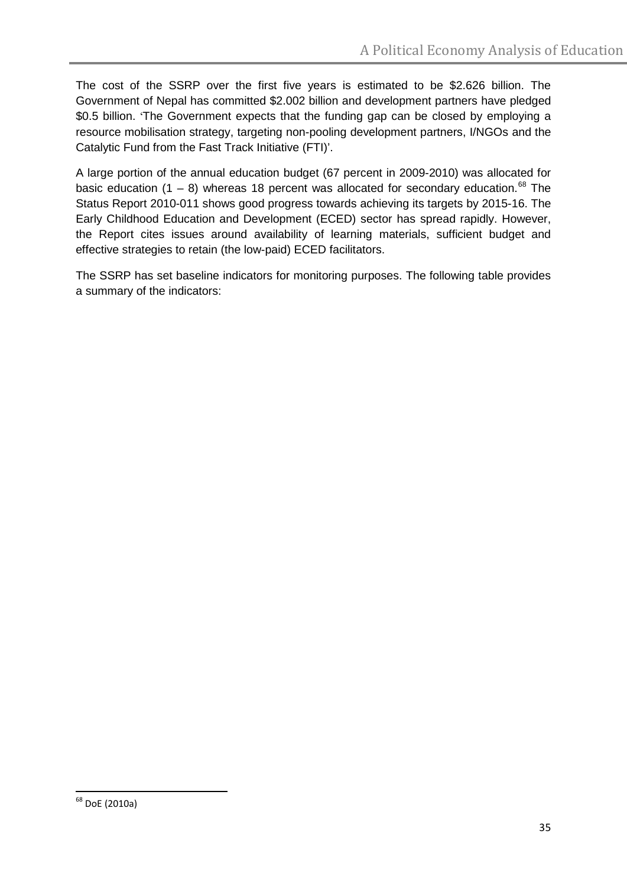The cost of the SSRP over the first five years is estimated to be \$2.626 billion. The Government of Nepal has committed \$2.002 billion and development partners have pledged \$0.5 billion. 'The Government expects that the funding gap can be closed by employing a resource mobilisation strategy, targeting non-pooling development partners, I/NGOs and the Catalytic Fund from the Fast Track Initiative (FTI)'.

A large portion of the annual education budget (67 percent in 2009-2010) was allocated for basic education (1 – 8) whereas 18 percent was allocated for secondary education.[68] The Status Report 2010-011 shows good progress towards achieving its targets by 2015-16. The Early Childhood Education and Development (ECED) sector has spread rapidly. However, the Report cites issues around availability of learning materials, sufficient budget and effective strategies to retain (the low-paid) ECED facilitators.

The SSRP has set baseline indicators for monitoring purposes. The following table provides a summary of the indicators:

[68] DoE (2010a)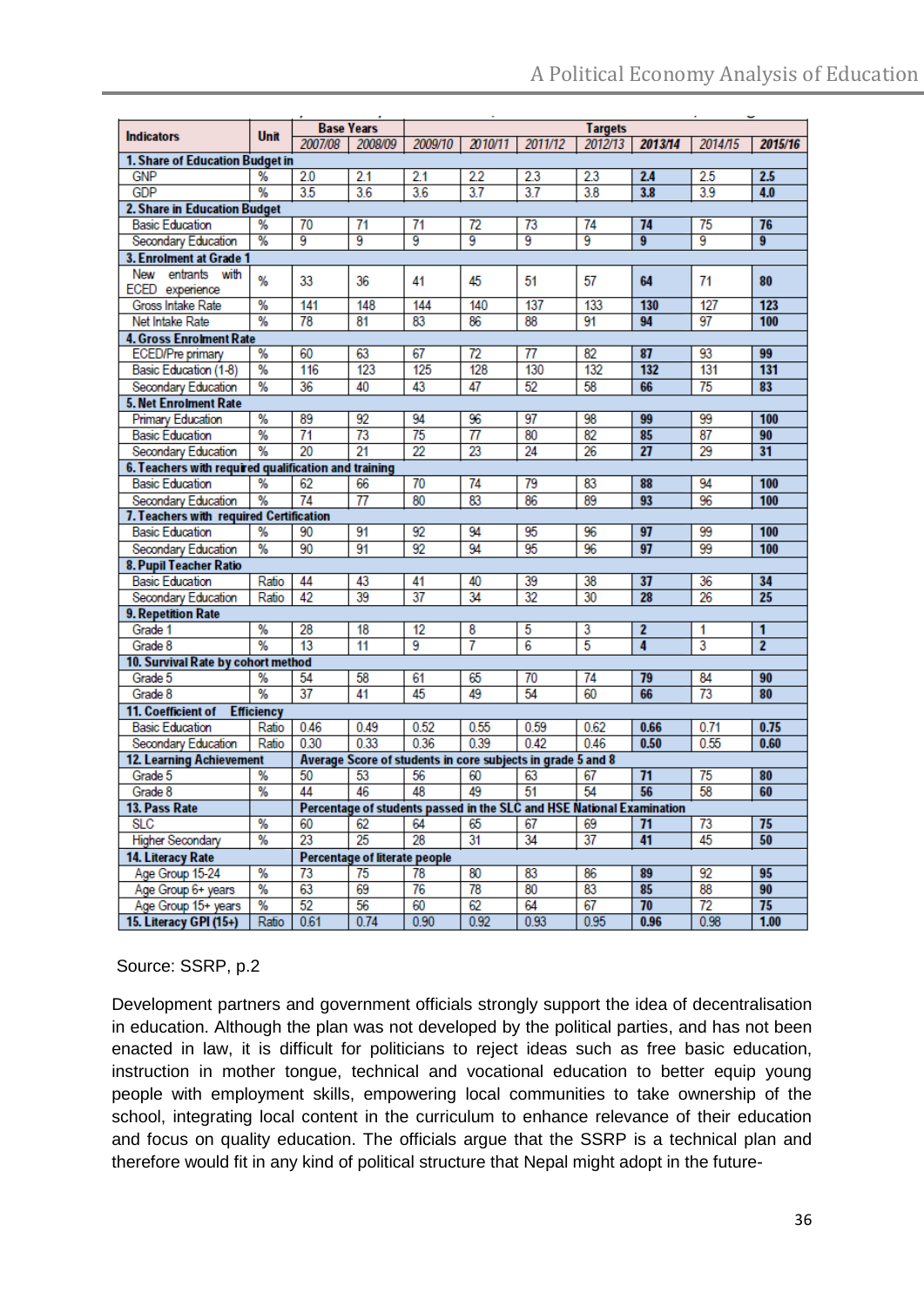| Indicators | Unit | Base Years | | Targets | | | | | | |
|---|---|---|---|---|---|---|---|---|---|---|
| | | 2007/08 | 2008/09 | 2009/10 | 2010/11 | 2011/12 | 2012/13 | **2013/14** | 2014/15 | **2015/16** |
| **1. Share of Education Budget in** | | | | | | | | | | |
| GNP | % | 2.0 | 2.1 | 2.1 | 2.2 | 2.3 | 2.3 | **2.4** | 2.5 | **2.5** |
| GDP | % | 3.5 | 3.6 | 3.6 | 3.7 | 3.7 | 3.8 | **3.8** | 3.9 | **4.0** |
| **2. Share in Education Budget** | | | | | | | | | | |
| Basic Education | % | 70 | 71 | 71 | 72 | 73 | 74 | **74** | 75 | **76** |
| Secondary Education | % | 9 | 9 | 9 | 9 | 9 | 9 | **9** | 9 | **9** |
| **3. Enrolment at Grade 1** | | | | | | | | | | |
| New entrants with ECED experience | % | 33 | 36 | 41 | 45 | 51 | 57 | **64** | 71 | **80** |
| Gross Intake Rate | % | 141 | 148 | 144 | 140 | 137 | 133 | **130** | 127 | **123** |
| Net Intake Rate | % | 78 | 81 | 83 | 86 | 88 | 91 | **94** | 97 | **100** |
| **4. Gross Enrolment Rate** | | | | | | | | | | |
| ECED/Pre primary | % | 60 | 63 | 67 | 72 | 77 | 82 | **87** | 93 | **99** |
| Basic Education (1-8) | % | 116 | 123 | 125 | 128 | 130 | 132 | **132** | 131 | **131** |
| Secondary Education | % | 36 | 40 | 43 | 47 | 52 | 58 | **66** | 75 | **83** |
| **5. Net Enrolment Rate** | | | | | | | | | | |
| Primary Education | % | 89 | 92 | 94 | 96 | 97 | 98 | **99** | 99 | **100** |
| Basic Education | % | 71 | 73 | 75 | 77 | 80 | 82 | **85** | 87 | **90** |
| Secondary Education | % | 20 | 21 | 22 | 23 | 24 | 26 | **27** | 29 | **31** |
| **6. Teachers with required qualification and training** | | | | | | | | | | |
| Basic Education | % | 62 | 66 | 70 | 74 | 79 | 83 | **88** | 94 | **100** |
| Secondary Education | % | 74 | 77 | 80 | 83 | 86 | 89 | **93** | 96 | **100** |
| **7. Teachers with required Certification** | | | | | | | | | | |
| Basic Education | % | 90 | 91 | 92 | 94 | 95 | 96 | **97** | 99 | **100** |
| Secondary Education | % | 90 | 91 | 92 | 94 | 95 | 96 | **97** | 99 | **100** |
| **8. Pupil Teacher Ratio** | | | | | | | | | | |
| Basic Education | Ratio | 44 | 43 | 41 | 40 | 39 | 38 | **37** | 36 | **34** |
| Secondary Education | Ratio | 42 | 39 | 37 | 34 | 32 | 30 | **28** | 26 | **25** |
| **9. Repetition Rate** | | | | | | | | | | |
| Grade 1 | % | 28 | 18 | 12 | 8 | 5 | 3 | **2** | 1 | **1** |
| Grade 8 | % | 13 | 11 | 9 | 7 | 6 | 5 | **4** | 3 | **2** |
| **10. Survival Rate by cohort method** | | | | | | | | | | |
| Grade 5 | % | 54 | 58 | 61 | 65 | 70 | 74 | **79** | 84 | **90** |
| Grade 8 | % | 37 | 41 | 45 | 49 | 54 | 60 | **66** | 73 | **80** |
| **11. Coefficient of Efficiency** | | | | | | | | | | |
| Basic Education | Ratio | 0.46 | 0.49 | 0.52 | 0.55 | 0.59 | 0.62 | **0.66** | 0.71 | **0.75** |
| Secondary Education | Ratio | 0.30 | 0.33 | 0.36 | 0.39 | 0.42 | 0.46 | **0.50** | 0.55 | **0.60** |
| **12. Learning Achievement** | | **Average Score of students in core subjects in grade 5 and 8** | | | | | | | | |
| Grade 5 | % | 50 | 53 | 56 | 60 | 63 | 67 | **71** | 75 | **80** |
| Grade 8 | % | 44 | 46 | 48 | 49 | 51 | 54 | **56** | 58 | **60** |
| **13. Pass Rate** | | **Percentage of students passed in the SLC and HSE National Examination** | | | | | | | | |
| SLC | % | 60 | 62 | 64 | 65 | 67 | 69 | **71** | 73 | **75** |
| Higher Secondary | % | 23 | 25 | 28 | 31 | 34 | 37 | **41** | 45 | **50** |
| **14. Literacy Rate** | | **Percentage of literate people** | | | | | | | | |
| Age Group 15-24 | % | 73 | 75 | 78 | 80 | 83 | 86 | **89** | 92 | **95** |
| Age Group 6+ years | % | 63 | 69 | 76 | 78 | 80 | 83 | **85** | 88 | **90** |
| Age Group 15+ years | % | 52 | 56 | 60 | 62 | 64 | 67 | **70** | 72 | **75** |
| **15. Literacy GPI (15+)** | Ratio | 0.61 | 0.74 | 0.90 | 0.92 | 0.93 | 0.95 | **0.96** | 0.98 | **1.00** |

Source: SSRP, p.2

Development partners and government officials strongly support the idea of decentralisation in education. Although the plan was not developed by the political parties, and has not been enacted in law, it is difficult for politicians to reject ideas such as free basic education, instruction in mother tongue, technical and vocational education to better equip young people with employment skills, empowering local communities to take ownership of the school, integrating local content in the curriculum to enhance relevance of their education and focus on quality education. The officials argue that the SSRP is a technical plan and therefore would fit in any kind of political structure that Nepal might adopt in the future-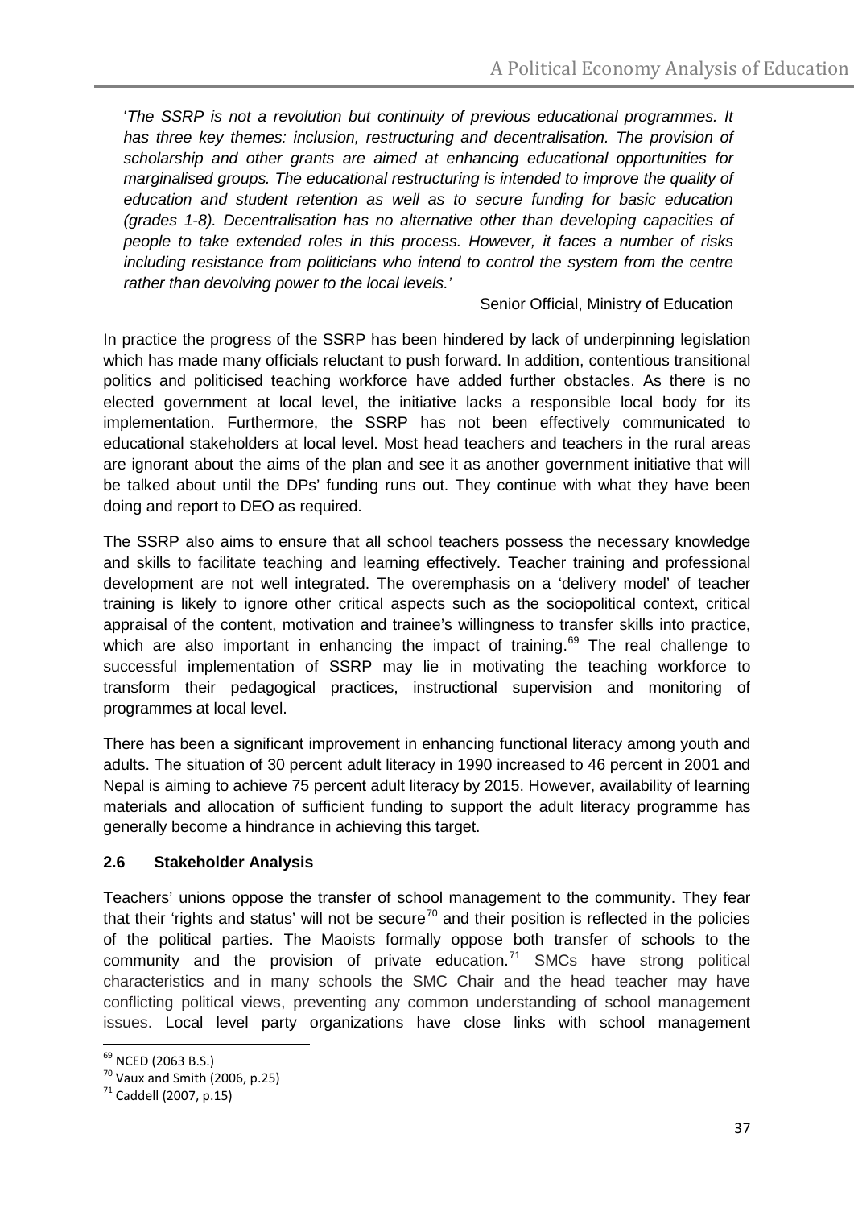'*The SSRP is not a revolution but continuity of previous educational programmes. It has three key themes: inclusion, restructuring and decentralisation. The provision of scholarship and other grants are aimed at enhancing educational opportunities for marginalised groups. The educational restructuring is intended to improve the quality of education and student retention as well as to secure funding for basic education (grades 1-8). Decentralisation has no alternative other than developing capacities of people to take extended roles in this process. However, it faces a number of risks including resistance from politicians who intend to control the system from the centre rather than devolving power to the local levels.*'

Senior Official, Ministry of Education

In practice the progress of the SSRP has been hindered by lack of underpinning legislation which has made many officials reluctant to push forward. In addition, contentious transitional politics and politicised teaching workforce have added further obstacles. As there is no elected government at local level, the initiative lacks a responsible local body for its implementation. Furthermore, the SSRP has not been effectively communicated to educational stakeholders at local level. Most head teachers and teachers in the rural areas are ignorant about the aims of the plan and see it as another government initiative that will be talked about until the DPs' funding runs out. They continue with what they have been doing and report to DEO as required.

The SSRP also aims to ensure that all school teachers possess the necessary knowledge and skills to facilitate teaching and learning effectively. Teacher training and professional development are not well integrated. The overemphasis on a 'delivery model' of teacher training is likely to ignore other critical aspects such as the sociopolitical context, critical appraisal of the content, motivation and trainee's willingness to transfer skills into practice, which are also important in enhancing the impact of training.[69] The real challenge to successful implementation of SSRP may lie in motivating the teaching workforce to transform their pedagogical practices, instructional supervision and monitoring of programmes at local level.

There has been a significant improvement in enhancing functional literacy among youth and adults. The situation of 30 percent adult literacy in 1990 increased to 46 percent in 2001 and Nepal is aiming to achieve 75 percent adult literacy by 2015. However, availability of learning materials and allocation of sufficient funding to support the adult literacy programme has generally become a hindrance in achieving this target.

### 2.6 Stakeholder Analysis

Teachers' unions oppose the transfer of school management to the community. They fear that their 'rights and status' will not be secure[70] and their position is reflected in the policies of the political parties. The Maoists formally oppose both transfer of schools to the community and the provision of private education.[71] SMCs have strong political characteristics and in many schools the SMC Chair and the head teacher may have conflicting political views, preventing any common understanding of school management issues. Local level party organizations have close links with school management

---

[69] NCED (2063 B.S.)

[70] Vaux and Smith (2006, p.25)

[71] Caddell (2007, p.15)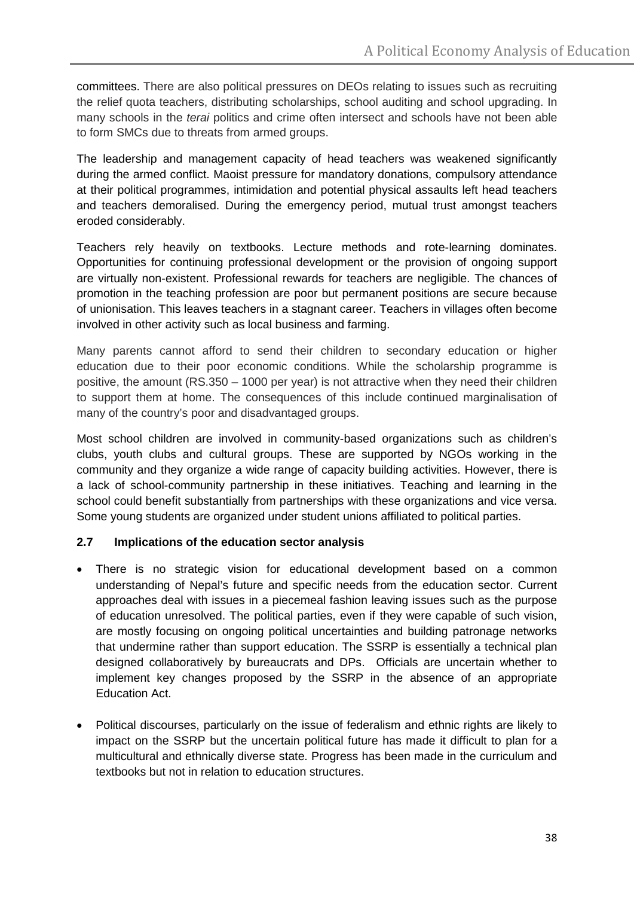committees. There are also political pressures on DEOs relating to issues such as recruiting the relief quota teachers, distributing scholarships, school auditing and school upgrading. In many schools in the *terai* politics and crime often intersect and schools have not been able to form SMCs due to threats from armed groups.

The leadership and management capacity of head teachers was weakened significantly during the armed conflict. Maoist pressure for mandatory donations, compulsory attendance at their political programmes, intimidation and potential physical assaults left head teachers and teachers demoralised. During the emergency period, mutual trust amongst teachers eroded considerably.

Teachers rely heavily on textbooks. Lecture methods and rote-learning dominates. Opportunities for continuing professional development or the provision of ongoing support are virtually non-existent. Professional rewards for teachers are negligible. The chances of promotion in the teaching profession are poor but permanent positions are secure because of unionisation. This leaves teachers in a stagnant career. Teachers in villages often become involved in other activity such as local business and farming.

Many parents cannot afford to send their children to secondary education or higher education due to their poor economic conditions. While the scholarship programme is positive, the amount (RS.350 – 1000 per year) is not attractive when they need their children to support them at home. The consequences of this include continued marginalisation of many of the country's poor and disadvantaged groups.

Most school children are involved in community-based organizations such as children's clubs, youth clubs and cultural groups. These are supported by NGOs working in the community and they organize a wide range of capacity building activities. However, there is a lack of school-community partnership in these initiatives. Teaching and learning in the school could benefit substantially from partnerships with these organizations and vice versa. Some young students are organized under student unions affiliated to political parties.

### 2.7 Implications of the education sector analysis

- There is no strategic vision for educational development based on a common understanding of Nepal's future and specific needs from the education sector. Current approaches deal with issues in a piecemeal fashion leaving issues such as the purpose of education unresolved. The political parties, even if they were capable of such vision, are mostly focusing on ongoing political uncertainties and building patronage networks that undermine rather than support education. The SSRP is essentially a technical plan designed collaboratively by bureaucrats and DPs. Officials are uncertain whether to implement key changes proposed by the SSRP in the absence of an appropriate Education Act.

- Political discourses, particularly on the issue of federalism and ethnic rights are likely to impact on the SSRP but the uncertain political future has made it difficult to plan for a multicultural and ethnically diverse state. Progress has been made in the curriculum and textbooks but not in relation to education structures.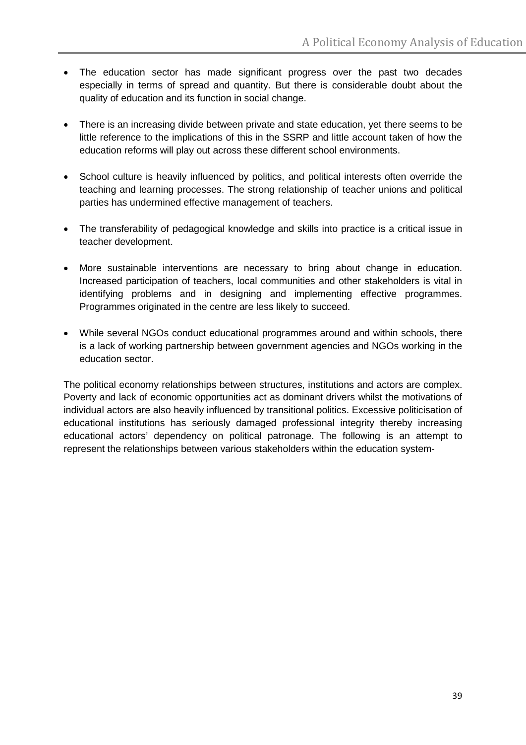- The education sector has made significant progress over the past two decades especially in terms of spread and quantity. But there is considerable doubt about the quality of education and its function in social change.

- There is an increasing divide between private and state education, yet there seems to be little reference to the implications of this in the SSRP and little account taken of how the education reforms will play out across these different school environments.

- School culture is heavily influenced by politics, and political interests often override the teaching and learning processes. The strong relationship of teacher unions and political parties has undermined effective management of teachers.

- The transferability of pedagogical knowledge and skills into practice is a critical issue in teacher development.

- More sustainable interventions are necessary to bring about change in education. Increased participation of teachers, local communities and other stakeholders is vital in identifying problems and in designing and implementing effective programmes. Programmes originated in the centre are less likely to succeed.

- While several NGOs conduct educational programmes around and within schools, there is a lack of working partnership between government agencies and NGOs working in the education sector.

The political economy relationships between structures, institutions and actors are complex. Poverty and lack of economic opportunities act as dominant drivers whilst the motivations of individual actors are also heavily influenced by transitional politics. Excessive politicisation of educational institutions has seriously damaged professional integrity thereby increasing educational actors' dependency on political patronage. The following is an attempt to represent the relationships between various stakeholders within the education system-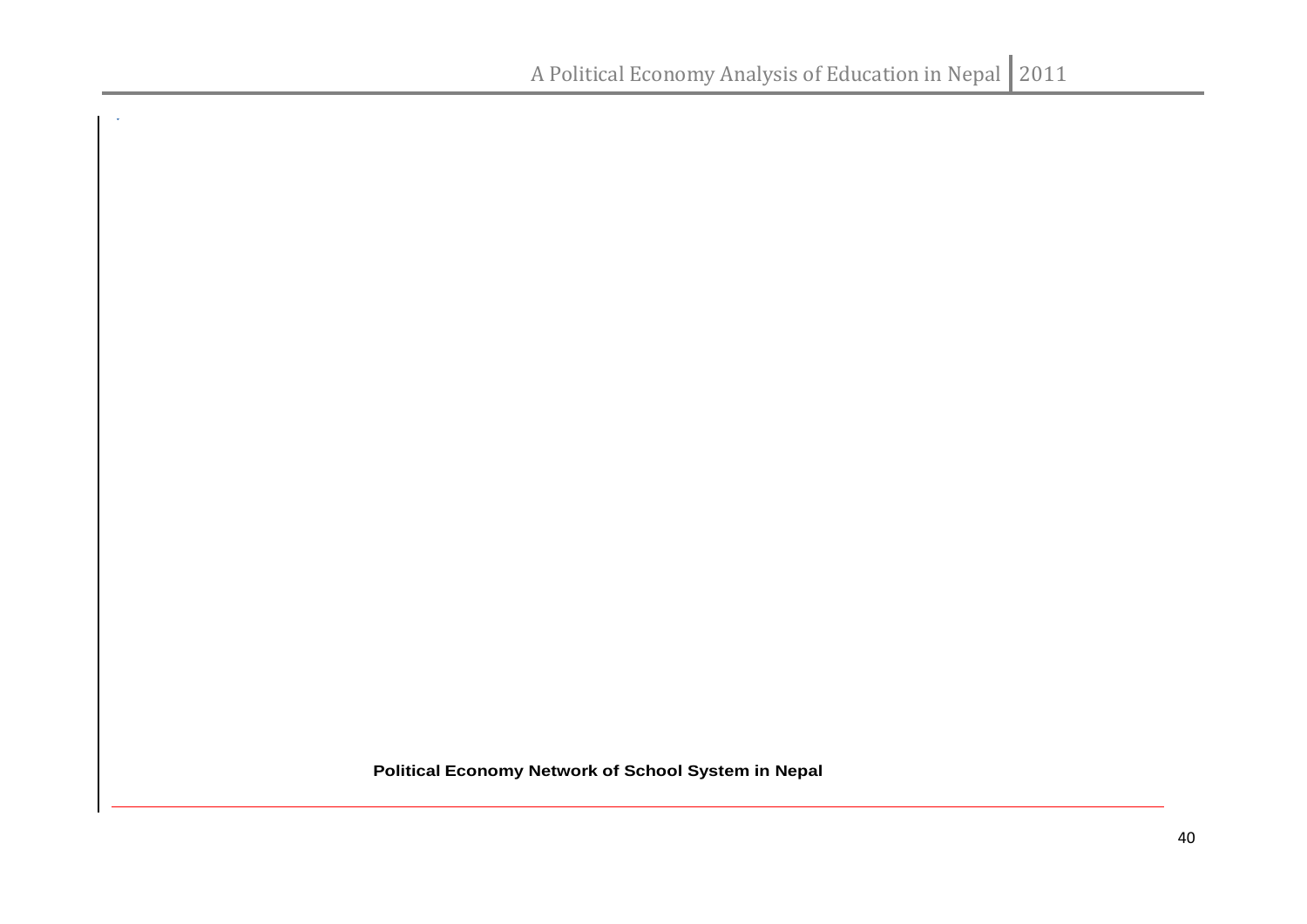**Political Economy Network of School System in Nepal**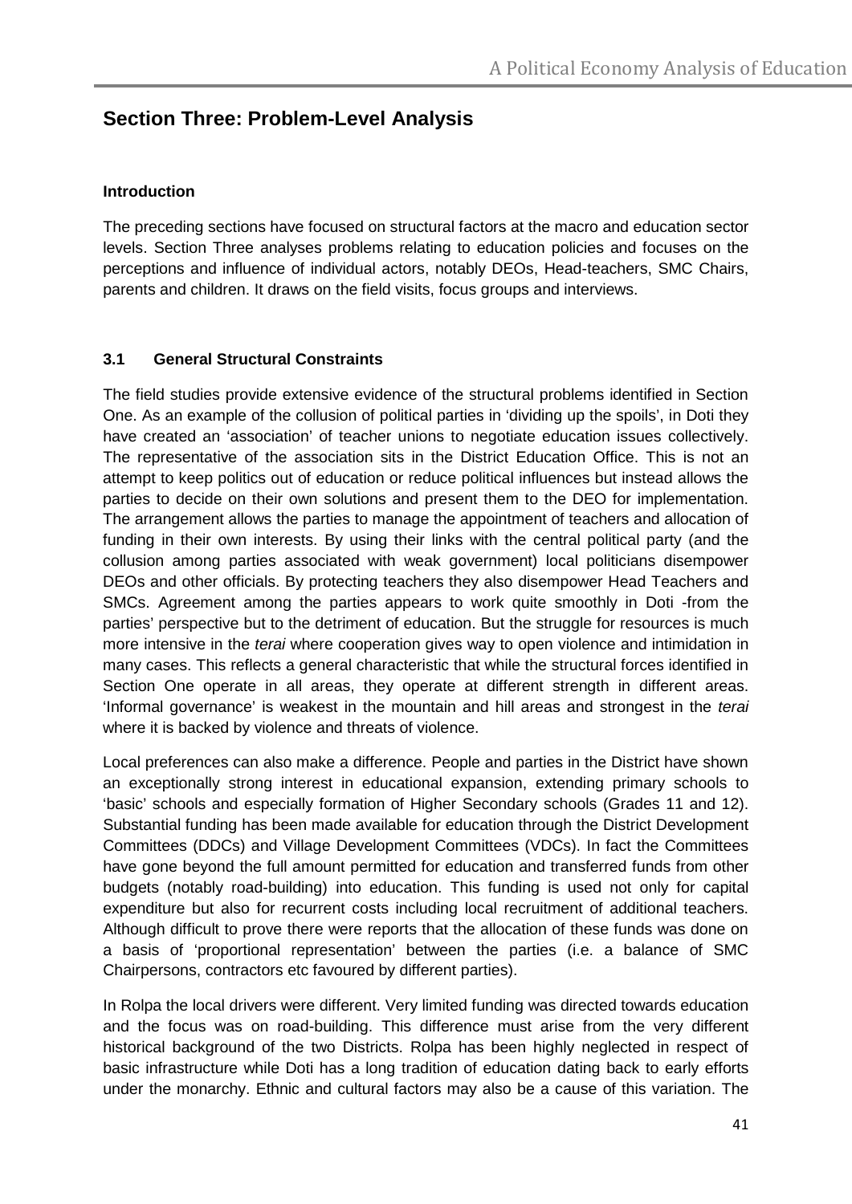## Section Three: Problem-Level Analysis

**Introduction**

The preceding sections have focused on structural factors at the macro and education sector levels. Section Three analyses problems relating to education policies and focuses on the perceptions and influence of individual actors, notably DEOs, Head-teachers, SMC Chairs, parents and children. It draws on the field visits, focus groups and interviews.

### 3.1 General Structural Constraints

The field studies provide extensive evidence of the structural problems identified in Section One. As an example of the collusion of political parties in 'dividing up the spoils', in Doti they have created an 'association' of teacher unions to negotiate education issues collectively. The representative of the association sits in the District Education Office. This is not an attempt to keep politics out of education or reduce political influences but instead allows the parties to decide on their own solutions and present them to the DEO for implementation. The arrangement allows the parties to manage the appointment of teachers and allocation of funding in their own interests. By using their links with the central political party (and the collusion among parties associated with weak government) local politicians disempower DEOs and other officials. By protecting teachers they also disempower Head Teachers and SMCs. Agreement among the parties appears to work quite smoothly in Doti -from the parties' perspective but to the detriment of education. But the struggle for resources is much more intensive in the *terai* where cooperation gives way to open violence and intimidation in many cases. This reflects a general characteristic that while the structural forces identified in Section One operate in all areas, they operate at different strength in different areas. 'Informal governance' is weakest in the mountain and hill areas and strongest in the *terai* where it is backed by violence and threats of violence.

Local preferences can also make a difference. People and parties in the District have shown an exceptionally strong interest in educational expansion, extending primary schools to 'basic' schools and especially formation of Higher Secondary schools (Grades 11 and 12). Substantial funding has been made available for education through the District Development Committees (DDCs) and Village Development Committees (VDCs). In fact the Committees have gone beyond the full amount permitted for education and transferred funds from other budgets (notably road-building) into education. This funding is used not only for capital expenditure but also for recurrent costs including local recruitment of additional teachers. Although difficult to prove there were reports that the allocation of these funds was done on a basis of 'proportional representation' between the parties (i.e. a balance of SMC Chairpersons, contractors etc favoured by different parties).

In Rolpa the local drivers were different. Very limited funding was directed towards education and the focus was on road-building. This difference must arise from the very different historical background of the two Districts. Rolpa has been highly neglected in respect of basic infrastructure while Doti has a long tradition of education dating back to early efforts under the monarchy. Ethnic and cultural factors may also be a cause of this variation. The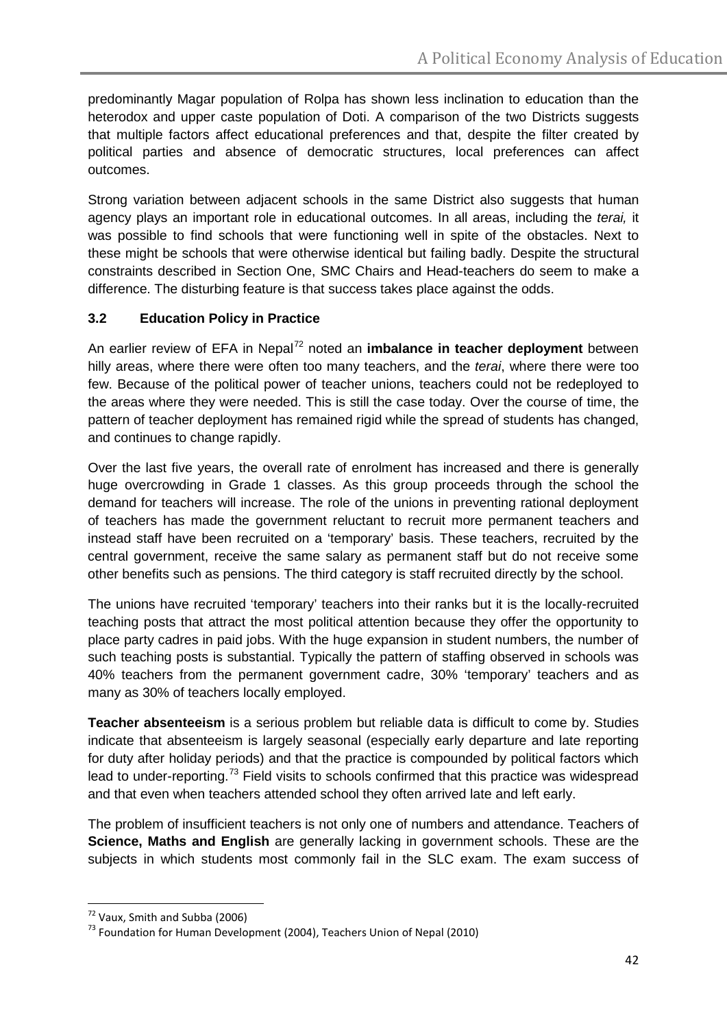predominantly Magar population of Rolpa has shown less inclination to education than the heterodox and upper caste population of Doti. A comparison of the two Districts suggests that multiple factors affect educational preferences and that, despite the filter created by political parties and absence of democratic structures, local preferences can affect outcomes.

Strong variation between adjacent schools in the same District also suggests that human agency plays an important role in educational outcomes. In all areas, including the *terai,* it was possible to find schools that were functioning well in spite of the obstacles. Next to these might be schools that were otherwise identical but failing badly. Despite the structural constraints described in Section One, SMC Chairs and Head-teachers do seem to make a difference. The disturbing feature is that success takes place against the odds.

### 3.2 Education Policy in Practice

An earlier review of EFA in Nepal[72] noted an **imbalance in teacher deployment** between hilly areas, where there were often too many teachers, and the *terai*, where there were too few. Because of the political power of teacher unions, teachers could not be redeployed to the areas where they were needed. This is still the case today. Over the course of time, the pattern of teacher deployment has remained rigid while the spread of students has changed, and continues to change rapidly.

Over the last five years, the overall rate of enrolment has increased and there is generally huge overcrowding in Grade 1 classes. As this group proceeds through the school the demand for teachers will increase. The role of the unions in preventing rational deployment of teachers has made the government reluctant to recruit more permanent teachers and instead staff have been recruited on a 'temporary' basis. These teachers, recruited by the central government, receive the same salary as permanent staff but do not receive some other benefits such as pensions. The third category is staff recruited directly by the school.

The unions have recruited 'temporary' teachers into their ranks but it is the locally-recruited teaching posts that attract the most political attention because they offer the opportunity to place party cadres in paid jobs. With the huge expansion in student numbers, the number of such teaching posts is substantial. Typically the pattern of staffing observed in schools was 40% teachers from the permanent government cadre, 30% 'temporary' teachers and as many as 30% of teachers locally employed.

**Teacher absenteeism** is a serious problem but reliable data is difficult to come by. Studies indicate that absenteeism is largely seasonal (especially early departure and late reporting for duty after holiday periods) and that the practice is compounded by political factors which lead to under-reporting.[73] Field visits to schools confirmed that this practice was widespread and that even when teachers attended school they often arrived late and left early.

The problem of insufficient teachers is not only one of numbers and attendance. Teachers of **Science, Maths and English** are generally lacking in government schools. These are the subjects in which students most commonly fail in the SLC exam. The exam success of

[72] Vaux, Smith and Subba (2006)

[73] Foundation for Human Development (2004), Teachers Union of Nepal (2010)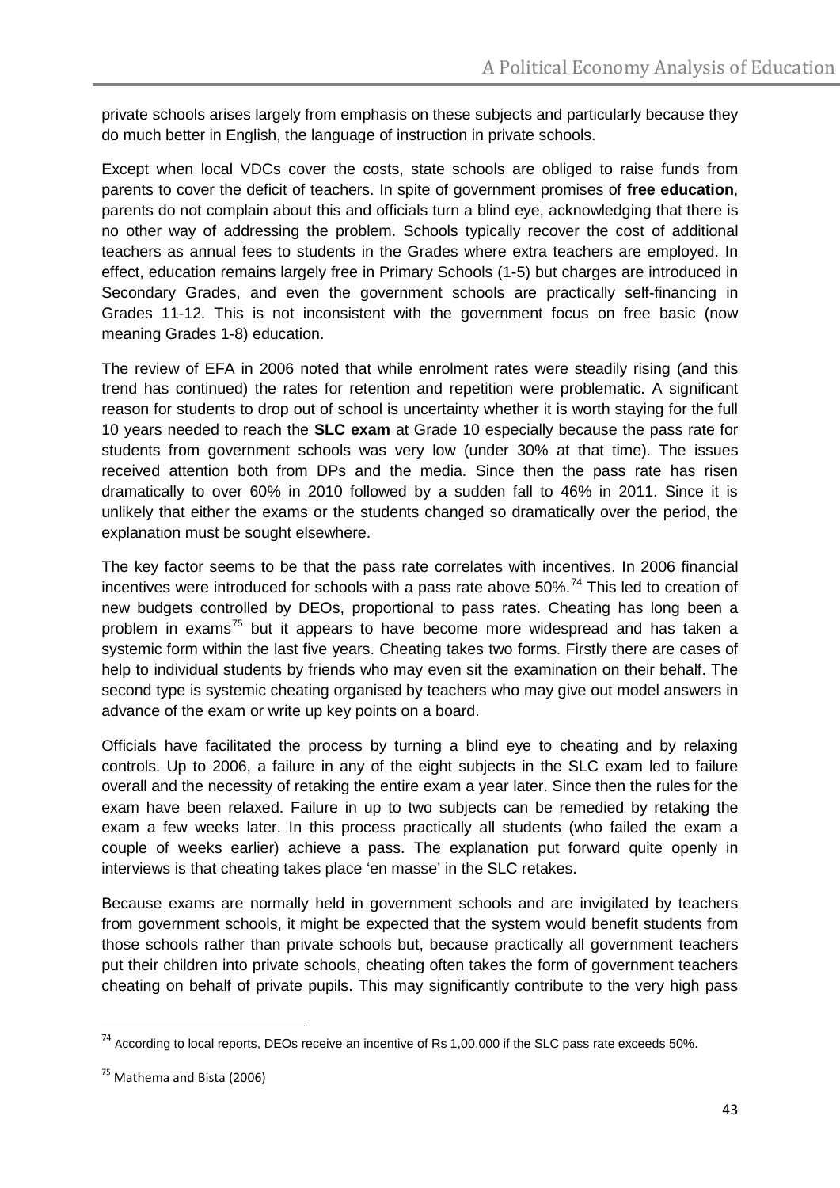private schools arises largely from emphasis on these subjects and particularly because they do much better in English, the language of instruction in private schools.

Except when local VDCs cover the costs, state schools are obliged to raise funds from parents to cover the deficit of teachers. In spite of government promises of **free education**, parents do not complain about this and officials turn a blind eye, acknowledging that there is no other way of addressing the problem. Schools typically recover the cost of additional teachers as annual fees to students in the Grades where extra teachers are employed. In effect, education remains largely free in Primary Schools (1-5) but charges are introduced in Secondary Grades, and even the government schools are practically self-financing in Grades 11-12. This is not inconsistent with the government focus on free basic (now meaning Grades 1-8) education.

The review of EFA in 2006 noted that while enrolment rates were steadily rising (and this trend has continued) the rates for retention and repetition were problematic. A significant reason for students to drop out of school is uncertainty whether it is worth staying for the full 10 years needed to reach the **SLC exam** at Grade 10 especially because the pass rate for students from government schools was very low (under 30% at that time). The issues received attention both from DPs and the media. Since then the pass rate has risen dramatically to over 60% in 2010 followed by a sudden fall to 46% in 2011. Since it is unlikely that either the exams or the students changed so dramatically over the period, the explanation must be sought elsewhere.

The key factor seems to be that the pass rate correlates with incentives. In 2006 financial incentives were introduced for schools with a pass rate above 50%.[74] This led to creation of new budgets controlled by DEOs, proportional to pass rates. Cheating has long been a problem in exams[75] but it appears to have become more widespread and has taken a systemic form within the last five years. Cheating takes two forms. Firstly there are cases of help to individual students by friends who may even sit the examination on their behalf. The second type is systemic cheating organised by teachers who may give out model answers in advance of the exam or write up key points on a board.

Officials have facilitated the process by turning a blind eye to cheating and by relaxing controls. Up to 2006, a failure in any of the eight subjects in the SLC exam led to failure overall and the necessity of retaking the entire exam a year later. Since then the rules for the exam have been relaxed. Failure in up to two subjects can be remedied by retaking the exam a few weeks later. In this process practically all students (who failed the exam a couple of weeks earlier) achieve a pass. The explanation put forward quite openly in interviews is that cheating takes place 'en masse' in the SLC retakes.

Because exams are normally held in government schools and are invigilated by teachers from government schools, it might be expected that the system would benefit students from those schools rather than private schools but, because practically all government teachers put their children into private schools, cheating often takes the form of government teachers cheating on behalf of private pupils. This may significantly contribute to the very high pass

[74] According to local reports, DEOs receive an incentive of Rs 1,00,000 if the SLC pass rate exceeds 50%.

[75] Mathema and Bista (2006)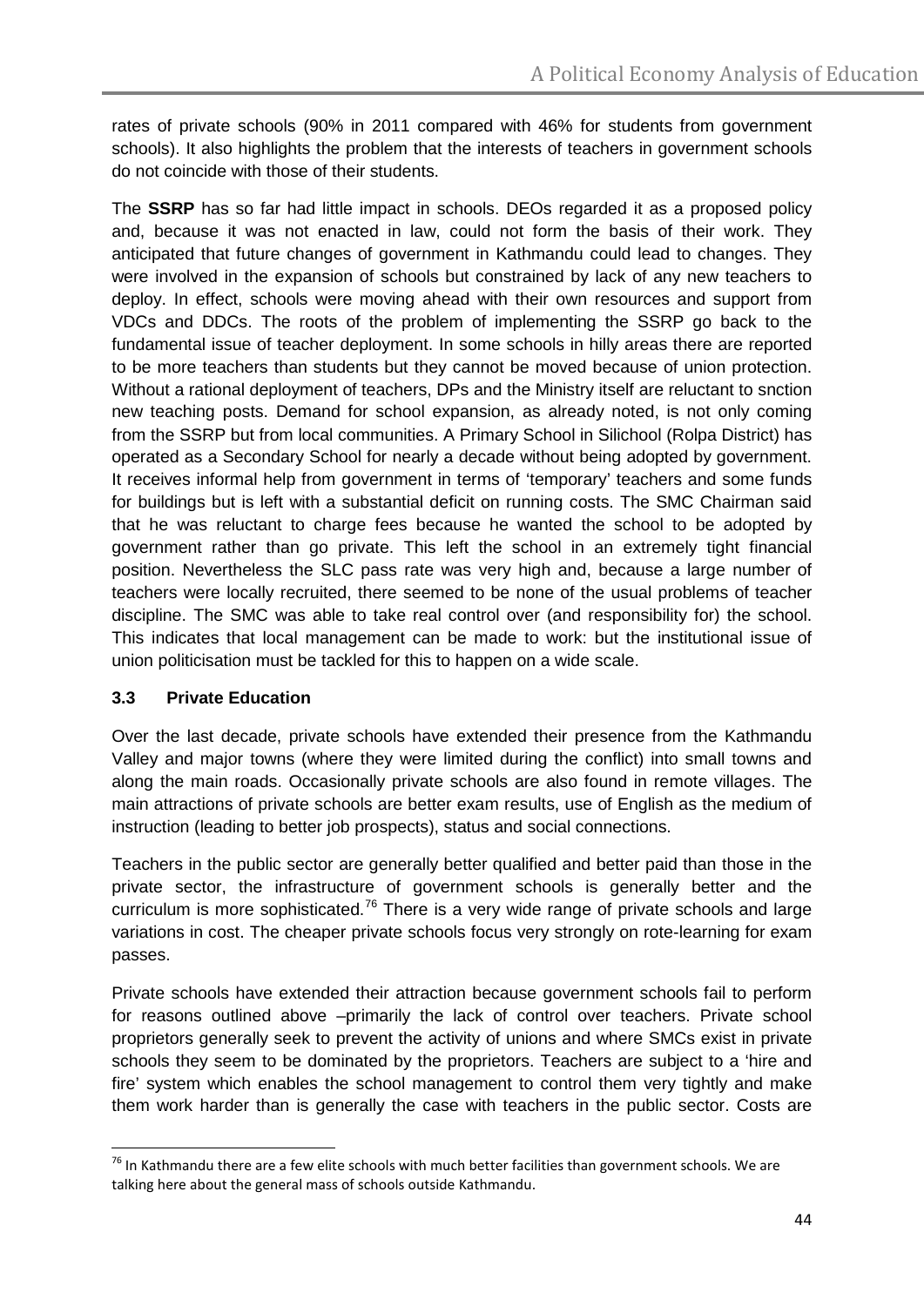rates of private schools (90% in 2011 compared with 46% for students from government schools). It also highlights the problem that the interests of teachers in government schools do not coincide with those of their students.

The **SSRP** has so far had little impact in schools. DEOs regarded it as a proposed policy and, because it was not enacted in law, could not form the basis of their work. They anticipated that future changes of government in Kathmandu could lead to changes. They were involved in the expansion of schools but constrained by lack of any new teachers to deploy. In effect, schools were moving ahead with their own resources and support from VDCs and DDCs. The roots of the problem of implementing the SSRP go back to the fundamental issue of teacher deployment. In some schools in hilly areas there are reported to be more teachers than students but they cannot be moved because of union protection. Without a rational deployment of teachers, DPs and the Ministry itself are reluctant to snction new teaching posts. Demand for school expansion, as already noted, is not only coming from the SSRP but from local communities. A Primary School in Silichool (Rolpa District) has operated as a Secondary School for nearly a decade without being adopted by government. It receives informal help from government in terms of 'temporary' teachers and some funds for buildings but is left with a substantial deficit on running costs. The SMC Chairman said that he was reluctant to charge fees because he wanted the school to be adopted by government rather than go private. This left the school in an extremely tight financial position. Nevertheless the SLC pass rate was very high and, because a large number of teachers were locally recruited, there seemed to be none of the usual problems of teacher discipline. The SMC was able to take real control over (and responsibility for) the school. This indicates that local management can be made to work: but the institutional issue of union politicisation must be tackled for this to happen on a wide scale.

### 3.3 Private Education

Over the last decade, private schools have extended their presence from the Kathmandu Valley and major towns (where they were limited during the conflict) into small towns and along the main roads. Occasionally private schools are also found in remote villages. The main attractions of private schools are better exam results, use of English as the medium of instruction (leading to better job prospects), status and social connections.

Teachers in the public sector are generally better qualified and better paid than those in the private sector, the infrastructure of government schools is generally better and the curriculum is more sophisticated.[76] There is a very wide range of private schools and large variations in cost. The cheaper private schools focus very strongly on rote-learning for exam passes.

Private schools have extended their attraction because government schools fail to perform for reasons outlined above –primarily the lack of control over teachers. Private school proprietors generally seek to prevent the activity of unions and where SMCs exist in private schools they seem to be dominated by the proprietors. Teachers are subject to a 'hire and fire' system which enables the school management to control them very tightly and make them work harder than is generally the case with teachers in the public sector. Costs are

[76] In Kathmandu there are a few elite schools with much better facilities than government schools. We are talking here about the general mass of schools outside Kathmandu.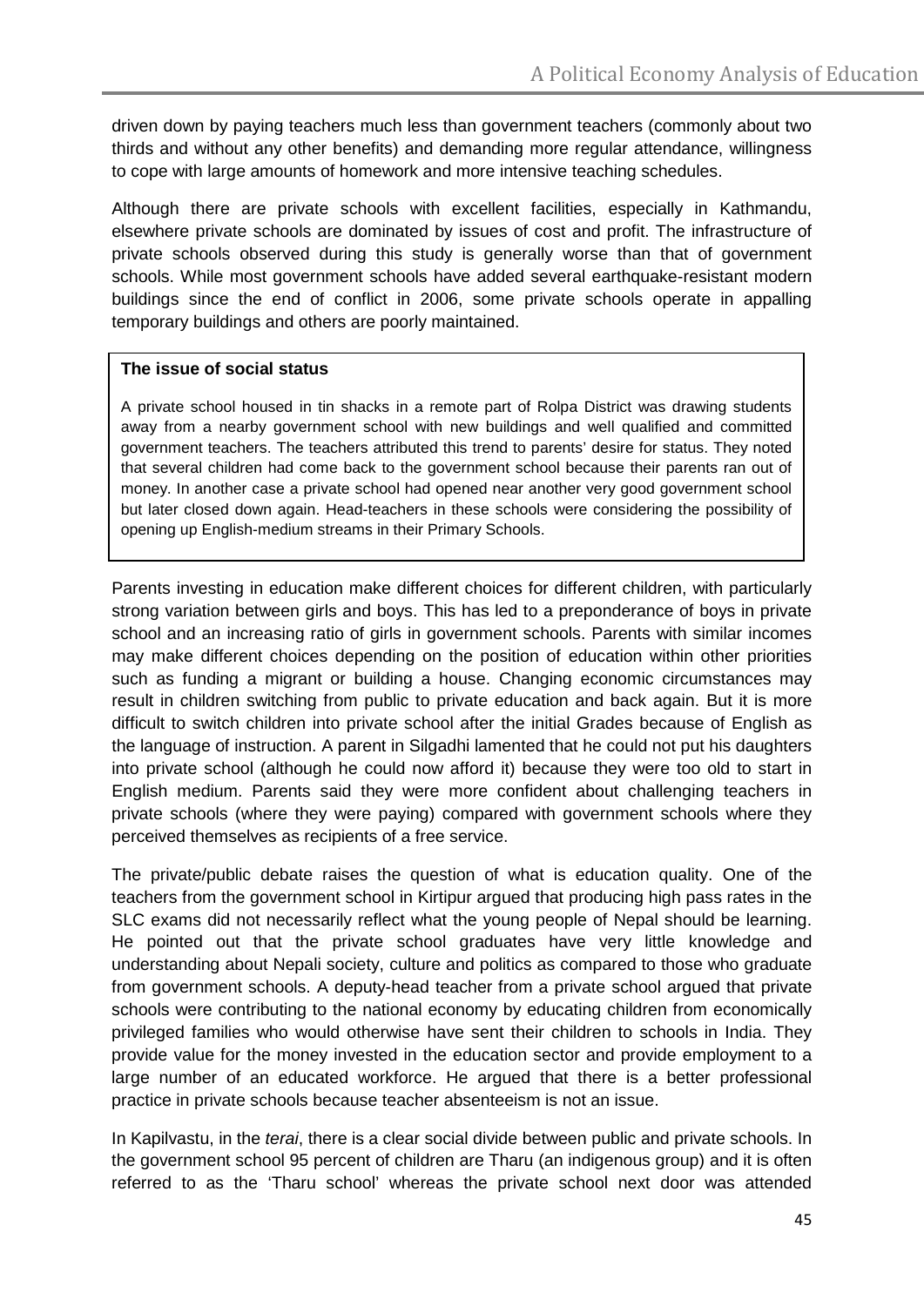driven down by paying teachers much less than government teachers (commonly about two thirds and without any other benefits) and demanding more regular attendance, willingness to cope with large amounts of homework and more intensive teaching schedules.

Although there are private schools with excellent facilities, especially in Kathmandu, elsewhere private schools are dominated by issues of cost and profit. The infrastructure of private schools observed during this study is generally worse than that of government schools. While most government schools have added several earthquake-resistant modern buildings since the end of conflict in 2006, some private schools operate in appalling temporary buildings and others are poorly maintained.

> **The issue of social status**
>
> A private school housed in tin shacks in a remote part of Rolpa District was drawing students away from a nearby government school with new buildings and well qualified and committed government teachers. The teachers attributed this trend to parents' desire for status. They noted that several children had come back to the government school because their parents ran out of money. In another case a private school had opened near another very good government school but later closed down again. Head-teachers in these schools were considering the possibility of opening up English-medium streams in their Primary Schools.

Parents investing in education make different choices for different children, with particularly strong variation between girls and boys. This has led to a preponderance of boys in private school and an increasing ratio of girls in government schools. Parents with similar incomes may make different choices depending on the position of education within other priorities such as funding a migrant or building a house. Changing economic circumstances may result in children switching from public to private education and back again. But it is more difficult to switch children into private school after the initial Grades because of English as the language of instruction. A parent in Silgadhi lamented that he could not put his daughters into private school (although he could now afford it) because they were too old to start in English medium. Parents said they were more confident about challenging teachers in private schools (where they were paying) compared with government schools where they perceived themselves as recipients of a free service.

The private/public debate raises the question of what is education quality. One of the teachers from the government school in Kirtipur argued that producing high pass rates in the SLC exams did not necessarily reflect what the young people of Nepal should be learning. He pointed out that the private school graduates have very little knowledge and understanding about Nepali society, culture and politics as compared to those who graduate from government schools. A deputy-head teacher from a private school argued that private schools were contributing to the national economy by educating children from economically privileged families who would otherwise have sent their children to schools in India. They provide value for the money invested in the education sector and provide employment to a large number of an educated workforce. He argued that there is a better professional practice in private schools because teacher absenteeism is not an issue.

In Kapilvastu, in the *terai*, there is a clear social divide between public and private schools. In the government school 95 percent of children are Tharu (an indigenous group) and it is often referred to as the 'Tharu school' whereas the private school next door was attended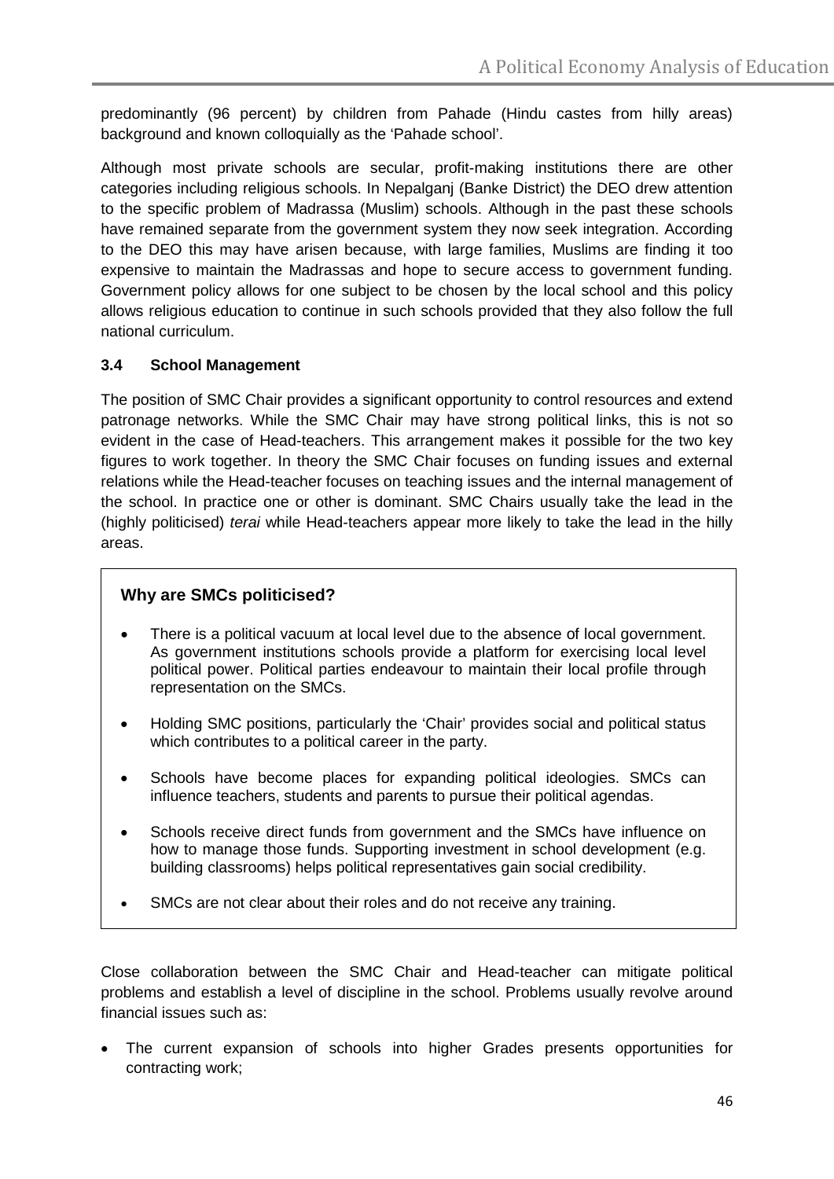predominantly (96 percent) by children from Pahade (Hindu castes from hilly areas) background and known colloquially as the 'Pahade school'.

Although most private schools are secular, profit-making institutions there are other categories including religious schools. In Nepalganj (Banke District) the DEO drew attention to the specific problem of Madrassa (Muslim) schools. Although in the past these schools have remained separate from the government system they now seek integration. According to the DEO this may have arisen because, with large families, Muslims are finding it too expensive to maintain the Madrassas and hope to secure access to government funding. Government policy allows for one subject to be chosen by the local school and this policy allows religious education to continue in such schools provided that they also follow the full national curriculum.

### 3.4 School Management

The position of SMC Chair provides a significant opportunity to control resources and extend patronage networks. While the SMC Chair may have strong political links, this is not so evident in the case of Head-teachers. This arrangement makes it possible for the two key figures to work together. In theory the SMC Chair focuses on funding issues and external relations while the Head-teacher focuses on teaching issues and the internal management of the school. In practice one or other is dominant. SMC Chairs usually take the lead in the (highly politicised) *terai* while Head-teachers appear more likely to take the lead in the hilly areas.

> **Why are SMCs politicised?**
>
> - There is a political vacuum at local level due to the absence of local government. As government institutions schools provide a platform for exercising local level political power. Political parties endeavour to maintain their local profile through representation on the SMCs.
> - Holding SMC positions, particularly the 'Chair' provides social and political status which contributes to a political career in the party.
> - Schools have become places for expanding political ideologies. SMCs can influence teachers, students and parents to pursue their political agendas.
> - Schools receive direct funds from government and the SMCs have influence on how to manage those funds. Supporting investment in school development (e.g. building classrooms) helps political representatives gain social credibility.
> - SMCs are not clear about their roles and do not receive any training.

Close collaboration between the SMC Chair and Head-teacher can mitigate political problems and establish a level of discipline in the school. Problems usually revolve around financial issues such as:

- The current expansion of schools into higher Grades presents opportunities for contracting work;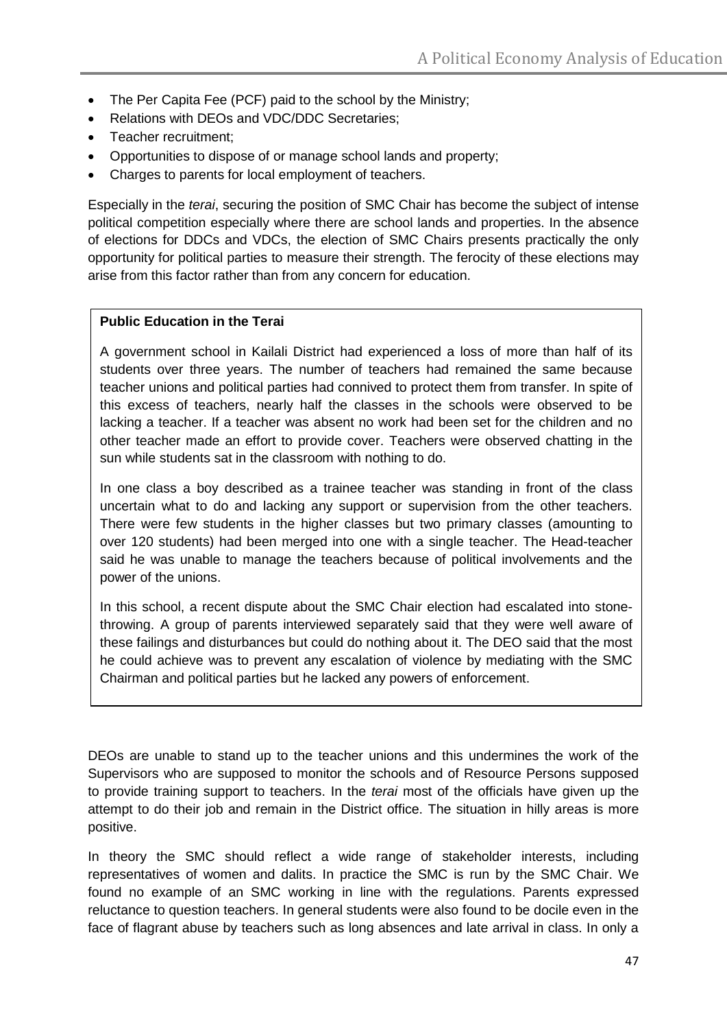- The Per Capita Fee (PCF) paid to the school by the Ministry;
- Relations with DEOs and VDC/DDC Secretaries;
- Teacher recruitment;
- Opportunities to dispose of or manage school lands and property;
- Charges to parents for local employment of teachers.

Especially in the *terai*, securing the position of SMC Chair has become the subject of intense political competition especially where there are school lands and properties. In the absence of elections for DDCs and VDCs, the election of SMC Chairs presents practically the only opportunity for political parties to measure their strength. The ferocity of these elections may arise from this factor rather than from any concern for education.

> **Public Education in the Terai**
>
> A government school in Kailali District had experienced a loss of more than half of its students over three years. The number of teachers had remained the same because teacher unions and political parties had connived to protect them from transfer. In spite of this excess of teachers, nearly half the classes in the schools were observed to be lacking a teacher. If a teacher was absent no work had been set for the children and no other teacher made an effort to provide cover. Teachers were observed chatting in the sun while students sat in the classroom with nothing to do.
>
> In one class a boy described as a trainee teacher was standing in front of the class uncertain what to do and lacking any support or supervision from the other teachers. There were few students in the higher classes but two primary classes (amounting to over 120 students) had been merged into one with a single teacher. The Head-teacher said he was unable to manage the teachers because of political involvements and the power of the unions.
>
> In this school, a recent dispute about the SMC Chair election had escalated into stone-throwing. A group of parents interviewed separately said that they were well aware of these failings and disturbances but could do nothing about it. The DEO said that the most he could achieve was to prevent any escalation of violence by mediating with the SMC Chairman and political parties but he lacked any powers of enforcement.

DEOs are unable to stand up to the teacher unions and this undermines the work of the Supervisors who are supposed to monitor the schools and of Resource Persons supposed to provide training support to teachers. In the *terai* most of the officials have given up the attempt to do their job and remain in the District office. The situation in hilly areas is more positive.

In theory the SMC should reflect a wide range of stakeholder interests, including representatives of women and dalits. In practice the SMC is run by the SMC Chair. We found no example of an SMC working in line with the regulations. Parents expressed reluctance to question teachers. In general students were also found to be docile even in the face of flagrant abuse by teachers such as long absences and late arrival in class. In only a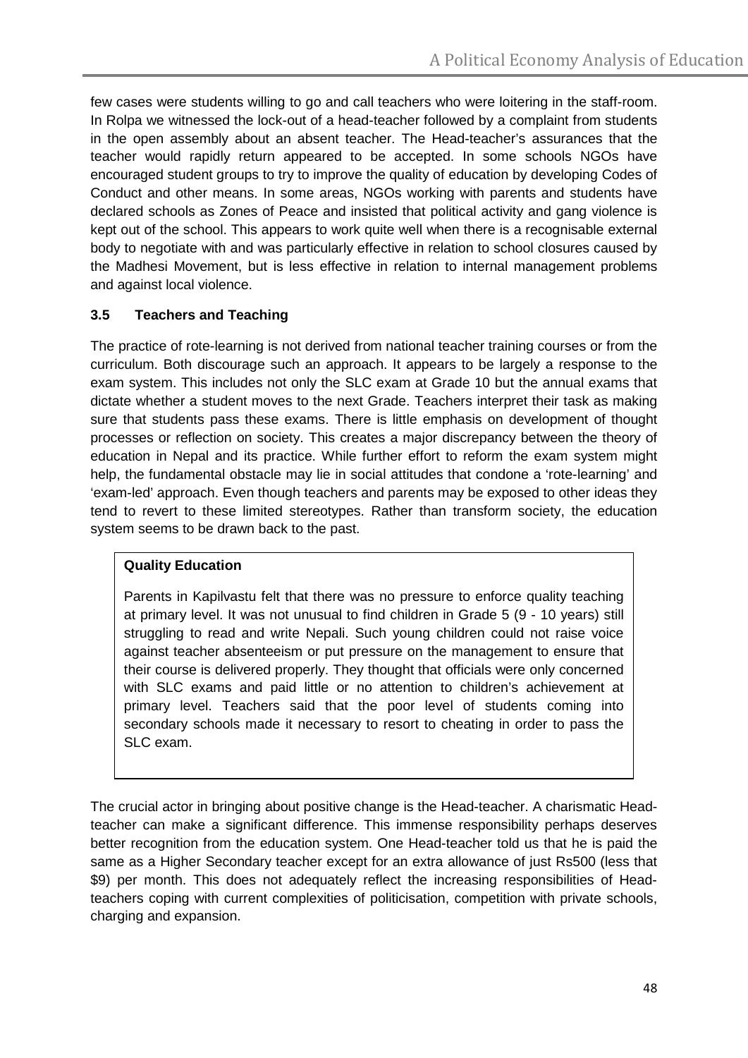few cases were students willing to go and call teachers who were loitering in the staff-room. In Rolpa we witnessed the lock-out of a head-teacher followed by a complaint from students in the open assembly about an absent teacher. The Head-teacher's assurances that the teacher would rapidly return appeared to be accepted. In some schools NGOs have encouraged student groups to try to improve the quality of education by developing Codes of Conduct and other means. In some areas, NGOs working with parents and students have declared schools as Zones of Peace and insisted that political activity and gang violence is kept out of the school. This appears to work quite well when there is a recognisable external body to negotiate with and was particularly effective in relation to school closures caused by the Madhesi Movement, but is less effective in relation to internal management problems and against local violence.

### 3.5 Teachers and Teaching

The practice of rote-learning is not derived from national teacher training courses or from the curriculum. Both discourage such an approach. It appears to be largely a response to the exam system. This includes not only the SLC exam at Grade 10 but the annual exams that dictate whether a student moves to the next Grade. Teachers interpret their task as making sure that students pass these exams. There is little emphasis on development of thought processes or reflection on society. This creates a major discrepancy between the theory of education in Nepal and its practice. While further effort to reform the exam system might help, the fundamental obstacle may lie in social attitudes that condone a 'rote-learning' and 'exam-led' approach. Even though teachers and parents may be exposed to other ideas they tend to revert to these limited stereotypes. Rather than transform society, the education system seems to be drawn back to the past.

> **Quality Education**
>
> Parents in Kapilvastu felt that there was no pressure to enforce quality teaching at primary level. It was not unusual to find children in Grade 5 (9 - 10 years) still struggling to read and write Nepali. Such young children could not raise voice against teacher absenteeism or put pressure on the management to ensure that their course is delivered properly. They thought that officials were only concerned with SLC exams and paid little or no attention to children's achievement at primary level. Teachers said that the poor level of students coming into secondary schools made it necessary to resort to cheating in order to pass the SLC exam.

The crucial actor in bringing about positive change is the Head-teacher. A charismatic Head-teacher can make a significant difference. This immense responsibility perhaps deserves better recognition from the education system. One Head-teacher told us that he is paid the same as a Higher Secondary teacher except for an extra allowance of just Rs500 (less that $9) per month. This does not adequately reflect the increasing responsibilities of Head-teachers coping with current complexities of politicisation, competition with private schools, charging and expansion.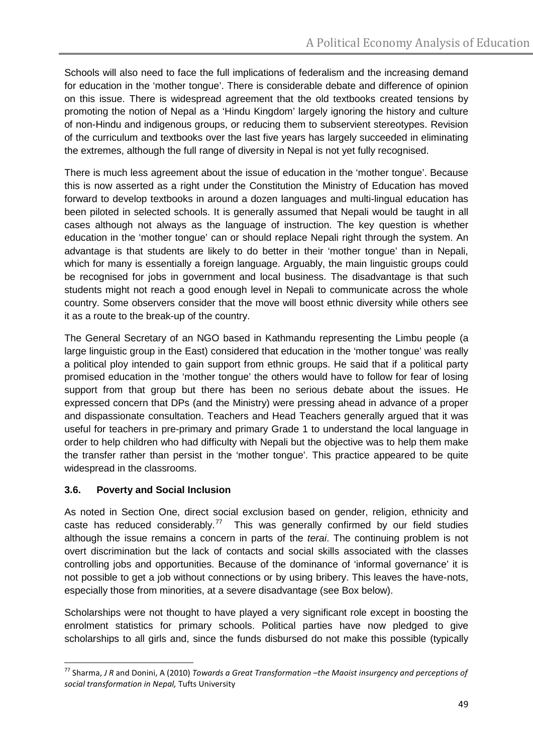Schools will also need to face the full implications of federalism and the increasing demand for education in the 'mother tongue'. There is considerable debate and difference of opinion on this issue. There is widespread agreement that the old textbooks created tensions by promoting the notion of Nepal as a 'Hindu Kingdom' largely ignoring the history and culture of non-Hindu and indigenous groups, or reducing them to subservient stereotypes. Revision of the curriculum and textbooks over the last five years has largely succeeded in eliminating the extremes, although the full range of diversity in Nepal is not yet fully recognised.

There is much less agreement about the issue of education in the 'mother tongue'. Because this is now asserted as a right under the Constitution the Ministry of Education has moved forward to develop textbooks in around a dozen languages and multi-lingual education has been piloted in selected schools. It is generally assumed that Nepali would be taught in all cases although not always as the language of instruction. The key question is whether education in the 'mother tongue' can or should replace Nepali right through the system. An advantage is that students are likely to do better in their 'mother tongue' than in Nepali, which for many is essentially a foreign language. Arguably, the main linguistic groups could be recognised for jobs in government and local business. The disadvantage is that such students might not reach a good enough level in Nepali to communicate across the whole country. Some observers consider that the move will boost ethnic diversity while others see it as a route to the break-up of the country.

The General Secretary of an NGO based in Kathmandu representing the Limbu people (a large linguistic group in the East) considered that education in the 'mother tongue' was really a political ploy intended to gain support from ethnic groups. He said that if a political party promised education in the 'mother tongue' the others would have to follow for fear of losing support from that group but there has been no serious debate about the issues. He expressed concern that DPs (and the Ministry) were pressing ahead in advance of a proper and dispassionate consultation. Teachers and Head Teachers generally argued that it was useful for teachers in pre-primary and primary Grade 1 to understand the local language in order to help children who had difficulty with Nepali but the objective was to help them make the transfer rather than persist in the 'mother tongue'. This practice appeared to be quite widespread in the classrooms.

### 3.6. Poverty and Social Inclusion

As noted in Section One, direct social exclusion based on gender, religion, ethnicity and caste has reduced considerably.[77] This was generally confirmed by our field studies although the issue remains a concern in parts of the *terai*. The continuing problem is not overt discrimination but the lack of contacts and social skills associated with the classes controlling jobs and opportunities. Because of the dominance of 'informal governance' it is not possible to get a job without connections or by using bribery. This leaves the have-nots, especially those from minorities, at a severe disadvantage (see Box below).

Scholarships were not thought to have played a very significant role except in boosting the enrolment statistics for primary schools. Political parties have now pledged to give scholarships to all girls and, since the funds disbursed do not make this possible (typically

---

[77] Sharma, J R and Donini, A (2010) *Towards a Great Transformation –the Maoist insurgency and perceptions of social transformation in Nepal,* Tufts University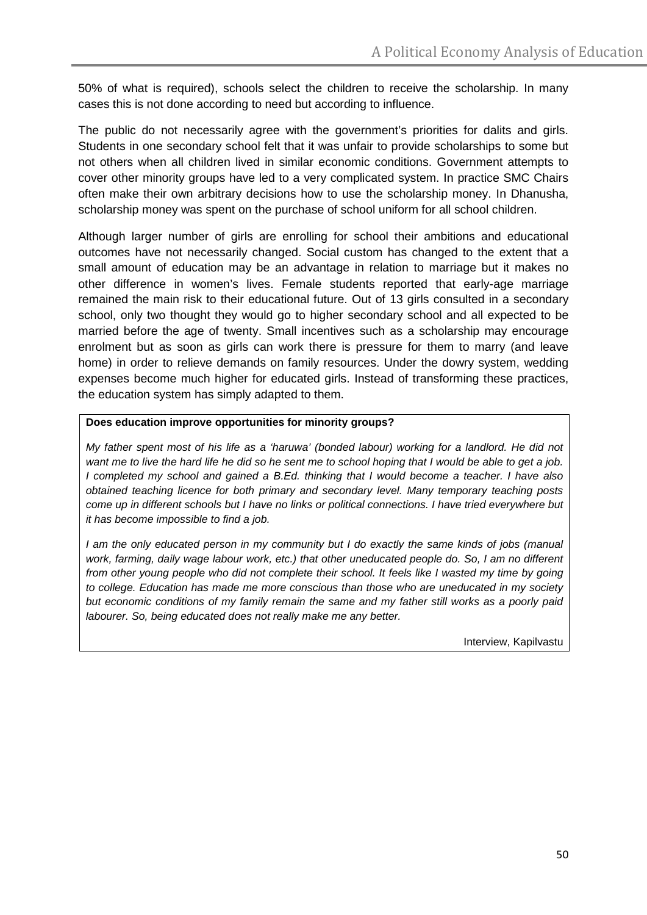50% of what is required), schools select the children to receive the scholarship. In many cases this is not done according to need but according to influence.

The public do not necessarily agree with the government's priorities for dalits and girls. Students in one secondary school felt that it was unfair to provide scholarships to some but not others when all children lived in similar economic conditions. Government attempts to cover other minority groups have led to a very complicated system. In practice SMC Chairs often make their own arbitrary decisions how to use the scholarship money. In Dhanusha, scholarship money was spent on the purchase of school uniform for all school children.

Although larger number of girls are enrolling for school their ambitions and educational outcomes have not necessarily changed. Social custom has changed to the extent that a small amount of education may be an advantage in relation to marriage but it makes no other difference in women's lives. Female students reported that early-age marriage remained the main risk to their educational future. Out of 13 girls consulted in a secondary school, only two thought they would go to higher secondary school and all expected to be married before the age of twenty. Small incentives such as a scholarship may encourage enrolment but as soon as girls can work there is pressure for them to marry (and leave home) in order to relieve demands on family resources. Under the dowry system, wedding expenses become much higher for educated girls. Instead of transforming these practices, the education system has simply adapted to them.

**Does education improve opportunities for minority groups?**

*My father spent most of his life as a 'haruwa' (bonded labour) working for a landlord. He did not want me to live the hard life he did so he sent me to school hoping that I would be able to get a job. I completed my school and gained a B.Ed. thinking that I would become a teacher. I have also obtained teaching licence for both primary and secondary level. Many temporary teaching posts come up in different schools but I have no links or political connections. I have tried everywhere but it has become impossible to find a job.*

*I am the only educated person in my community but I do exactly the same kinds of jobs (manual work, farming, daily wage labour work, etc.) that other uneducated people do. So, I am no different from other young people who did not complete their school. It feels like I wasted my time by going to college. Education has made me more conscious than those who are uneducated in my society but economic conditions of my family remain the same and my father still works as a poorly paid labourer. So, being educated does not really make me any better.*

Interview, Kapilvastu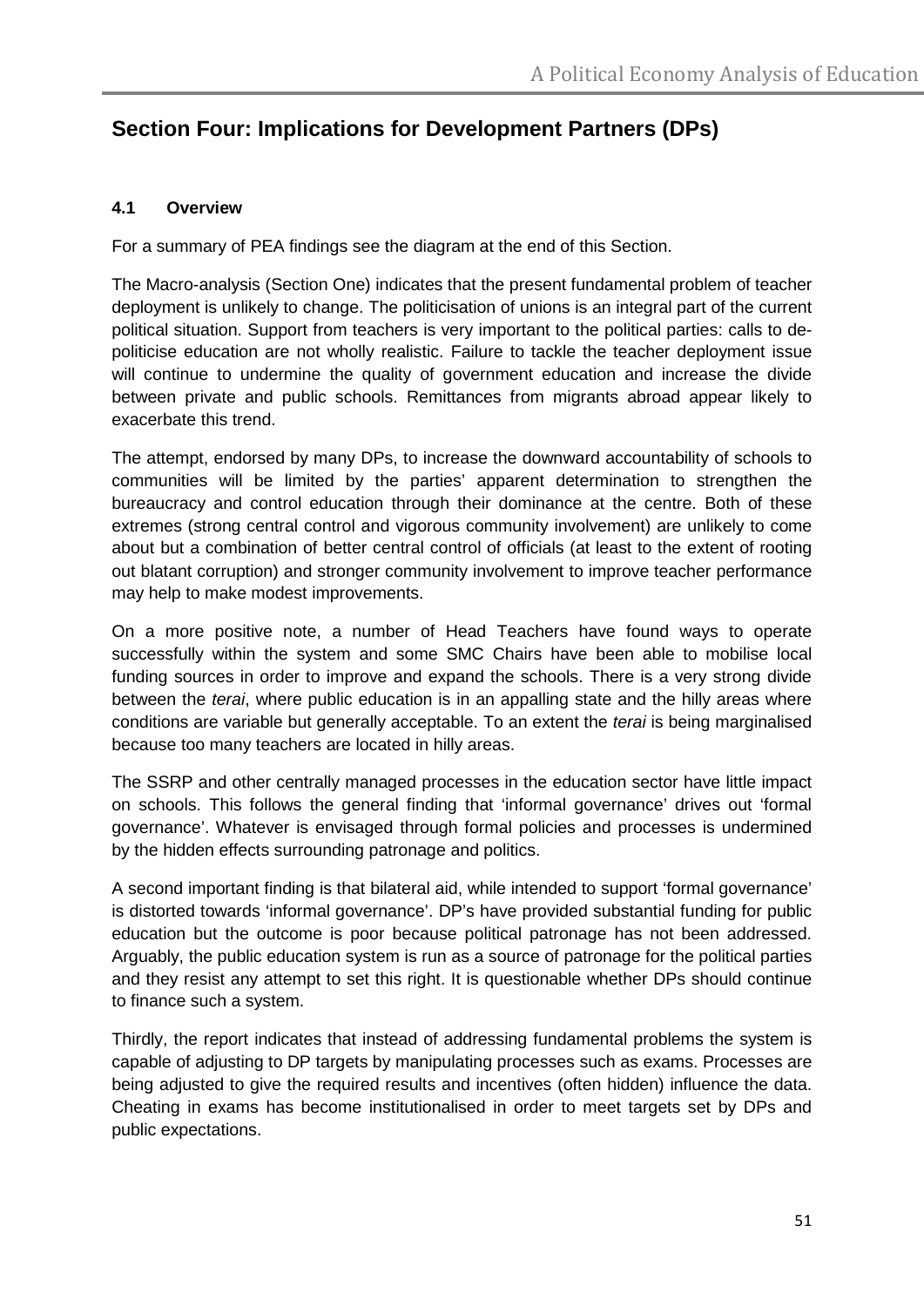## Section Four: Implications for Development Partners (DPs)

### 4.1 Overview

For a summary of PEA findings see the diagram at the end of this Section.

The Macro-analysis (Section One) indicates that the present fundamental problem of teacher deployment is unlikely to change. The politicisation of unions is an integral part of the current political situation. Support from teachers is very important to the political parties: calls to de-politicise education are not wholly realistic. Failure to tackle the teacher deployment issue will continue to undermine the quality of government education and increase the divide between private and public schools. Remittances from migrants abroad appear likely to exacerbate this trend.

The attempt, endorsed by many DPs, to increase the downward accountability of schools to communities will be limited by the parties' apparent determination to strengthen the bureaucracy and control education through their dominance at the centre. Both of these extremes (strong central control and vigorous community involvement) are unlikely to come about but a combination of better central control of officials (at least to the extent of rooting out blatant corruption) and stronger community involvement to improve teacher performance may help to make modest improvements.

On a more positive note, a number of Head Teachers have found ways to operate successfully within the system and some SMC Chairs have been able to mobilise local funding sources in order to improve and expand the schools. There is a very strong divide between the *terai*, where public education is in an appalling state and the hilly areas where conditions are variable but generally acceptable. To an extent the *terai* is being marginalised because too many teachers are located in hilly areas.

The SSRP and other centrally managed processes in the education sector have little impact on schools. This follows the general finding that 'informal governance' drives out 'formal governance'. Whatever is envisaged through formal policies and processes is undermined by the hidden effects surrounding patronage and politics.

A second important finding is that bilateral aid, while intended to support 'formal governance' is distorted towards 'informal governance'. DP's have provided substantial funding for public education but the outcome is poor because political patronage has not been addressed. Arguably, the public education system is run as a source of patronage for the political parties and they resist any attempt to set this right. It is questionable whether DPs should continue to finance such a system.

Thirdly, the report indicates that instead of addressing fundamental problems the system is capable of adjusting to DP targets by manipulating processes such as exams. Processes are being adjusted to give the required results and incentives (often hidden) influence the data. Cheating in exams has become institutionalised in order to meet targets set by DPs and public expectations.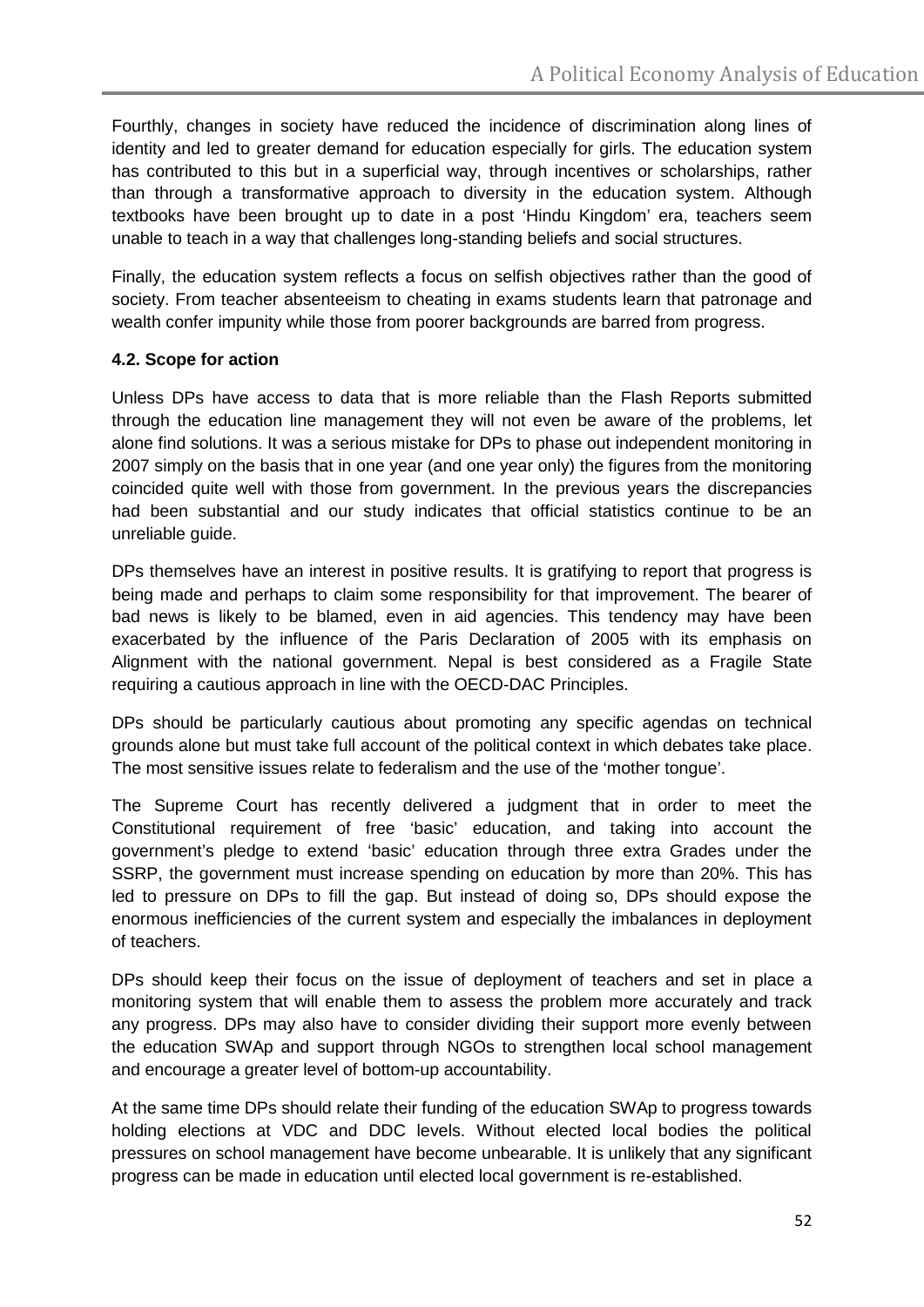Fourthly, changes in society have reduced the incidence of discrimination along lines of identity and led to greater demand for education especially for girls. The education system has contributed to this but in a superficial way, through incentives or scholarships, rather than through a transformative approach to diversity in the education system. Although textbooks have been brought up to date in a post 'Hindu Kingdom' era, teachers seem unable to teach in a way that challenges long-standing beliefs and social structures.

Finally, the education system reflects a focus on selfish objectives rather than the good of society. From teacher absenteeism to cheating in exams students learn that patronage and wealth confer impunity while those from poorer backgrounds are barred from progress.

### 4.2. Scope for action

Unless DPs have access to data that is more reliable than the Flash Reports submitted through the education line management they will not even be aware of the problems, let alone find solutions. It was a serious mistake for DPs to phase out independent monitoring in 2007 simply on the basis that in one year (and one year only) the figures from the monitoring coincided quite well with those from government. In the previous years the discrepancies had been substantial and our study indicates that official statistics continue to be an unreliable guide.

DPs themselves have an interest in positive results. It is gratifying to report that progress is being made and perhaps to claim some responsibility for that improvement. The bearer of bad news is likely to be blamed, even in aid agencies. This tendency may have been exacerbated by the influence of the Paris Declaration of 2005 with its emphasis on Alignment with the national government. Nepal is best considered as a Fragile State requiring a cautious approach in line with the OECD-DAC Principles.

DPs should be particularly cautious about promoting any specific agendas on technical grounds alone but must take full account of the political context in which debates take place. The most sensitive issues relate to federalism and the use of the 'mother tongue'.

The Supreme Court has recently delivered a judgment that in order to meet the Constitutional requirement of free 'basic' education, and taking into account the government's pledge to extend 'basic' education through three extra Grades under the SSRP, the government must increase spending on education by more than 20%. This has led to pressure on DPs to fill the gap. But instead of doing so, DPs should expose the enormous inefficiencies of the current system and especially the imbalances in deployment of teachers.

DPs should keep their focus on the issue of deployment of teachers and set in place a monitoring system that will enable them to assess the problem more accurately and track any progress. DPs may also have to consider dividing their support more evenly between the education SWAp and support through NGOs to strengthen local school management and encourage a greater level of bottom-up accountability.

At the same time DPs should relate their funding of the education SWAp to progress towards holding elections at VDC and DDC levels. Without elected local bodies the political pressures on school management have become unbearable. It is unlikely that any significant progress can be made in education until elected local government is re-established.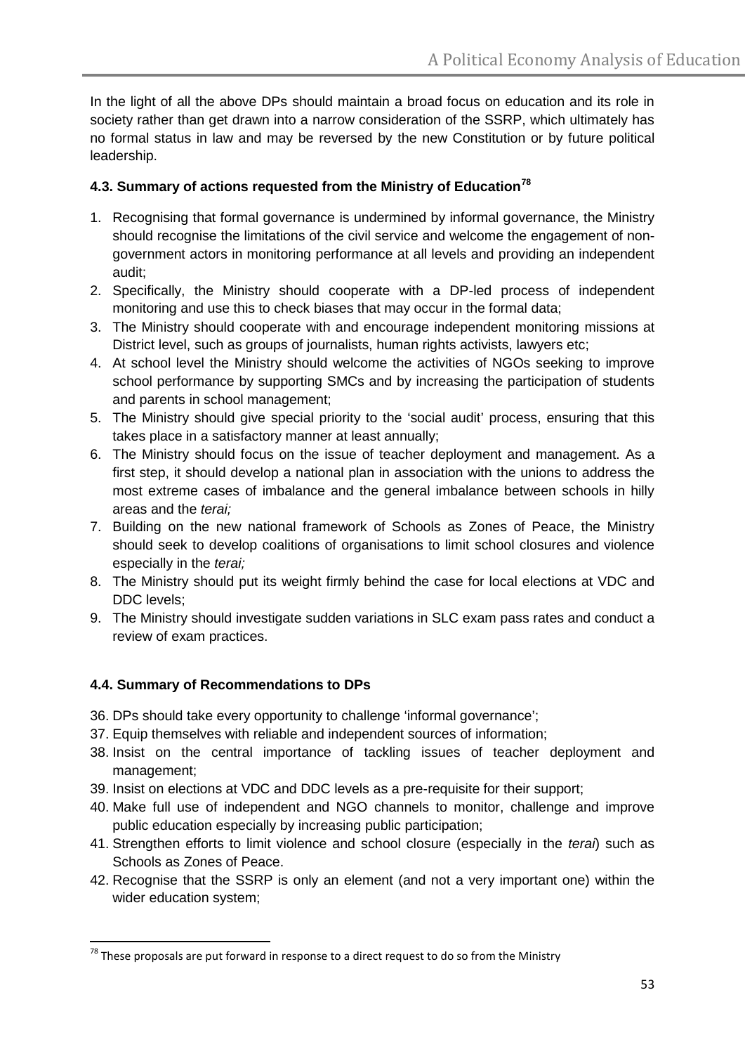In the light of all the above DPs should maintain a broad focus on education and its role in society rather than get drawn into a narrow consideration of the SSRP, which ultimately has no formal status in law and may be reversed by the new Constitution or by future political leadership.

### 4.3. Summary of actions requested from the Ministry of Education[78]

1. Recognising that formal governance is undermined by informal governance, the Ministry should recognise the limitations of the civil service and welcome the engagement of non-government actors in monitoring performance at all levels and providing an independent audit;
2. Specifically, the Ministry should cooperate with a DP-led process of independent monitoring and use this to check biases that may occur in the formal data;
3. The Ministry should cooperate with and encourage independent monitoring missions at District level, such as groups of journalists, human rights activists, lawyers etc;
4. At school level the Ministry should welcome the activities of NGOs seeking to improve school performance by supporting SMCs and by increasing the participation of students and parents in school management;
5. The Ministry should give special priority to the 'social audit' process, ensuring that this takes place in a satisfactory manner at least annually;
6. The Ministry should focus on the issue of teacher deployment and management. As a first step, it should develop a national plan in association with the unions to address the most extreme cases of imbalance and the general imbalance between schools in hilly areas and the *terai;*
7. Building on the new national framework of Schools as Zones of Peace, the Ministry should seek to develop coalitions of organisations to limit school closures and violence especially in the *terai;*
8. The Ministry should put its weight firmly behind the case for local elections at VDC and DDC levels;
9. The Ministry should investigate sudden variations in SLC exam pass rates and conduct a review of exam practices.

### 4.4. Summary of Recommendations to DPs

36. DPs should take every opportunity to challenge 'informal governance';
37. Equip themselves with reliable and independent sources of information;
38. Insist on the central importance of tackling issues of teacher deployment and management;
39. Insist on elections at VDC and DDC levels as a pre-requisite for their support;
40. Make full use of independent and NGO channels to monitor, challenge and improve public education especially by increasing public participation;
41. Strengthen efforts to limit violence and school closure (especially in the *terai*) such as Schools as Zones of Peace.
42. Recognise that the SSRP is only an element (and not a very important one) within the wider education system;

[78] These proposals are put forward in response to a direct request to do so from the Ministry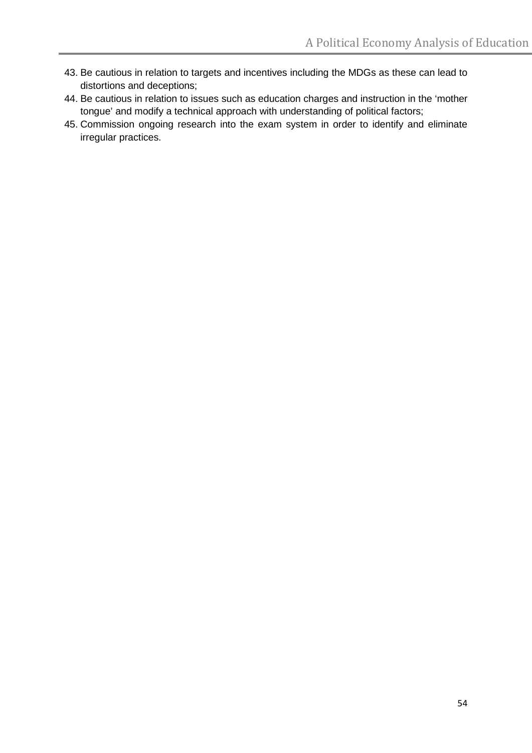43. Be cautious in relation to targets and incentives including the MDGs as these can lead to distortions and deceptions;
44. Be cautious in relation to issues such as education charges and instruction in the 'mother tongue' and modify a technical approach with understanding of political factors;
45. Commission ongoing research into the exam system in order to identify and eliminate irregular practices.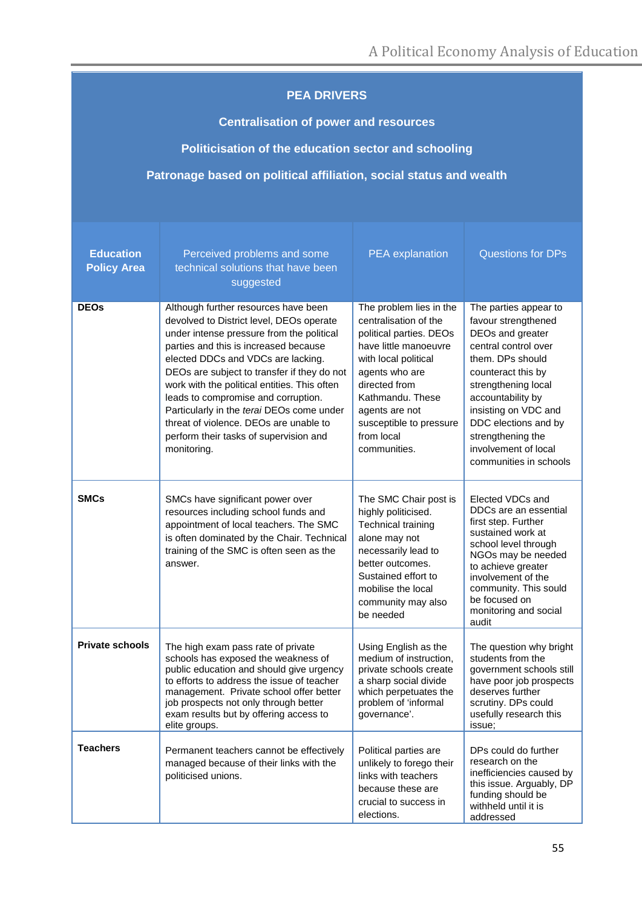**PEA DRIVERS**

**Centralisation of power and resources**

**Politicisation of the education sector and schooling**

**Patronage based on political affiliation, social status and wealth**

| Education Policy Area | Perceived problems and some technical solutions that have been suggested | PEA explanation | Questions for DPs |
|---|---|---|---|
| **DEOs** | Although further resources have been devolved to District level, DEOs operate under intense pressure from the political parties and this is increased because elected DDCs and VDCs are lacking. DEOs are subject to transfer if they do not work with the political entities. This often leads to compromise and corruption. Particularly in the *terai* DEOs come under threat of violence. DEOs are unable to perform their tasks of supervision and monitoring. | The problem lies in the centralisation of the political parties. DEOs have little manoeuvre with local political agents who are directed from Kathmandu. These agents are not susceptible to pressure from local communities. | The parties appear to favour strengthened DEOs and greater central control over them. DPs should counteract this by strengthening local accountability by insisting on VDC and DDC elections and by strengthening the involvement of local communities in schools |
| **SMCs** | SMCs have significant power over resources including school funds and appointment of local teachers. The SMC is often dominated by the Chair. Technical training of the SMC is often seen as the answer. | The SMC Chair post is highly politicised. Technical training alone may not necessarily lead to better outcomes. Sustained effort to mobilise the local community may also be needed | Elected VDCs and DDCs are an essential first step. Further sustained work at school level through NGOs may be needed to achieve greater involvement of the community. This sould be focused on monitoring and social audit |
| **Private schools** | The high exam pass rate of private schools has exposed the weakness of public education and should give urgency to efforts to address the issue of teacher management. Private school offer better job prospects not only through better exam results but by offering access to elite groups. | Using English as the medium of instruction, private schools create a sharp social divide which perpetuates the problem of 'informal governance'. | The question why bright students from the government schools still have poor job prospects deserves further scrutiny. DPs could usefully research this issue; |
| **Teachers** | Permanent teachers cannot be effectively managed because of their links with the politicised unions. | Political parties are unlikely to forego their links with teachers because these are crucial to success in elections. | DPs could do further research on the inefficiencies caused by this issue. Arguably, DP funding should be withheld until it is addressed |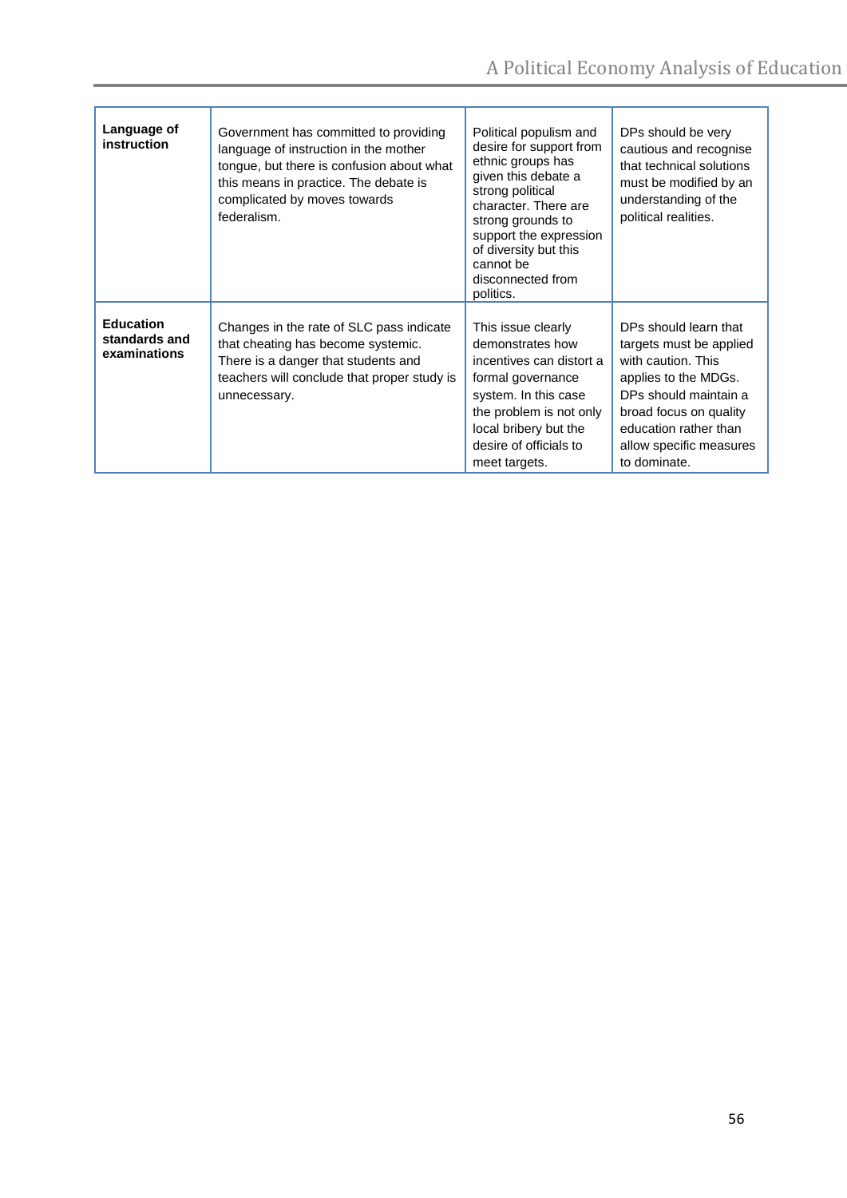| | | | |
|---|---|---|---|
| **Language of instruction** | Government has committed to providing language of instruction in the mother tongue, but there is confusion about what this means in practice. The debate is complicated by moves towards federalism. | Political populism and desire for support from ethnic groups has given this debate a strong political character. There are strong grounds to support the expression of diversity but this cannot be disconnected from politics. | DPs should be very cautious and recognise that technical solutions must be modified by an understanding of the political realities. |
| **Education standards and examinations** | Changes in the rate of SLC pass indicate that cheating has become systemic. There is a danger that students and teachers will conclude that proper study is unnecessary. | This issue clearly demonstrates how incentives can distort a formal governance system. In this case the problem is not only local bribery but the desire of officials to meet targets. | DPs should learn that targets must be applied with caution. This applies to the MDGs. DPs should maintain a broad focus on quality education rather than allow specific measures to dominate. |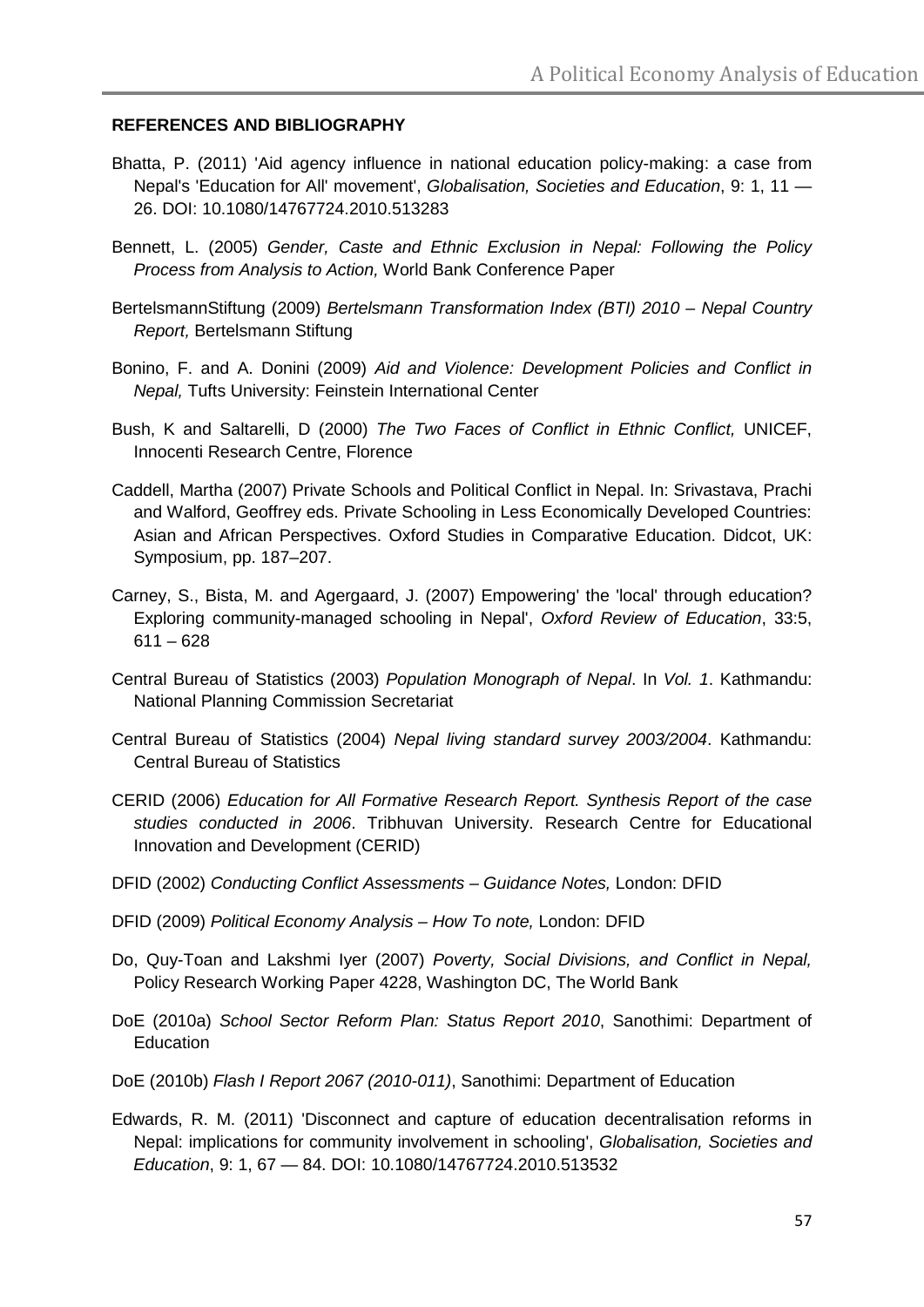**REFERENCES AND BIBLIOGRAPHY**

Bhatta, P. (2011) 'Aid agency influence in national education policy-making: a case from Nepal's 'Education for All' movement', *Globalisation, Societies and Education*, 9: 1, 11 — 26. DOI: 10.1080/14767724.2010.513283

Bennett, L. (2005) *Gender, Caste and Ethnic Exclusion in Nepal: Following the Policy Process from Analysis to Action,* World Bank Conference Paper

BertelsmannStiftung (2009) *Bertelsmann Transformation Index (BTI) 2010 – Nepal Country Report,* Bertelsmann Stiftung

Bonino, F. and A. Donini (2009) *Aid and Violence: Development Policies and Conflict in Nepal,* Tufts University: Feinstein International Center

Bush, K and Saltarelli, D (2000) *The Two Faces of Conflict in Ethnic Conflict,* UNICEF, Innocenti Research Centre, Florence

Caddell, Martha (2007) Private Schools and Political Conflict in Nepal. In: Srivastava, Prachi and Walford, Geoffrey eds. Private Schooling in Less Economically Developed Countries: Asian and African Perspectives. Oxford Studies in Comparative Education. Didcot, UK: Symposium, pp. 187–207.

Carney, S., Bista, M. and Agergaard, J. (2007) Empowering' the 'local' through education? Exploring community-managed schooling in Nepal', *Oxford Review of Education*, 33:5, 611 – 628

Central Bureau of Statistics (2003) *Population Monograph of Nepal*. In *Vol. 1*. Kathmandu: National Planning Commission Secretariat

Central Bureau of Statistics (2004) *Nepal living standard survey 2003/2004*. Kathmandu: Central Bureau of Statistics

CERID (2006) *Education for All Formative Research Report. Synthesis Report of the case studies conducted in 2006*. Tribhuvan University. Research Centre for Educational Innovation and Development (CERID)

DFID (2002) *Conducting Conflict Assessments – Guidance Notes,* London: DFID

DFID (2009) *Political Economy Analysis – How To note,* London: DFID

Do, Quy-Toan and Lakshmi Iyer (2007) *Poverty, Social Divisions, and Conflict in Nepal,* Policy Research Working Paper 4228, Washington DC, The World Bank

DoE (2010a) *School Sector Reform Plan: Status Report 2010*, Sanothimi: Department of Education

DoE (2010b) *Flash I Report 2067 (2010-011)*, Sanothimi: Department of Education

Edwards, R. M. (2011) 'Disconnect and capture of education decentralisation reforms in Nepal: implications for community involvement in schooling', *Globalisation, Societies and Education*, 9: 1, 67 — 84. DOI: 10.1080/14767724.2010.513532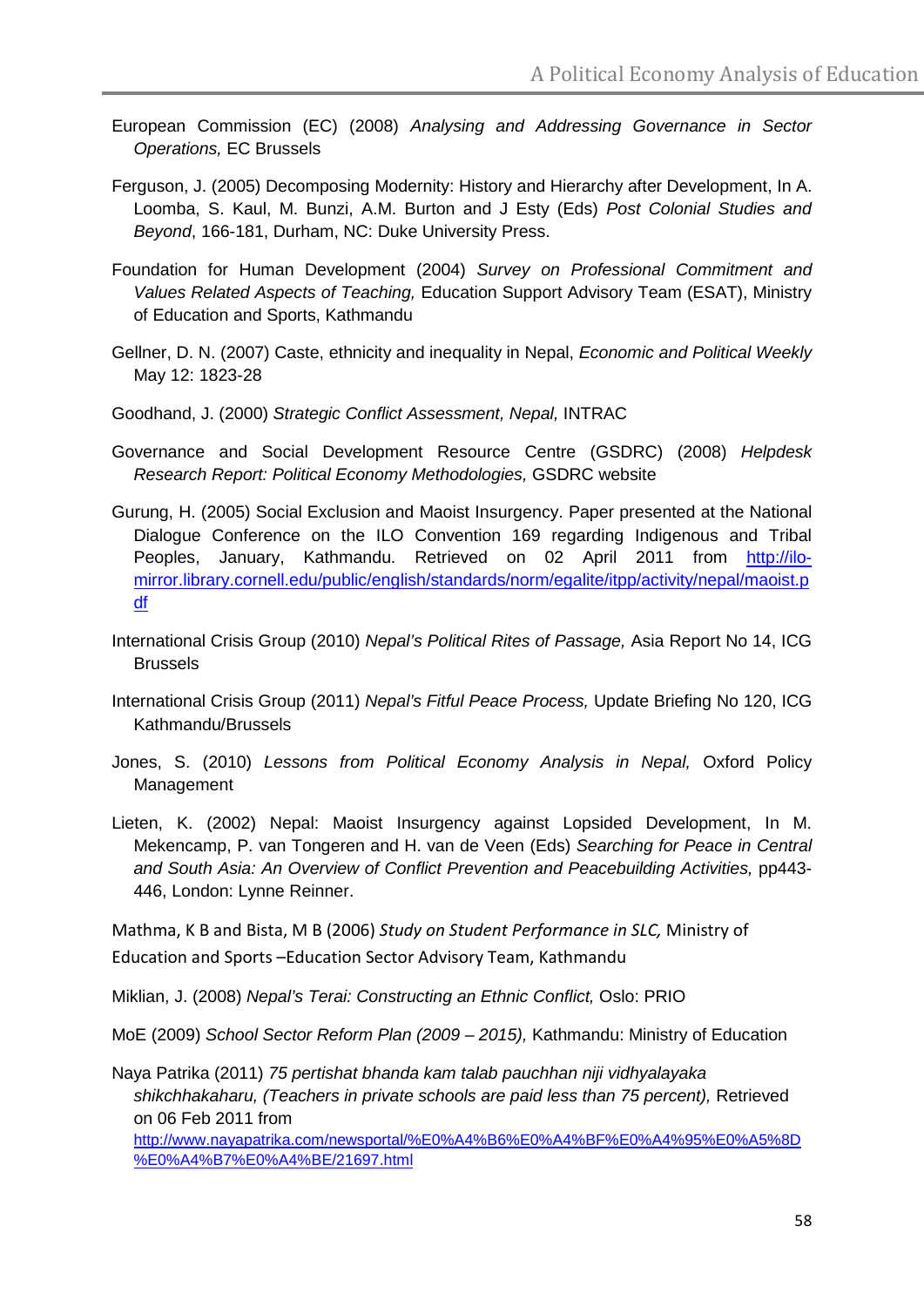European Commission (EC) (2008) *Analysing and Addressing Governance in Sector Operations,* EC Brussels

Ferguson, J. (2005) Decomposing Modernity: History and Hierarchy after Development, In A. Loomba, S. Kaul, M. Bunzi, A.M. Burton and J Esty (Eds) *Post Colonial Studies and Beyond*, 166-181, Durham, NC: Duke University Press.

Foundation for Human Development (2004) *Survey on Professional Commitment and Values Related Aspects of Teaching,* Education Support Advisory Team (ESAT), Ministry of Education and Sports, Kathmandu

Gellner, D. N. (2007) Caste, ethnicity and inequality in Nepal, *Economic and Political Weekly* May 12: 1823-28

Goodhand, J. (2000) *Strategic Conflict Assessment, Nepal,* INTRAC

Governance and Social Development Resource Centre (GSDRC) (2008) *Helpdesk Research Report: Political Economy Methodologies,* GSDRC website

Gurung, H. (2005) Social Exclusion and Maoist Insurgency. Paper presented at the National Dialogue Conference on the ILO Convention 169 regarding Indigenous and Tribal Peoples, January, Kathmandu. Retrieved on 02 April 2011 from http://ilo-mirror.library.cornell.edu/public/english/standards/norm/egalite/itpp/activity/nepal/maoist.pdf

International Crisis Group (2010) *Nepal's Political Rites of Passage,* Asia Report No 14, ICG Brussels

International Crisis Group (2011) *Nepal's Fitful Peace Process,* Update Briefing No 120, ICG Kathmandu/Brussels

Jones, S. (2010) *Lessons from Political Economy Analysis in Nepal,* Oxford Policy Management

Lieten, K. (2002) Nepal: Maoist Insurgency against Lopsided Development, In M. Mekencamp, P. van Tongeren and H. van de Veen (Eds) *Searching for Peace in Central and South Asia: An Overview of Conflict Prevention and Peacebuilding Activities,* pp443-446, London: Lynne Reinner.

Mathma, K B and Bista, M B (2006) *Study on Student Performance in SLC,* Ministry of Education and Sports –Education Sector Advisory Team, Kathmandu

Miklian, J. (2008) *Nepal's Terai: Constructing an Ethnic Conflict,* Oslo: PRIO

MoE (2009) *School Sector Reform Plan (2009 – 2015),* Kathmandu: Ministry of Education

Naya Patrika (2011) *75 pertishat bhanda kam talab pauchhan niji vidhyalayaka shikchhakaharu, (Teachers in private schools are paid less than 75 percent),* Retrieved on 06 Feb 2011 from http://www.nayapatrika.com/newsportal/%E0%A4%B6%E0%A4%BF%E0%A4%95%E0%A5%8D%E0%A4%B7%E0%A4%BE/21697.html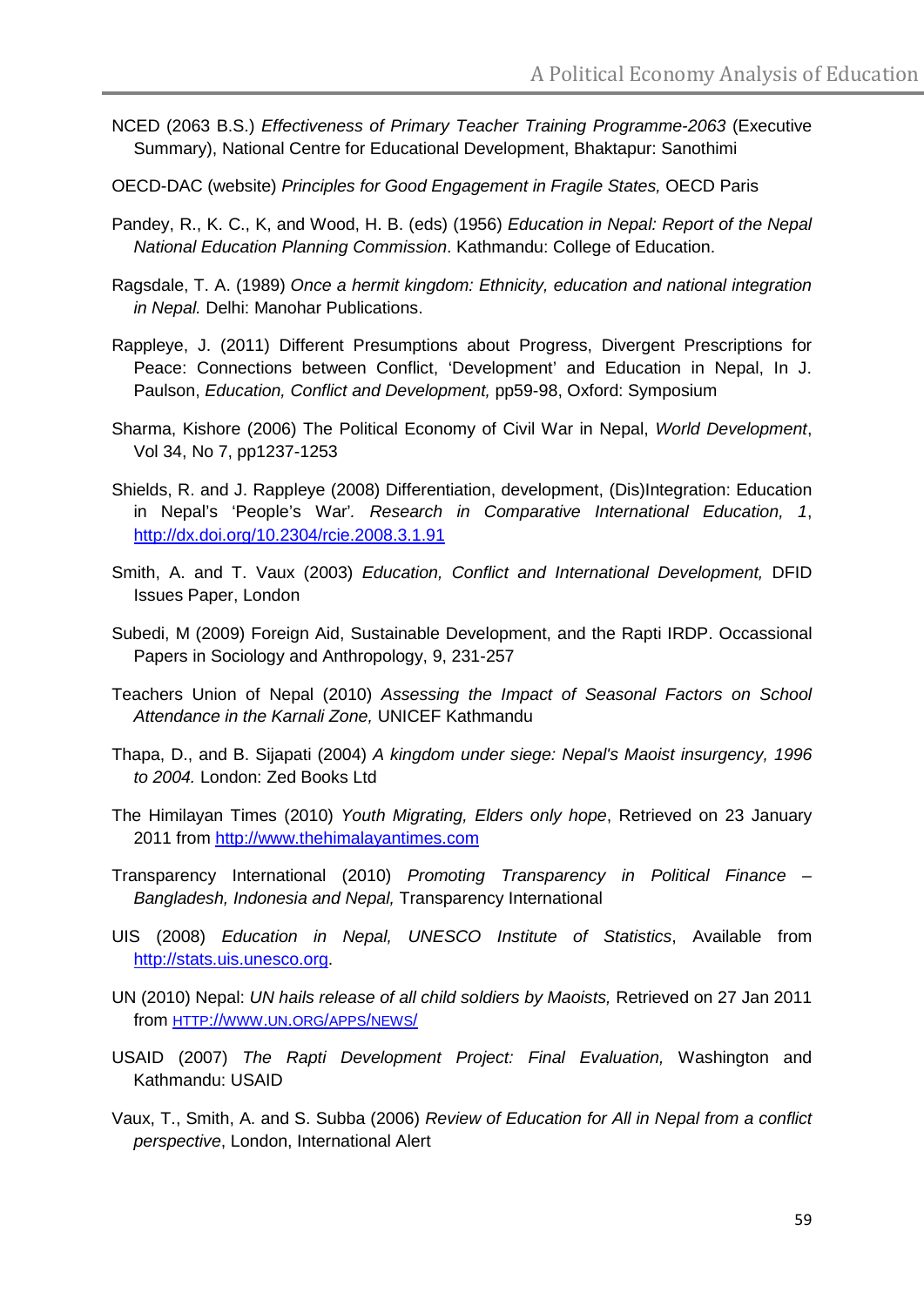NCED (2063 B.S.) *Effectiveness of Primary Teacher Training Programme-2063* (Executive Summary), National Centre for Educational Development, Bhaktapur: Sanothimi

OECD-DAC (website) *Principles for Good Engagement in Fragile States,* OECD Paris

Pandey, R., K. C., K, and Wood, H. B. (eds) (1956) *Education in Nepal: Report of the Nepal National Education Planning Commission*. Kathmandu: College of Education.

Ragsdale, T. A. (1989) *Once a hermit kingdom: Ethnicity, education and national integration in Nepal.* Delhi: Manohar Publications.

Rappleye, J. (2011) Different Presumptions about Progress, Divergent Prescriptions for Peace: Connections between Conflict, 'Development' and Education in Nepal, In J. Paulson, *Education, Conflict and Development,* pp59-98, Oxford: Symposium

Sharma, Kishore (2006) The Political Economy of Civil War in Nepal, *World Development*, Vol 34, No 7, pp1237-1253

Shields, R. and J. Rappleye (2008) Differentiation, development, (Dis)Integration: Education in Nepal's 'People's War'*. Research in Comparative International Education, 1*, http://dx.doi.org/10.2304/rcie.2008.3.1.91

Smith, A. and T. Vaux (2003) *Education, Conflict and International Development,* DFID Issues Paper, London

Subedi, M (2009) Foreign Aid, Sustainable Development, and the Rapti IRDP. Occassional Papers in Sociology and Anthropology, 9, 231-257

Teachers Union of Nepal (2010) *Assessing the Impact of Seasonal Factors on School Attendance in the Karnali Zone,* UNICEF Kathmandu

Thapa, D., and B. Sijapati (2004) *A kingdom under siege: Nepal's Maoist insurgency, 1996 to 2004.* London: Zed Books Ltd

The Himilayan Times (2010) *Youth Migrating, Elders only hope*, Retrieved on 23 January 2011 from http://www.thehimalayantimes.com

Transparency International (2010) *Promoting Transparency in Political Finance – Bangladesh, Indonesia and Nepal,* Transparency International

UIS (2008) *Education in Nepal, UNESCO Institute of Statistics*, Available from http://stats.uis.unesco.org.

UN (2010) Nepal: *UN hails release of all child soldiers by Maoists,* Retrieved on 27 Jan 2011 from HTTP://WWW.UN.ORG/APPS/NEWS/

USAID (2007) *The Rapti Development Project: Final Evaluation,* Washington and Kathmandu: USAID

Vaux, T., Smith, A. and S. Subba (2006) *Review of Education for All in Nepal from a conflict perspective*, London, International Alert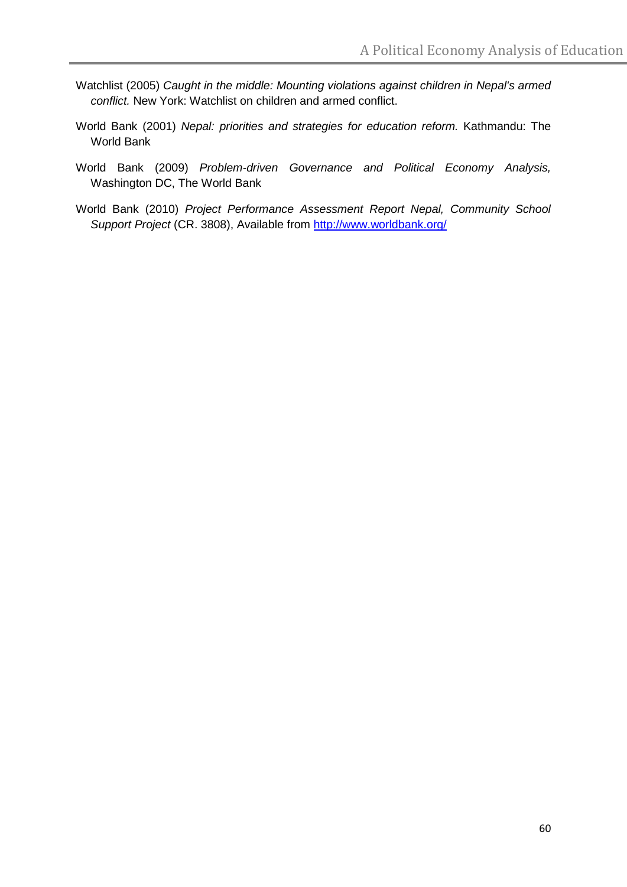Watchlist (2005) *Caught in the middle: Mounting violations against children in Nepal's armed conflict.* New York: Watchlist on children and armed conflict.

World Bank (2001) *Nepal: priorities and strategies for education reform.* Kathmandu: The World Bank

World Bank (2009) *Problem-driven Governance and Political Economy Analysis,* Washington DC, The World Bank

World Bank (2010) *Project Performance Assessment Report Nepal, Community School Support Project* (CR. 3808), Available from http://www.worldbank.org/